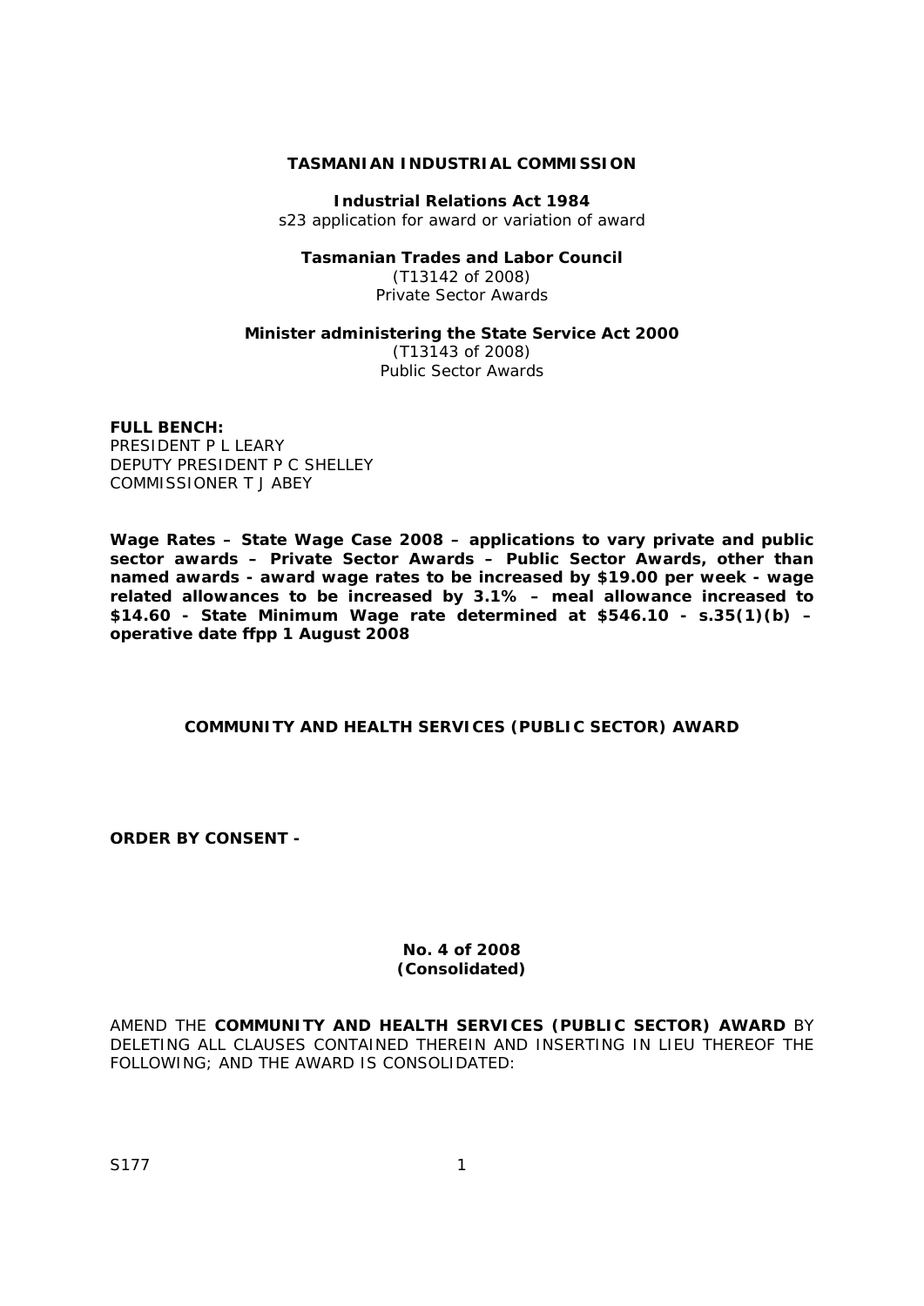**TASMANIAN INDUSTRIAL COMMISSION**

**Industrial Relations Act 1984**
s23 application for award or variation of award

**Tasmanian Trades and Labor Council**
(T13142 of 2008)
Private Sector Awards

**Minister administering the State Service Act 2000**
(T13143 of 2008)
Public Sector Awards

**FULL BENCH:**
PRESIDENT P L LEARY
DEPUTY PRESIDENT P C SHELLEY
COMMISSIONER T J ABEY

**Wage Rates – State Wage Case 2008 – applications to vary private and public sector awards – Private Sector Awards – Public Sector Awards, other than named awards - award wage rates to be increased by $19.00 per week - wage related allowances to be increased by 3.1% – meal allowance increased to $14.60 - State Minimum Wage rate determined at $546.10 - s.35(1)(b) – operative date ffpp 1 August 2008**

**COMMUNITY AND HEALTH SERVICES (PUBLIC SECTOR) AWARD**

**ORDER BY CONSENT -**

**No. 4 of 2008**
**(Consolidated)**

AMEND THE **COMMUNITY AND HEALTH SERVICES (PUBLIC SECTOR) AWARD** BY DELETING ALL CLAUSES CONTAINED THEREIN AND INSERTING IN LIEU THEREOF THE FOLLOWING; AND THE AWARD IS CONSOLIDATED:

S177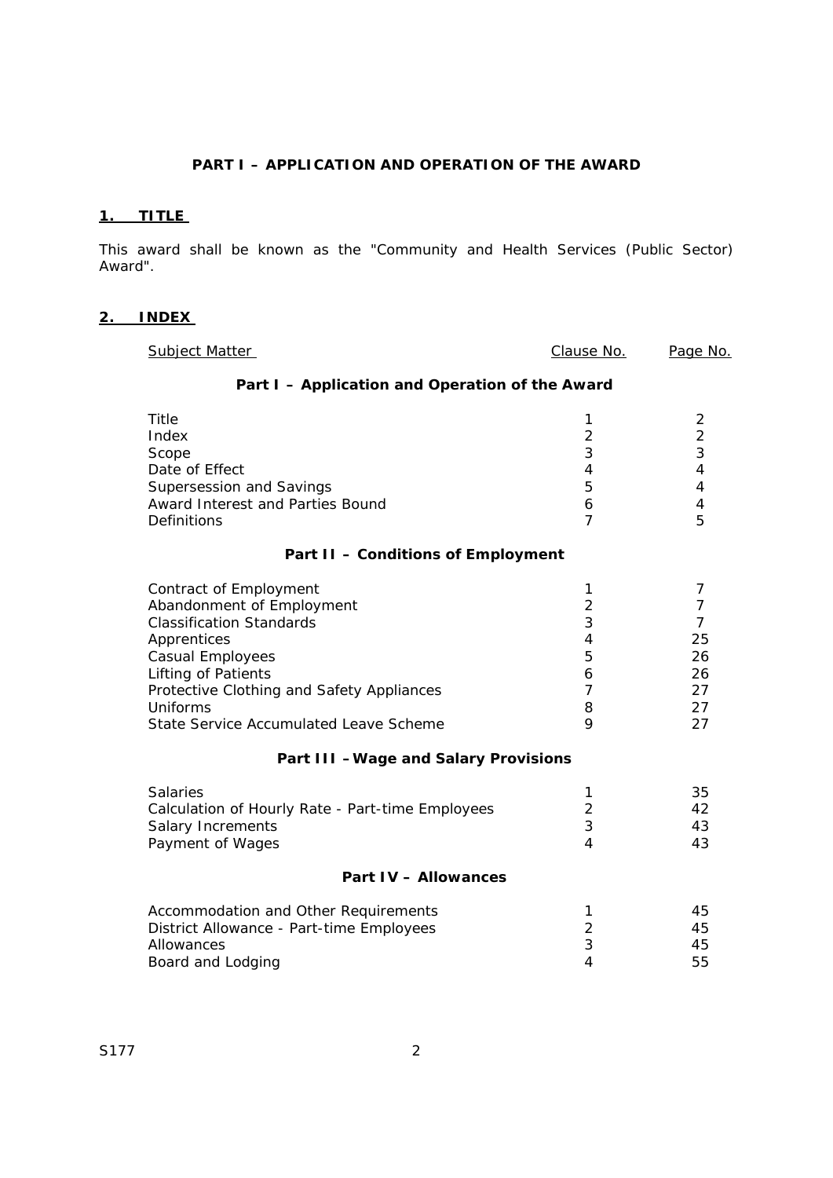## PART I – APPLICATION AND OPERATION OF THE AWARD

### 1. TITLE

This award shall be known as the "Community and Health Services (Public Sector) Award".

### 2. INDEX

| Subject Matter | Clause No. | Page No. |
|---|---|---|
| **Part I – Application and Operation of the Award** | | |
| Title | 1 | 2 |
| Index | 2 | 2 |
| Scope | 3 | 3 |
| Date of Effect | 4 | 4 |
| Supersession and Savings | 5 | 4 |
| Award Interest and Parties Bound | 6 | 4 |
| Definitions | 7 | 5 |
| **Part II – Conditions of Employment** | | |
| Contract of Employment | 1 | 7 |
| Abandonment of Employment | 2 | 7 |
| Classification Standards | 3 | 7 |
| Apprentices | 4 | 25 |
| Casual Employees | 5 | 26 |
| Lifting of Patients | 6 | 26 |
| Protective Clothing and Safety Appliances | 7 | 27 |
| Uniforms | 8 | 27 |
| State Service Accumulated Leave Scheme | 9 | 27 |
| **Part III – Wage and Salary Provisions** | | |
| Salaries | 1 | 35 |
| Calculation of Hourly Rate - Part-time Employees | 2 | 42 |
| Salary Increments | 3 | 43 |
| Payment of Wages | 4 | 43 |
| **Part IV – Allowances** | | |
| Accommodation and Other Requirements | 1 | 45 |
| District Allowance - Part-time Employees | 2 | 45 |
| Allowances | 3 | 45 |
| Board and Lodging | 4 | 55 |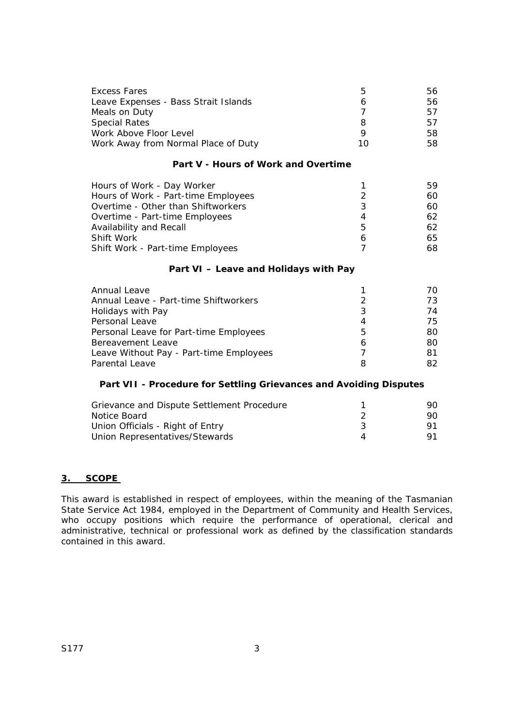| | | |
|---|---|---|
| Excess Fares | 5 | 56 |
| Leave Expenses - Bass Strait Islands | 6 | 56 |
| Meals on Duty | 7 | 57 |
| Special Rates | 8 | 57 |
| Work Above Floor Level | 9 | 58 |
| Work Away from Normal Place of Duty | 10 | 58 |

**Part V - Hours of Work and Overtime**

| | | |
|---|---|---|
| Hours of Work - Day Worker | 1 | 59 |
| Hours of Work - Part-time Employees | 2 | 60 |
| Overtime - Other than Shiftworkers | 3 | 60 |
| Overtime - Part-time Employees | 4 | 62 |
| Availability and Recall | 5 | 62 |
| Shift Work | 6 | 65 |
| Shift Work - Part-time Employees | 7 | 68 |

**Part VI – Leave and Holidays with Pay**

| | | |
|---|---|---|
| Annual Leave | 1 | 70 |
| Annual Leave - Part-time Shiftworkers | 2 | 73 |
| Holidays with Pay | 3 | 74 |
| Personal Leave | 4 | 75 |
| Personal Leave for Part-time Employees | 5 | 80 |
| Bereavement Leave | 6 | 80 |
| Leave Without Pay - Part-time Employees | 7 | 81 |
| Parental Leave | 8 | 82 |

**Part VII - Procedure for Settling Grievances and Avoiding Disputes**

| | | |
|---|---|---|
| Grievance and Dispute Settlement Procedure | 1 | 90 |
| Notice Board | 2 | 90 |
| Union Officials - Right of Entry | 3 | 91 |
| Union Representatives/Stewards | 4 | 91 |

## 3. SCOPE

This award is established in respect of employees, within the meaning of the Tasmanian State Service Act 1984, employed in the Department of Community and Health Services, who occupy positions which require the performance of operational, clerical and administrative, technical or professional work as defined by the classification standards contained in this award.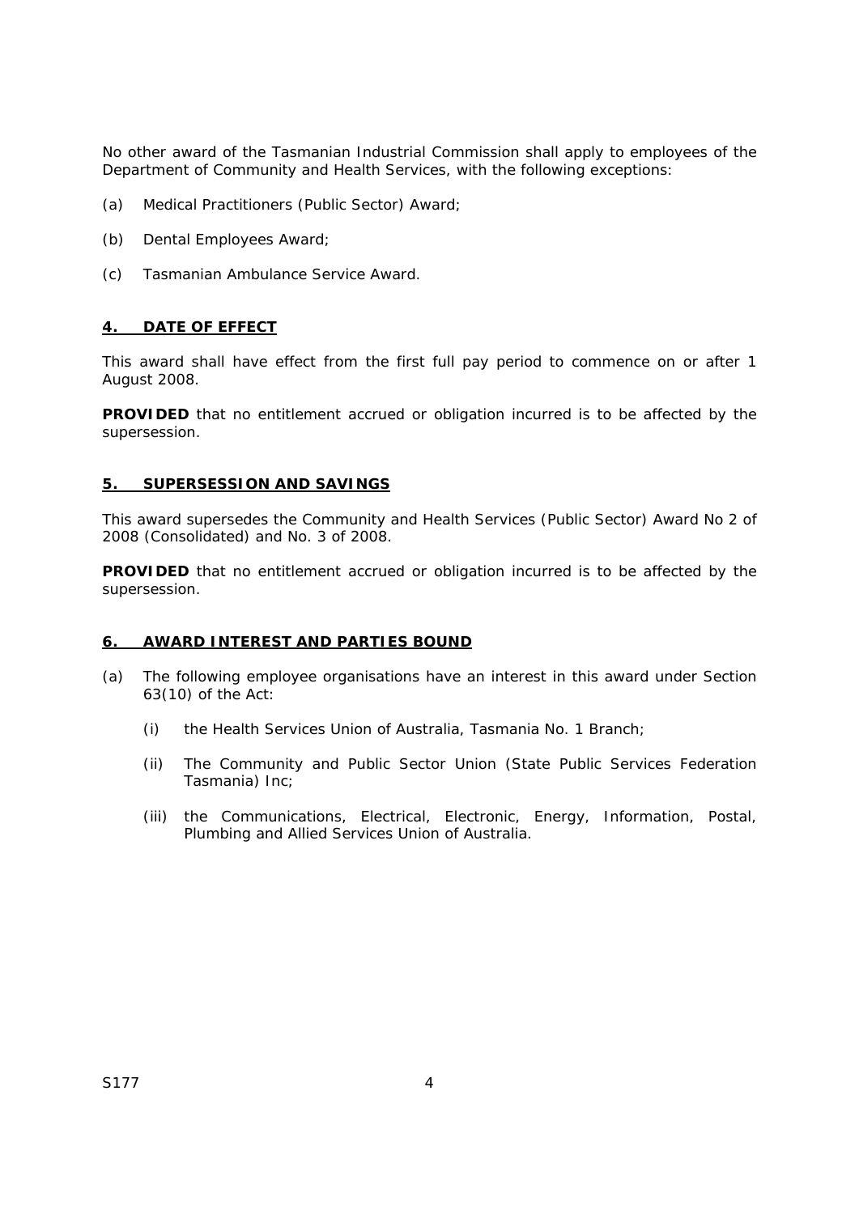No other award of the Tasmanian Industrial Commission shall apply to employees of the Department of Community and Health Services, with the following exceptions:

(a) Medical Practitioners (Public Sector) Award;

(b) Dental Employees Award;

(c) Tasmanian Ambulance Service Award.

## 4. DATE OF EFFECT

This award shall have effect from the first full pay period to commence on or after 1 August 2008.

**PROVIDED** that no entitlement accrued or obligation incurred is to be affected by the supersession.

## 5. SUPERSESSION AND SAVINGS

This award supersedes the Community and Health Services (Public Sector) Award No 2 of 2008 (Consolidated) and No. 3 of 2008.

**PROVIDED** that no entitlement accrued or obligation incurred is to be affected by the supersession.

## 6. AWARD INTEREST AND PARTIES BOUND

(a) The following employee organisations have an interest in this award under Section 63(10) of the Act:

   (i) the Health Services Union of Australia, Tasmania No. 1 Branch;

   (ii) The Community and Public Sector Union (State Public Services Federation Tasmania) Inc;

   (iii) the Communications, Electrical, Electronic, Energy, Information, Postal, Plumbing and Allied Services Union of Australia.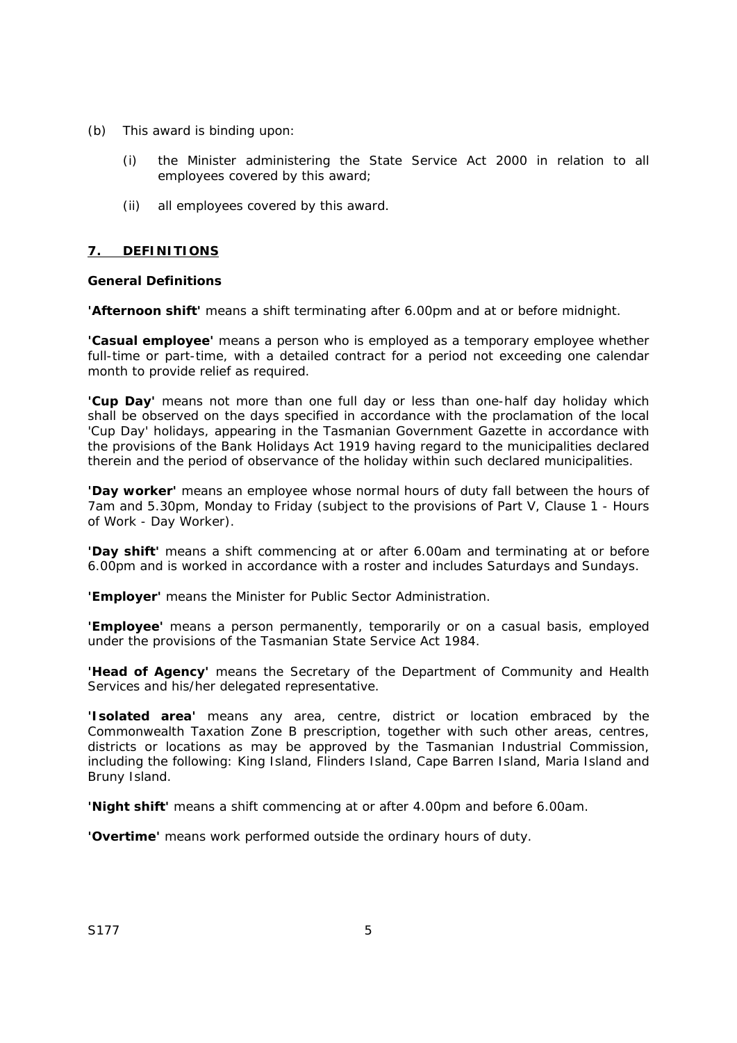(b) This award is binding upon:

   (i) the Minister administering the State Service Act 2000 in relation to all employees covered by this award;

   (ii) all employees covered by this award.

## 7. DEFINITIONS

**General Definitions**

**'Afternoon shift'** means a shift terminating after 6.00pm and at or before midnight.

**'Casual employee'** means a person who is employed as a temporary employee whether full-time or part-time, with a detailed contract for a period not exceeding one calendar month to provide relief as required.

**'Cup Day'** means not more than one full day or less than one-half day holiday which shall be observed on the days specified in accordance with the proclamation of the local 'Cup Day' holidays, appearing in the Tasmanian Government Gazette in accordance with the provisions of the Bank Holidays Act 1919 having regard to the municipalities declared therein and the period of observance of the holiday within such declared municipalities.

**'Day worker'** means an employee whose normal hours of duty fall between the hours of 7am and 5.30pm, Monday to Friday (subject to the provisions of Part V, Clause 1 - Hours of Work - Day Worker).

**'Day shift'** means a shift commencing at or after 6.00am and terminating at or before 6.00pm and is worked in accordance with a roster and includes Saturdays and Sundays.

**'Employer'** means the Minister for Public Sector Administration.

**'Employee'** means a person permanently, temporarily or on a casual basis, employed under the provisions of the Tasmanian State Service Act 1984.

**'Head of Agency'** means the Secretary of the Department of Community and Health Services and his/her delegated representative.

**'Isolated area'** means any area, centre, district or location embraced by the Commonwealth Taxation Zone B prescription, together with such other areas, centres, districts or locations as may be approved by the Tasmanian Industrial Commission, including the following: King Island, Flinders Island, Cape Barren Island, Maria Island and Bruny Island.

**'Night shift'** means a shift commencing at or after 4.00pm and before 6.00am.

**'Overtime'** means work performed outside the ordinary hours of duty.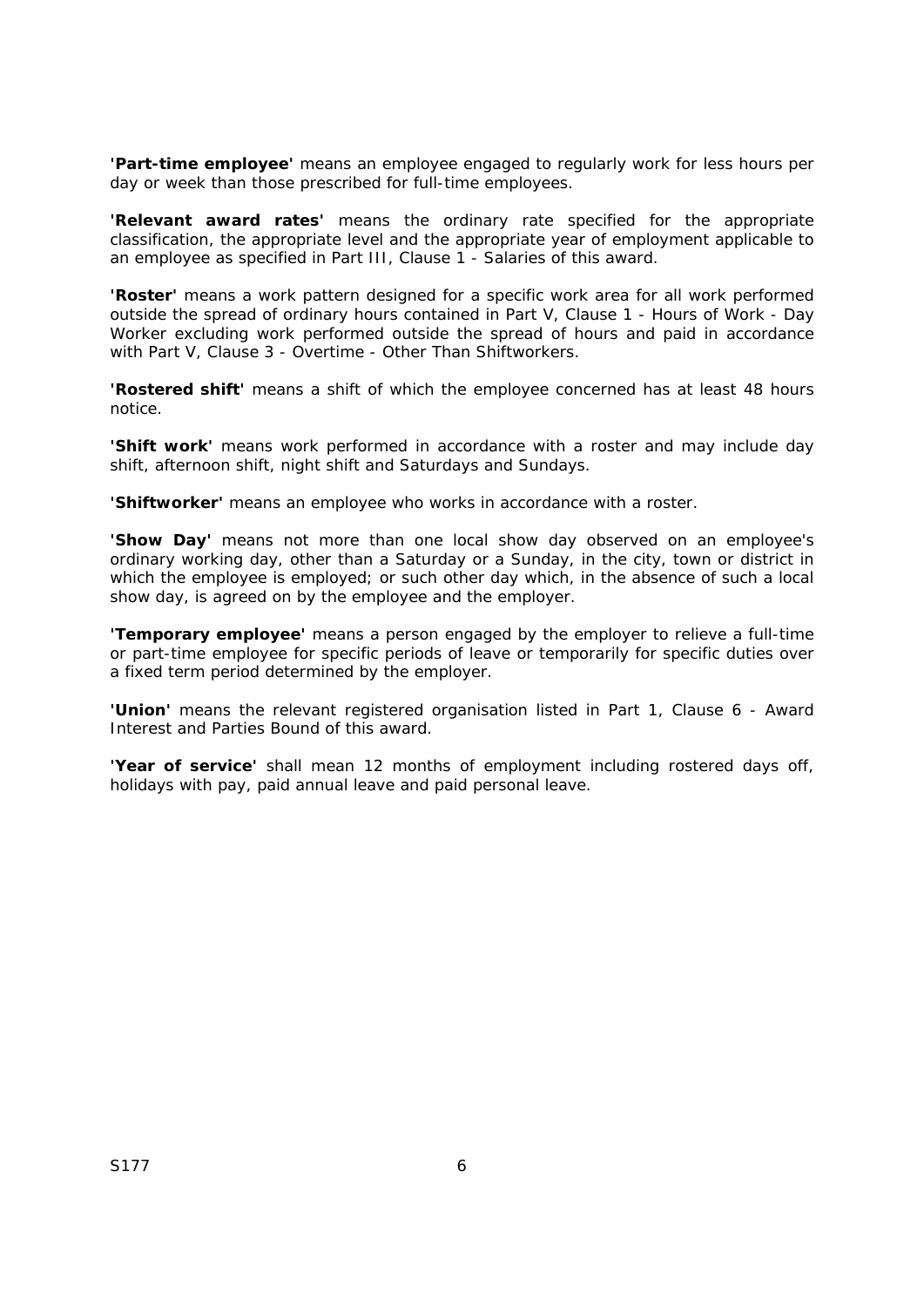**'Part-time employee'** means an employee engaged to regularly work for less hours per day or week than those prescribed for full-time employees.

**'Relevant award rates'** means the ordinary rate specified for the appropriate classification, the appropriate level and the appropriate year of employment applicable to an employee as specified in Part III, Clause 1 - Salaries of this award.

**'Roster'** means a work pattern designed for a specific work area for all work performed outside the spread of ordinary hours contained in Part V, Clause 1 - Hours of Work - Day Worker excluding work performed outside the spread of hours and paid in accordance with Part V, Clause 3 - Overtime - Other Than Shiftworkers.

**'Rostered shift'** means a shift of which the employee concerned has at least 48 hours notice.

**'Shift work'** means work performed in accordance with a roster and may include day shift, afternoon shift, night shift and Saturdays and Sundays.

**'Shiftworker'** means an employee who works in accordance with a roster.

**'Show Day'** means not more than one local show day observed on an employee's ordinary working day, other than a Saturday or a Sunday, in the city, town or district in which the employee is employed; or such other day which, in the absence of such a local show day, is agreed on by the employee and the employer.

**'Temporary employee'** means a person engaged by the employer to relieve a full-time or part-time employee for specific periods of leave or temporarily for specific duties over a fixed term period determined by the employer.

**'Union'** means the relevant registered organisation listed in Part 1, Clause 6 - Award Interest and Parties Bound of this award.

**'Year of service'** shall mean 12 months of employment including rostered days off, holidays with pay, paid annual leave and paid personal leave.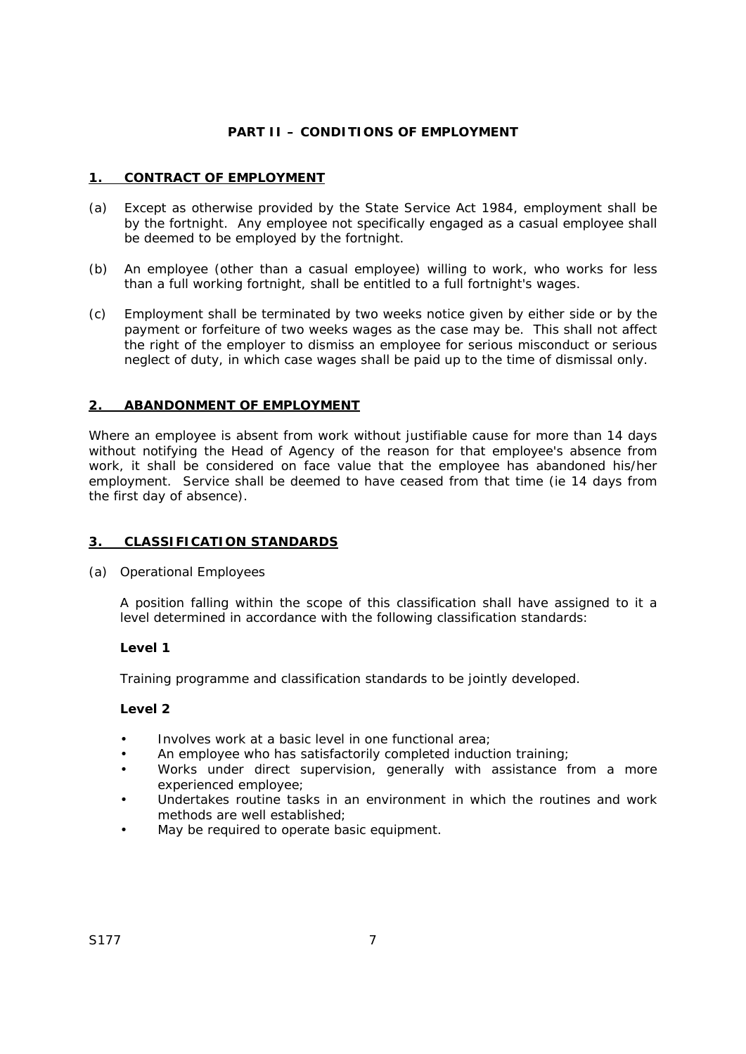## PART II – CONDITIONS OF EMPLOYMENT

### 1. CONTRACT OF EMPLOYMENT

(a) Except as otherwise provided by the State Service Act 1984, employment shall be by the fortnight. Any employee not specifically engaged as a casual employee shall be deemed to be employed by the fortnight.

(b) An employee (other than a casual employee) willing to work, who works for less than a full working fortnight, shall be entitled to a full fortnight's wages.

(c) Employment shall be terminated by two weeks notice given by either side or by the payment or forfeiture of two weeks wages as the case may be. This shall not affect the right of the employer to dismiss an employee for serious misconduct or serious neglect of duty, in which case wages shall be paid up to the time of dismissal only.

### 2. ABANDONMENT OF EMPLOYMENT

Where an employee is absent from work without justifiable cause for more than 14 days without notifying the Head of Agency of the reason for that employee's absence from work, it shall be considered on face value that the employee has abandoned his/her employment. Service shall be deemed to have ceased from that time (ie 14 days from the first day of absence).

### 3. CLASSIFICATION STANDARDS

(a) Operational Employees

A position falling within the scope of this classification shall have assigned to it a level determined in accordance with the following classification standards:

**Level 1**

Training programme and classification standards to be jointly developed.

**Level 2**

- Involves work at a basic level in one functional area;
- An employee who has satisfactorily completed induction training;
- Works under direct supervision, generally with assistance from a more experienced employee;
- Undertakes routine tasks in an environment in which the routines and work methods are well established;
- May be required to operate basic equipment.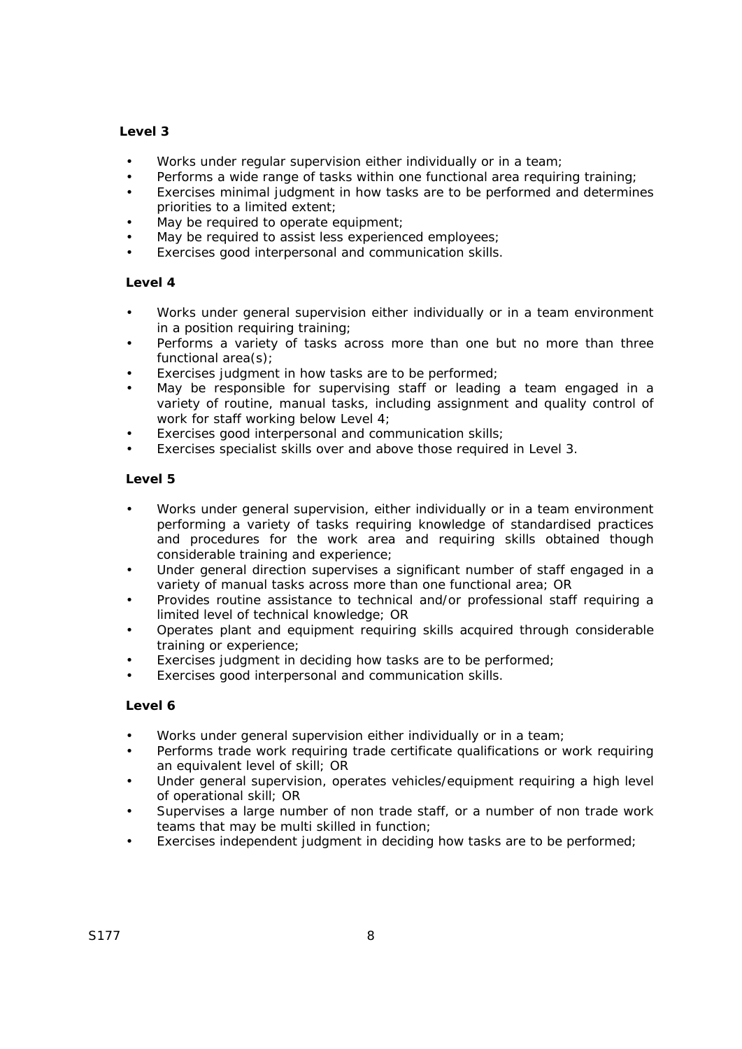**Level 3**

- Works under regular supervision either individually or in a team;
- Performs a wide range of tasks within one functional area requiring training;
- Exercises minimal judgment in how tasks are to be performed and determines priorities to a limited extent;
- May be required to operate equipment;
- May be required to assist less experienced employees;
- Exercises good interpersonal and communication skills.

**Level 4**

- Works under general supervision either individually or in a team environment in a position requiring training;
- Performs a variety of tasks across more than one but no more than three functional area(s);
- Exercises judgment in how tasks are to be performed;
- May be responsible for supervising staff or leading a team engaged in a variety of routine, manual tasks, including assignment and quality control of work for staff working below Level 4;
- Exercises good interpersonal and communication skills;
- Exercises specialist skills over and above those required in Level 3.

**Level 5**

- Works under general supervision, either individually or in a team environment performing a variety of tasks requiring knowledge of standardised practices and procedures for the work area and requiring skills obtained though considerable training and experience;
- Under general direction supervises a significant number of staff engaged in a variety of manual tasks across more than one functional area; OR
- Provides routine assistance to technical and/or professional staff requiring a limited level of technical knowledge; OR
- Operates plant and equipment requiring skills acquired through considerable training or experience;
- Exercises judgment in deciding how tasks are to be performed;
- Exercises good interpersonal and communication skills.

**Level 6**

- Works under general supervision either individually or in a team;
- Performs trade work requiring trade certificate qualifications or work requiring an equivalent level of skill; OR
- Under general supervision, operates vehicles/equipment requiring a high level of operational skill; OR
- Supervises a large number of non trade staff, or a number of non trade work teams that may be multi skilled in function;
- Exercises independent judgment in deciding how tasks are to be performed;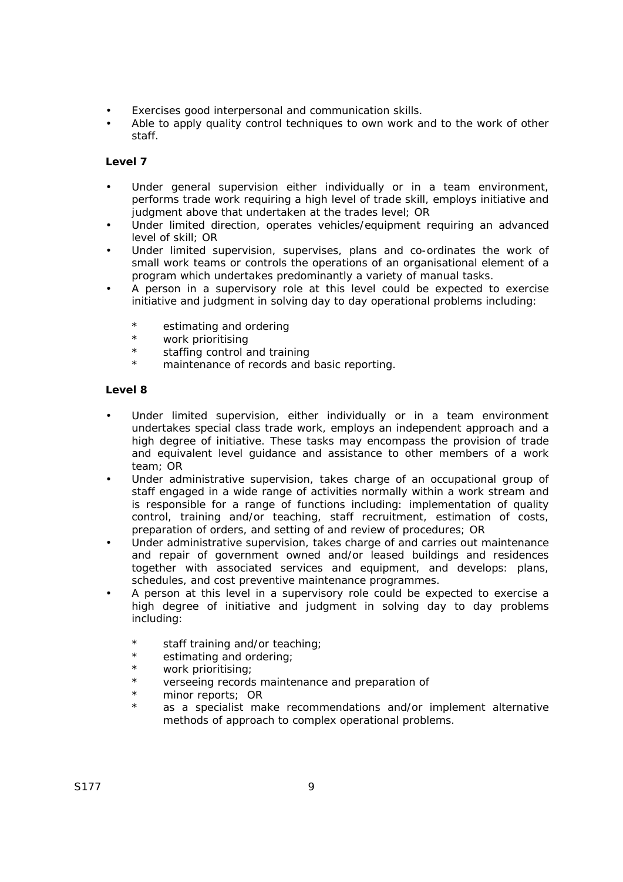- Exercises good interpersonal and communication skills.
- Able to apply quality control techniques to own work and to the work of other staff.

**Level 7**

- Under general supervision either individually or in a team environment, performs trade work requiring a high level of trade skill, employs initiative and judgment above that undertaken at the trades level; OR
- Under limited direction, operates vehicles/equipment requiring an advanced level of skill; OR
- Under limited supervision, supervises, plans and co-ordinates the work of small work teams or controls the operations of an organisational element of a program which undertakes predominantly a variety of manual tasks.
- A person in a supervisory role at this level could be expected to exercise initiative and judgment in solving day to day operational problems including:
  - estimating and ordering
  - work prioritising
  - staffing control and training
  - maintenance of records and basic reporting.

**Level 8**

- Under limited supervision, either individually or in a team environment undertakes special class trade work, employs an independent approach and a high degree of initiative. These tasks may encompass the provision of trade and equivalent level guidance and assistance to other members of a work team; OR
- Under administrative supervision, takes charge of an occupational group of staff engaged in a wide range of activities normally within a work stream and is responsible for a range of functions including: implementation of quality control, training and/or teaching, staff recruitment, estimation of costs, preparation of orders, and setting of and review of procedures; OR
- Under administrative supervision, takes charge of and carries out maintenance and repair of government owned and/or leased buildings and residences together with associated services and equipment, and develops: plans, schedules, and cost preventive maintenance programmes.
- A person at this level in a supervisory role could be expected to exercise a high degree of initiative and judgment in solving day to day problems including:
  - staff training and/or teaching;
  - estimating and ordering;
  - work prioritising;
  - verseeing records maintenance and preparation of
  - minor reports; OR
  - as a specialist make recommendations and/or implement alternative methods of approach to complex operational problems.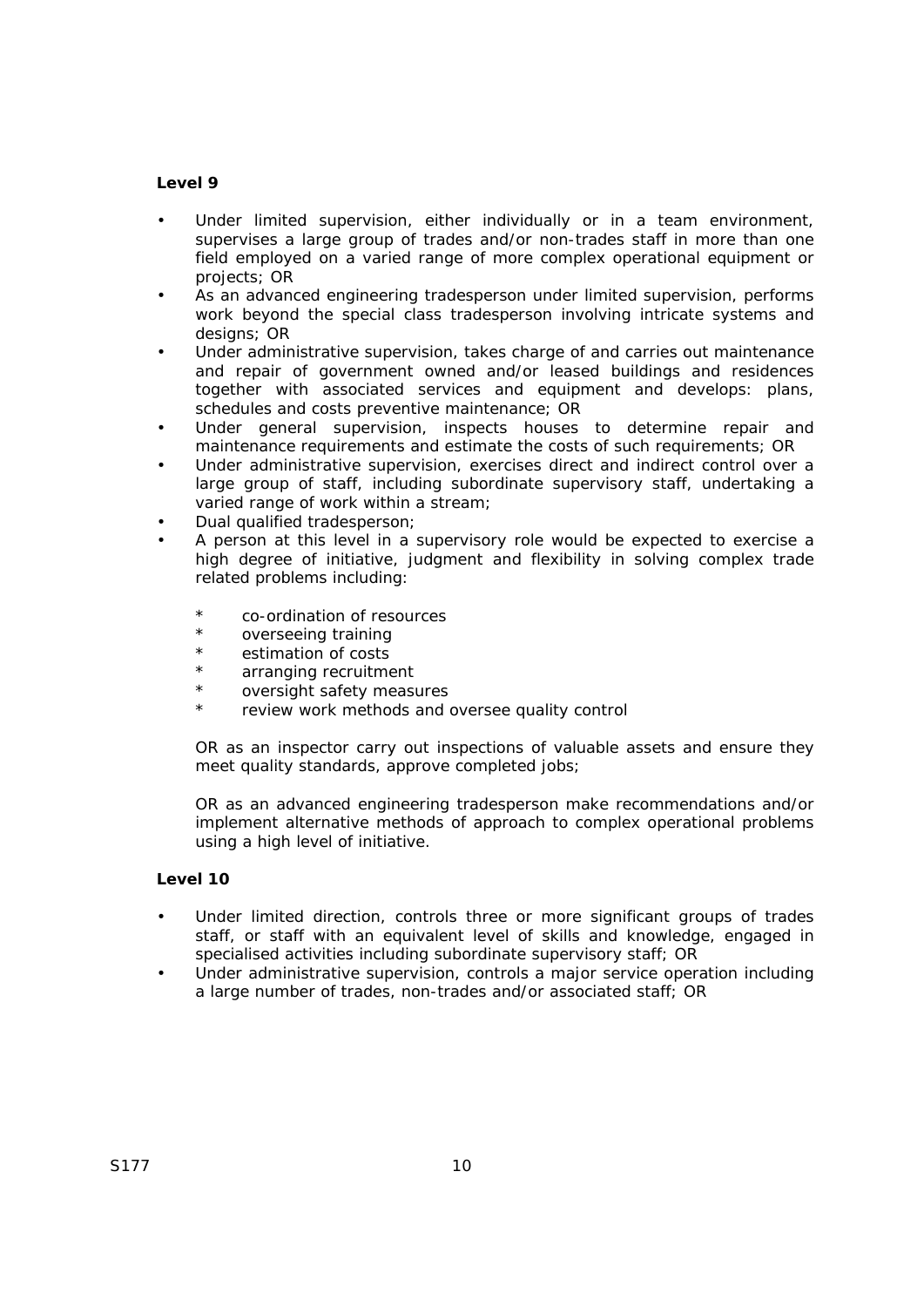**Level 9**

- Under limited supervision, either individually or in a team environment, supervises a large group of trades and/or non-trades staff in more than one field employed on a varied range of more complex operational equipment or projects; OR
- As an advanced engineering tradesperson under limited supervision, performs work beyond the special class tradesperson involving intricate systems and designs; OR
- Under administrative supervision, takes charge of and carries out maintenance and repair of government owned and/or leased buildings and residences together with associated services and equipment and develops: plans, schedules and costs preventive maintenance; OR
- Under general supervision, inspects houses to determine repair and maintenance requirements and estimate the costs of such requirements; OR
- Under administrative supervision, exercises direct and indirect control over a large group of staff, including subordinate supervisory staff, undertaking a varied range of work within a stream;
- Dual qualified tradesperson;
- A person at this level in a supervisory role would be expected to exercise a high degree of initiative, judgment and flexibility in solving complex trade related problems including:

  - co-ordination of resources
  - overseeing training
  - estimation of costs
  - arranging recruitment
  - oversight safety measures
  - review work methods and oversee quality control

  OR as an inspector carry out inspections of valuable assets and ensure they meet quality standards, approve completed jobs;

  OR as an advanced engineering tradesperson make recommendations and/or implement alternative methods of approach to complex operational problems using a high level of initiative.

**Level 10**

- Under limited direction, controls three or more significant groups of trades staff, or staff with an equivalent level of skills and knowledge, engaged in specialised activities including subordinate supervisory staff; OR
- Under administrative supervision, controls a major service operation including a large number of trades, non-trades and/or associated staff; OR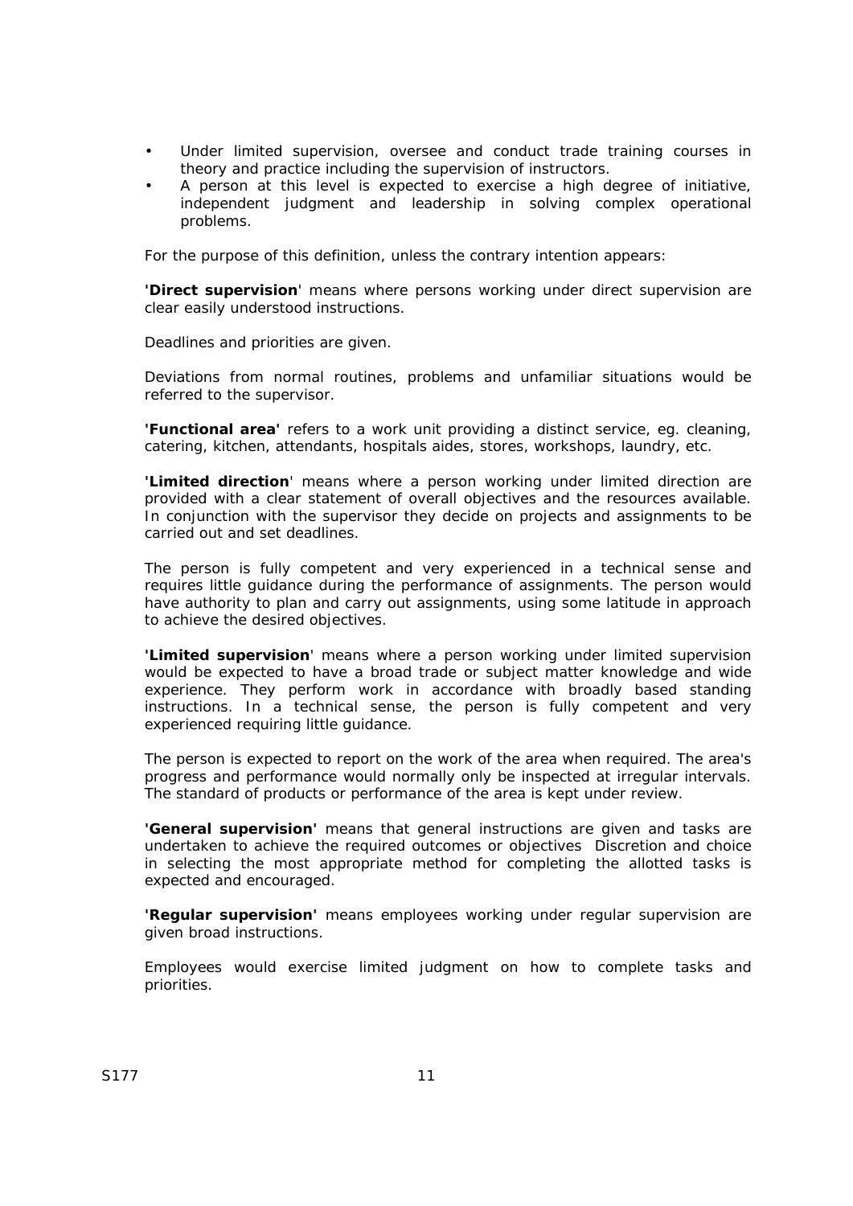- Under limited supervision, oversee and conduct trade training courses in theory and practice including the supervision of instructors.
- A person at this level is expected to exercise a high degree of initiative, independent judgment and leadership in solving complex operational problems.

For the purpose of this definition, unless the contrary intention appears:

**'Direct supervision**' means where persons working under direct supervision are clear easily understood instructions.

Deadlines and priorities are given.

Deviations from normal routines, problems and unfamiliar situations would be referred to the supervisor.

**'Functional area'** refers to a work unit providing a distinct service, eg. cleaning, catering, kitchen, attendants, hospitals aides, stores, workshops, laundry, etc.

**'Limited direction**' means where a person working under limited direction are provided with a clear statement of overall objectives and the resources available. In conjunction with the supervisor they decide on projects and assignments to be carried out and set deadlines.

The person is fully competent and very experienced in a technical sense and requires little guidance during the performance of assignments. The person would have authority to plan and carry out assignments, using some latitude in approach to achieve the desired objectives.

**'Limited supervision**' means where a person working under limited supervision would be expected to have a broad trade or subject matter knowledge and wide experience. They perform work in accordance with broadly based standing instructions. In a technical sense, the person is fully competent and very experienced requiring little guidance.

The person is expected to report on the work of the area when required. The area's progress and performance would normally only be inspected at irregular intervals. The standard of products or performance of the area is kept under review.

**'General supervision'** means that general instructions are given and tasks are undertaken to achieve the required outcomes or objectives  Discretion and choice in selecting the most appropriate method for completing the allotted tasks is expected and encouraged.

**'Regular supervision'** means employees working under regular supervision are given broad instructions.

Employees would exercise limited judgment on how to complete tasks and priorities.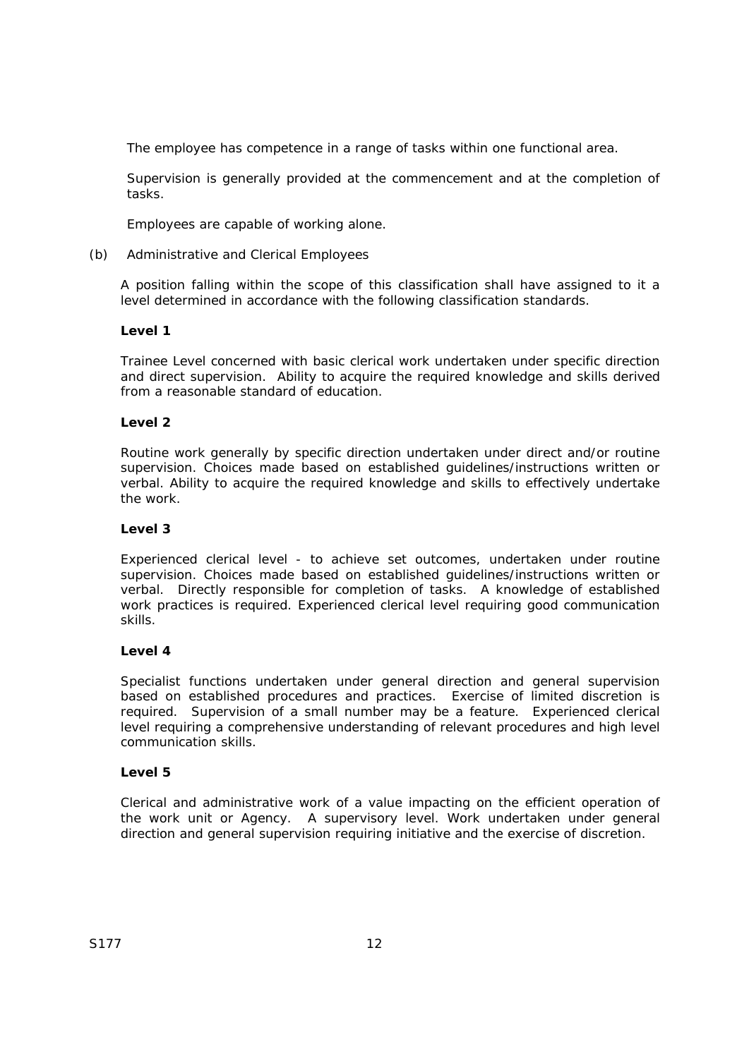The employee has competence in a range of tasks within one functional area.

Supervision is generally provided at the commencement and at the completion of tasks.

Employees are capable of working alone.

(b) Administrative and Clerical Employees

A position falling within the scope of this classification shall have assigned to it a level determined in accordance with the following classification standards.

**Level 1**

Trainee Level concerned with basic clerical work undertaken under specific direction and direct supervision. Ability to acquire the required knowledge and skills derived from a reasonable standard of education.

**Level 2**

Routine work generally by specific direction undertaken under direct and/or routine supervision. Choices made based on established guidelines/instructions written or verbal. Ability to acquire the required knowledge and skills to effectively undertake the work.

**Level 3**

Experienced clerical level - to achieve set outcomes, undertaken under routine supervision. Choices made based on established guidelines/instructions written or verbal. Directly responsible for completion of tasks. A knowledge of established work practices is required. Experienced clerical level requiring good communication skills.

**Level 4**

Specialist functions undertaken under general direction and general supervision based on established procedures and practices. Exercise of limited discretion is required. Supervision of a small number may be a feature. Experienced clerical level requiring a comprehensive understanding of relevant procedures and high level communication skills.

**Level 5**

Clerical and administrative work of a value impacting on the efficient operation of the work unit or Agency. A supervisory level. Work undertaken under general direction and general supervision requiring initiative and the exercise of discretion.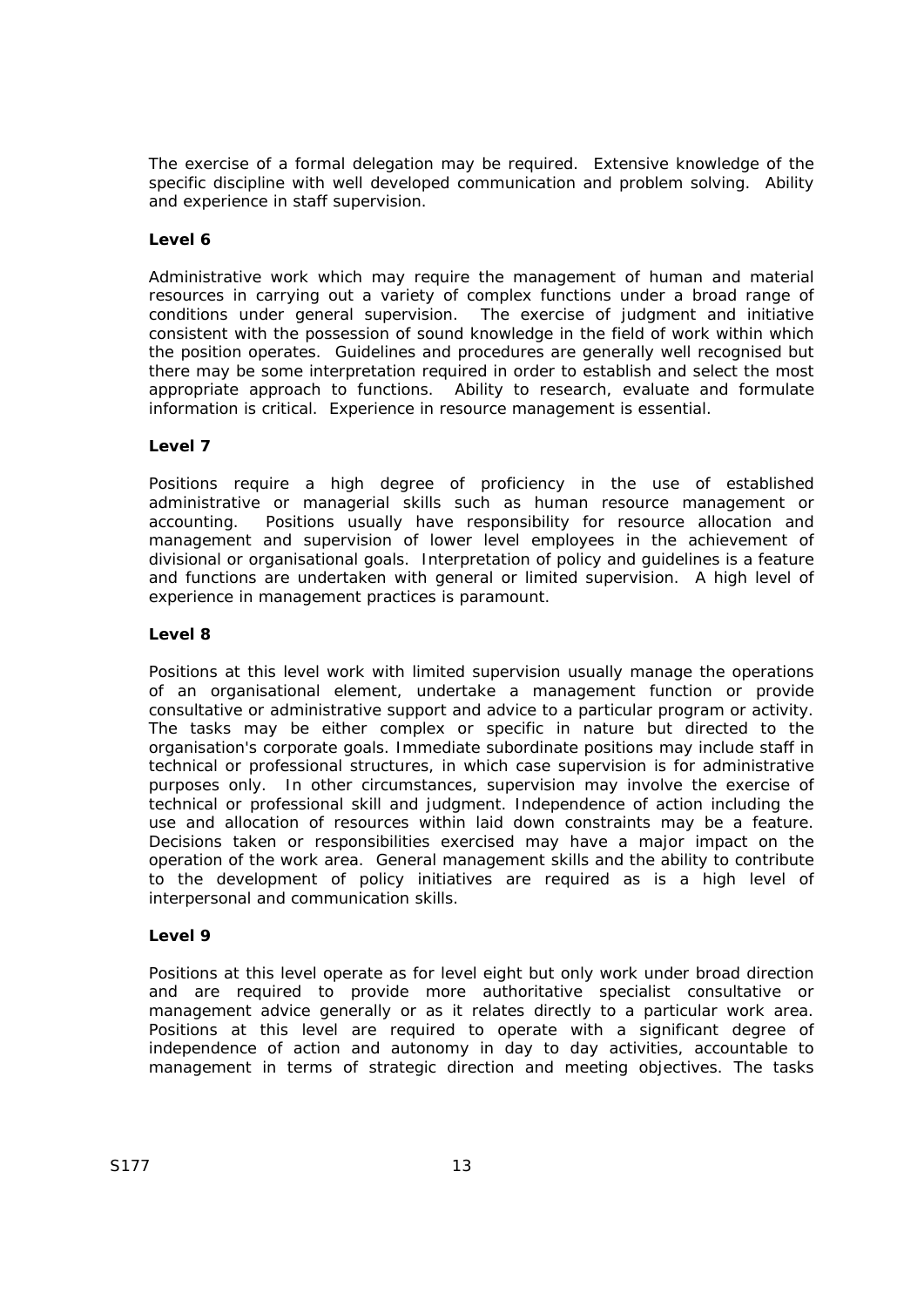The exercise of a formal delegation may be required. Extensive knowledge of the specific discipline with well developed communication and problem solving. Ability and experience in staff supervision.

**Level 6**

Administrative work which may require the management of human and material resources in carrying out a variety of complex functions under a broad range of conditions under general supervision. The exercise of judgment and initiative consistent with the possession of sound knowledge in the field of work within which the position operates. Guidelines and procedures are generally well recognised but there may be some interpretation required in order to establish and select the most appropriate approach to functions. Ability to research, evaluate and formulate information is critical. Experience in resource management is essential.

**Level 7**

Positions require a high degree of proficiency in the use of established administrative or managerial skills such as human resource management or accounting. Positions usually have responsibility for resource allocation and management and supervision of lower level employees in the achievement of divisional or organisational goals. Interpretation of policy and guidelines is a feature and functions are undertaken with general or limited supervision. A high level of experience in management practices is paramount.

**Level 8**

Positions at this level work with limited supervision usually manage the operations of an organisational element, undertake a management function or provide consultative or administrative support and advice to a particular program or activity. The tasks may be either complex or specific in nature but directed to the organisation's corporate goals. Immediate subordinate positions may include staff in technical or professional structures, in which case supervision is for administrative purposes only. In other circumstances, supervision may involve the exercise of technical or professional skill and judgment. Independence of action including the use and allocation of resources within laid down constraints may be a feature. Decisions taken or responsibilities exercised may have a major impact on the operation of the work area. General management skills and the ability to contribute to the development of policy initiatives are required as is a high level of interpersonal and communication skills.

**Level 9**

Positions at this level operate as for level eight but only work under broad direction and are required to provide more authoritative specialist consultative or management advice generally or as it relates directly to a particular work area. Positions at this level are required to operate with a significant degree of independence of action and autonomy in day to day activities, accountable to management in terms of strategic direction and meeting objectives. The tasks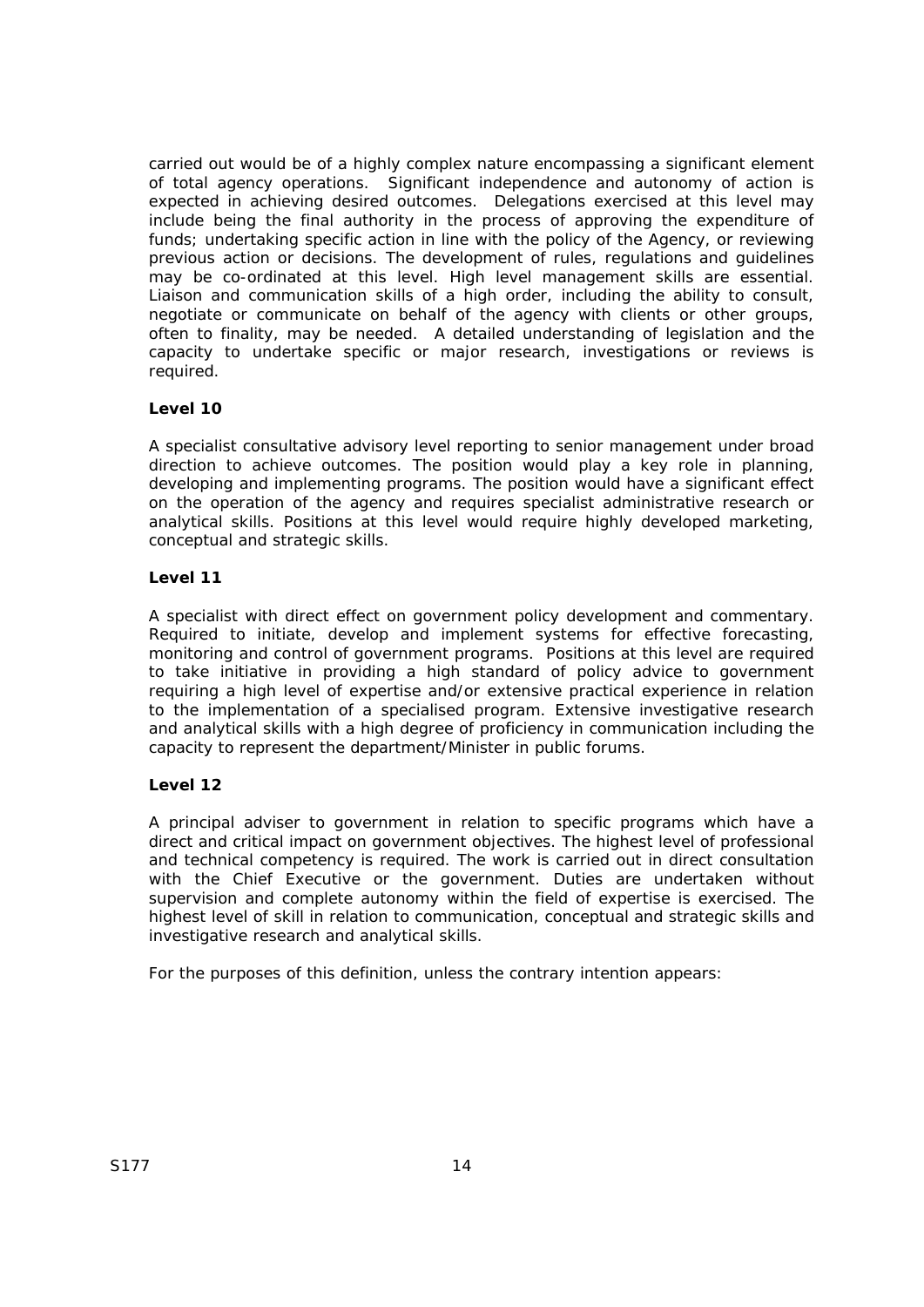carried out would be of a highly complex nature encompassing a significant element of total agency operations. Significant independence and autonomy of action is expected in achieving desired outcomes. Delegations exercised at this level may include being the final authority in the process of approving the expenditure of funds; undertaking specific action in line with the policy of the Agency, or reviewing previous action or decisions. The development of rules, regulations and guidelines may be co-ordinated at this level. High level management skills are essential. Liaison and communication skills of a high order, including the ability to consult, negotiate or communicate on behalf of the agency with clients or other groups, often to finality, may be needed. A detailed understanding of legislation and the capacity to undertake specific or major research, investigations or reviews is required.

**Level 10**

A specialist consultative advisory level reporting to senior management under broad direction to achieve outcomes. The position would play a key role in planning, developing and implementing programs. The position would have a significant effect on the operation of the agency and requires specialist administrative research or analytical skills. Positions at this level would require highly developed marketing, conceptual and strategic skills.

**Level 11**

A specialist with direct effect on government policy development and commentary. Required to initiate, develop and implement systems for effective forecasting, monitoring and control of government programs. Positions at this level are required to take initiative in providing a high standard of policy advice to government requiring a high level of expertise and/or extensive practical experience in relation to the implementation of a specialised program. Extensive investigative research and analytical skills with a high degree of proficiency in communication including the capacity to represent the department/Minister in public forums.

**Level 12**

A principal adviser to government in relation to specific programs which have a direct and critical impact on government objectives. The highest level of professional and technical competency is required. The work is carried out in direct consultation with the Chief Executive or the government. Duties are undertaken without supervision and complete autonomy within the field of expertise is exercised. The highest level of skill in relation to communication, conceptual and strategic skills and investigative research and analytical skills.

For the purposes of this definition, unless the contrary intention appears: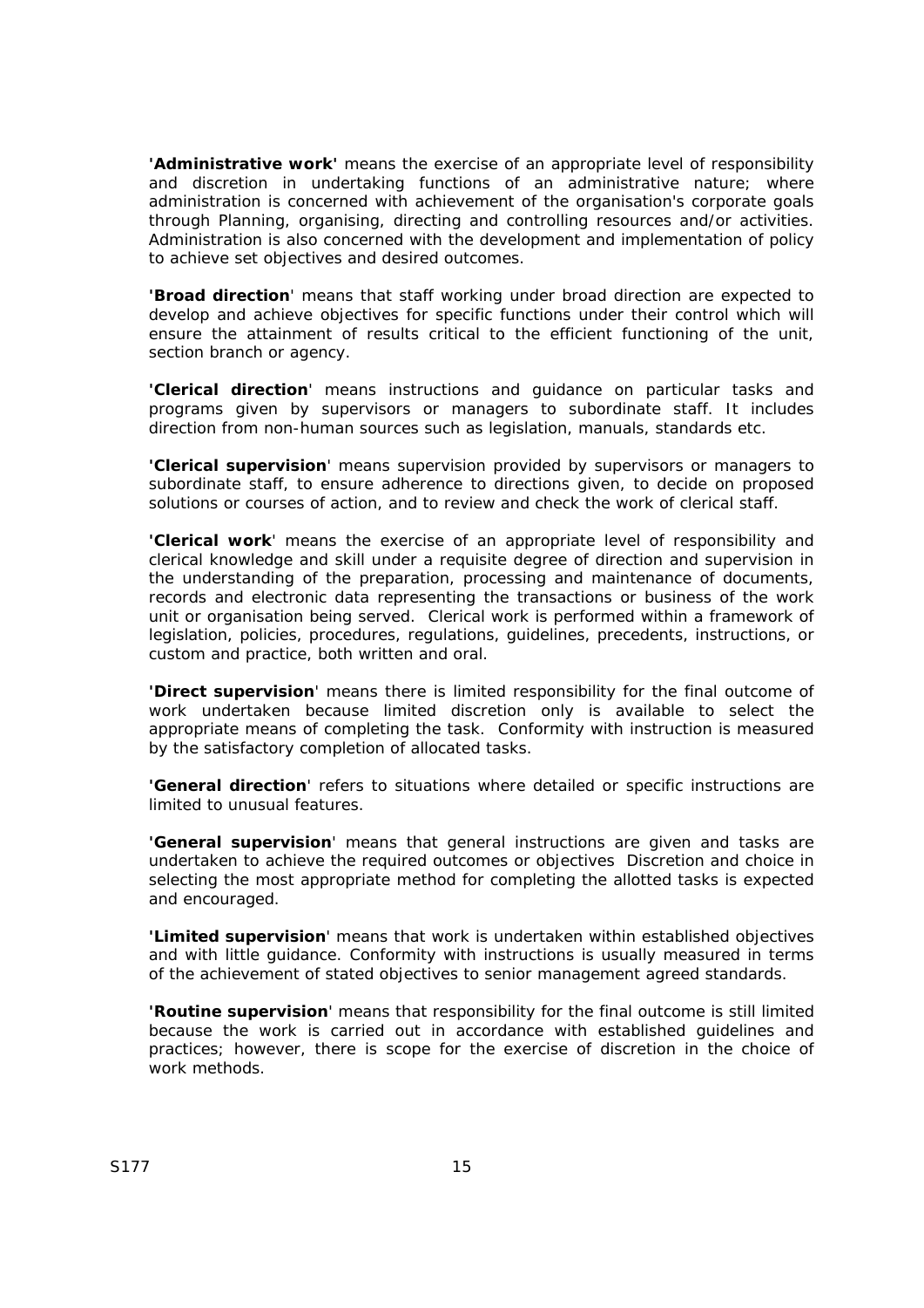**'Administrative work'** means the exercise of an appropriate level of responsibility and discretion in undertaking functions of an administrative nature; where administration is concerned with achievement of the organisation's corporate goals through Planning, organising, directing and controlling resources and/or activities. Administration is also concerned with the development and implementation of policy to achieve set objectives and desired outcomes.

**'Broad direction**' means that staff working under broad direction are expected to develop and achieve objectives for specific functions under their control which will ensure the attainment of results critical to the efficient functioning of the unit, section branch or agency.

**'Clerical direction**' means instructions and guidance on particular tasks and programs given by supervisors or managers to subordinate staff. It includes direction from non-human sources such as legislation, manuals, standards etc.

**'Clerical supervision**' means supervision provided by supervisors or managers to subordinate staff, to ensure adherence to directions given, to decide on proposed solutions or courses of action, and to review and check the work of clerical staff.

**'Clerical work**' means the exercise of an appropriate level of responsibility and clerical knowledge and skill under a requisite degree of direction and supervision in the understanding of the preparation, processing and maintenance of documents, records and electronic data representing the transactions or business of the work unit or organisation being served. Clerical work is performed within a framework of legislation, policies, procedures, regulations, guidelines, precedents, instructions, or custom and practice, both written and oral.

**'Direct supervision**' means there is limited responsibility for the final outcome of work undertaken because limited discretion only is available to select the appropriate means of completing the task. Conformity with instruction is measured by the satisfactory completion of allocated tasks.

**'General direction**' refers to situations where detailed or specific instructions are limited to unusual features.

**'General supervision**' means that general instructions are given and tasks are undertaken to achieve the required outcomes or objectives Discretion and choice in selecting the most appropriate method for completing the allotted tasks is expected and encouraged.

**'Limited supervision**' means that work is undertaken within established objectives and with little guidance. Conformity with instructions is usually measured in terms of the achievement of stated objectives to senior management agreed standards.

**'Routine supervision**' means that responsibility for the final outcome is still limited because the work is carried out in accordance with established guidelines and practices; however, there is scope for the exercise of discretion in the choice of work methods.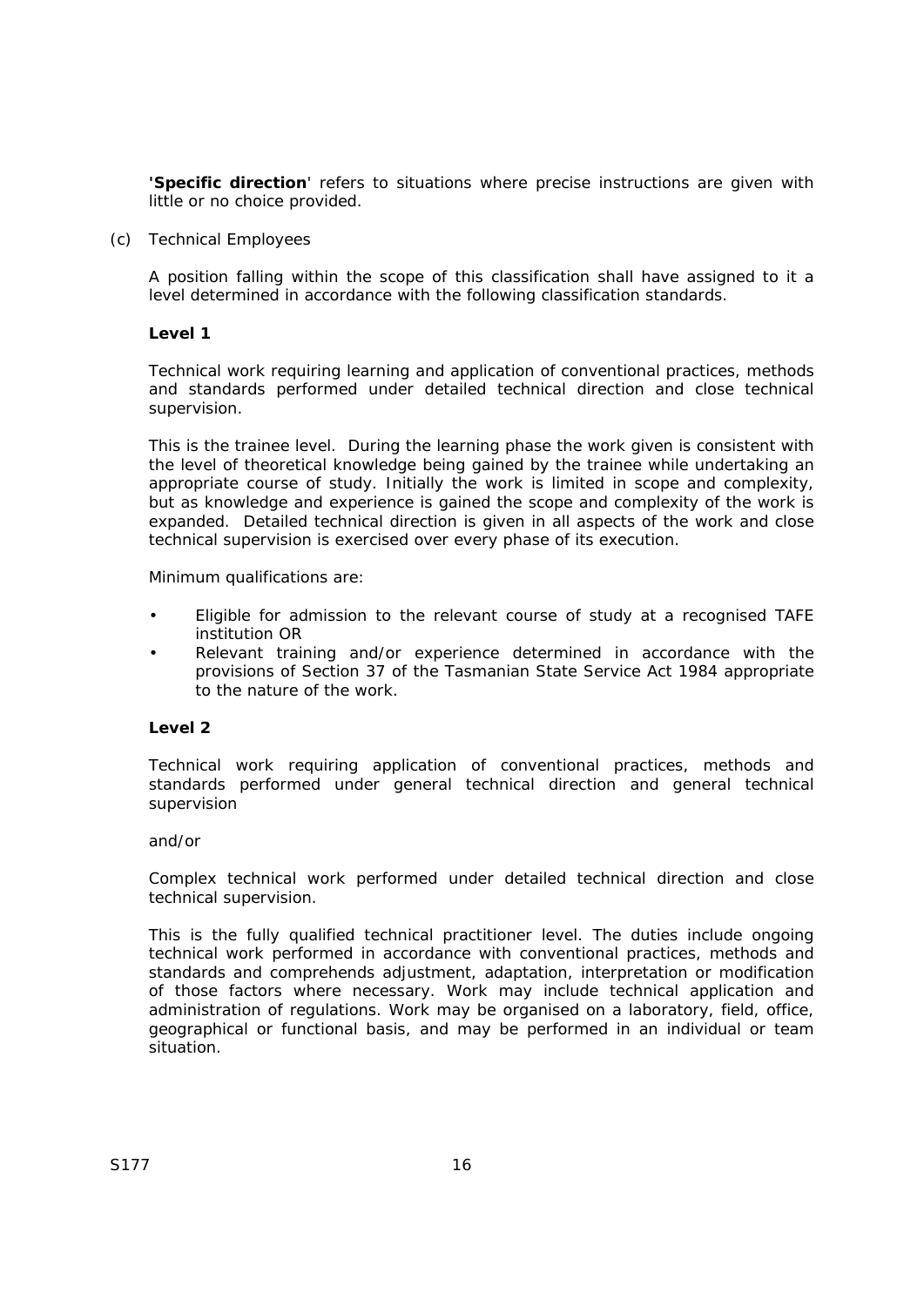'**Specific direction**' refers to situations where precise instructions are given with little or no choice provided.

(c) Technical Employees

A position falling within the scope of this classification shall have assigned to it a level determined in accordance with the following classification standards.

**Level 1**

Technical work requiring learning and application of conventional practices, methods and standards performed under detailed technical direction and close technical supervision.

This is the trainee level. During the learning phase the work given is consistent with the level of theoretical knowledge being gained by the trainee while undertaking an appropriate course of study. Initially the work is limited in scope and complexity, but as knowledge and experience is gained the scope and complexity of the work is expanded. Detailed technical direction is given in all aspects of the work and close technical supervision is exercised over every phase of its execution.

Minimum qualifications are:

- Eligible for admission to the relevant course of study at a recognised TAFE institution OR
- Relevant training and/or experience determined in accordance with the provisions of Section 37 of the Tasmanian State Service Act 1984 appropriate to the nature of the work.

**Level 2**

Technical work requiring application of conventional practices, methods and standards performed under general technical direction and general technical supervision

and/or

Complex technical work performed under detailed technical direction and close technical supervision.

This is the fully qualified technical practitioner level. The duties include ongoing technical work performed in accordance with conventional practices, methods and standards and comprehends adjustment, adaptation, interpretation or modification of those factors where necessary. Work may include technical application and administration of regulations. Work may be organised on a laboratory, field, office, geographical or functional basis, and may be performed in an individual or team situation.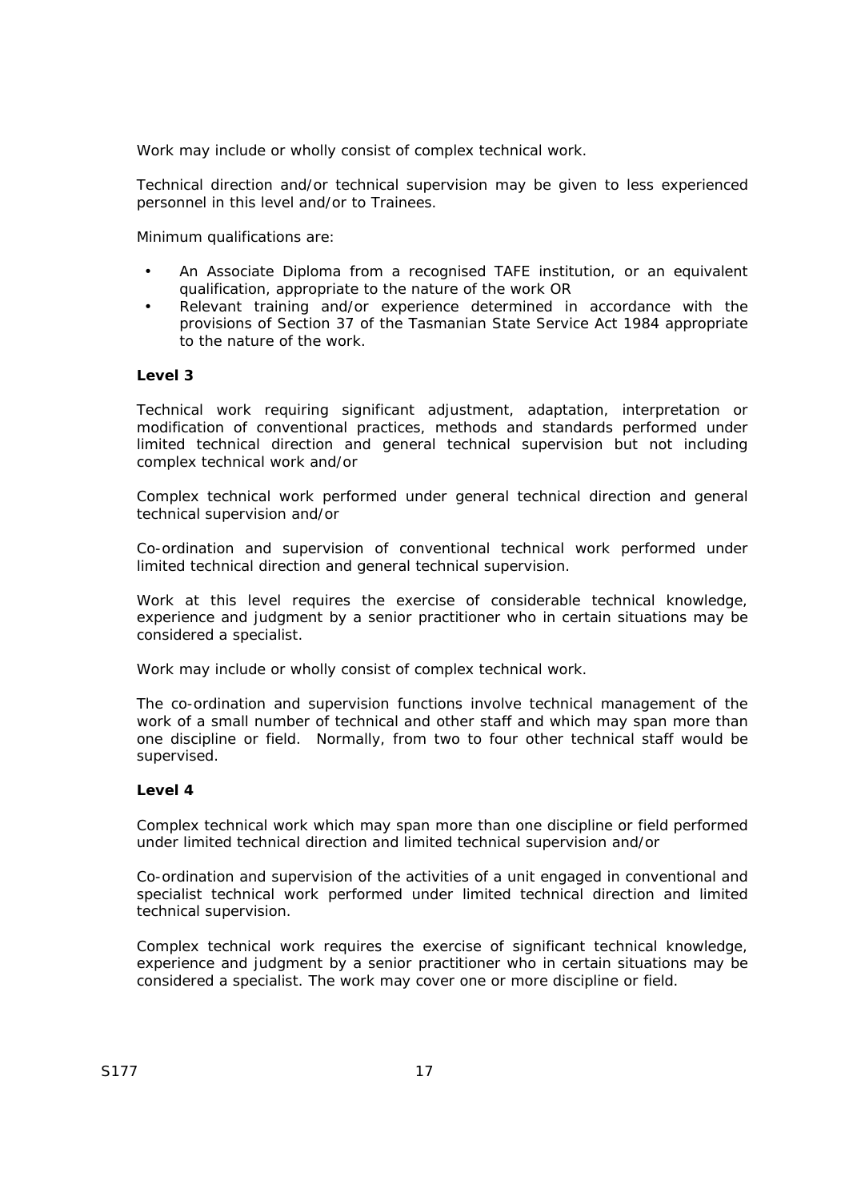Work may include or wholly consist of complex technical work.

Technical direction and/or technical supervision may be given to less experienced personnel in this level and/or to Trainees.

Minimum qualifications are:

- An Associate Diploma from a recognised TAFE institution, or an equivalent qualification, appropriate to the nature of the work OR
- Relevant training and/or experience determined in accordance with the provisions of Section 37 of the Tasmanian State Service Act 1984 appropriate to the nature of the work.

**Level 3**

Technical work requiring significant adjustment, adaptation, interpretation or modification of conventional practices, methods and standards performed under limited technical direction and general technical supervision but not including complex technical work and/or

Complex technical work performed under general technical direction and general technical supervision and/or

Co-ordination and supervision of conventional technical work performed under limited technical direction and general technical supervision.

Work at this level requires the exercise of considerable technical knowledge, experience and judgment by a senior practitioner who in certain situations may be considered a specialist.

Work may include or wholly consist of complex technical work.

The co-ordination and supervision functions involve technical management of the work of a small number of technical and other staff and which may span more than one discipline or field. Normally, from two to four other technical staff would be supervised.

**Level 4**

Complex technical work which may span more than one discipline or field performed under limited technical direction and limited technical supervision and/or

Co-ordination and supervision of the activities of a unit engaged in conventional and specialist technical work performed under limited technical direction and limited technical supervision.

Complex technical work requires the exercise of significant technical knowledge, experience and judgment by a senior practitioner who in certain situations may be considered a specialist. The work may cover one or more discipline or field.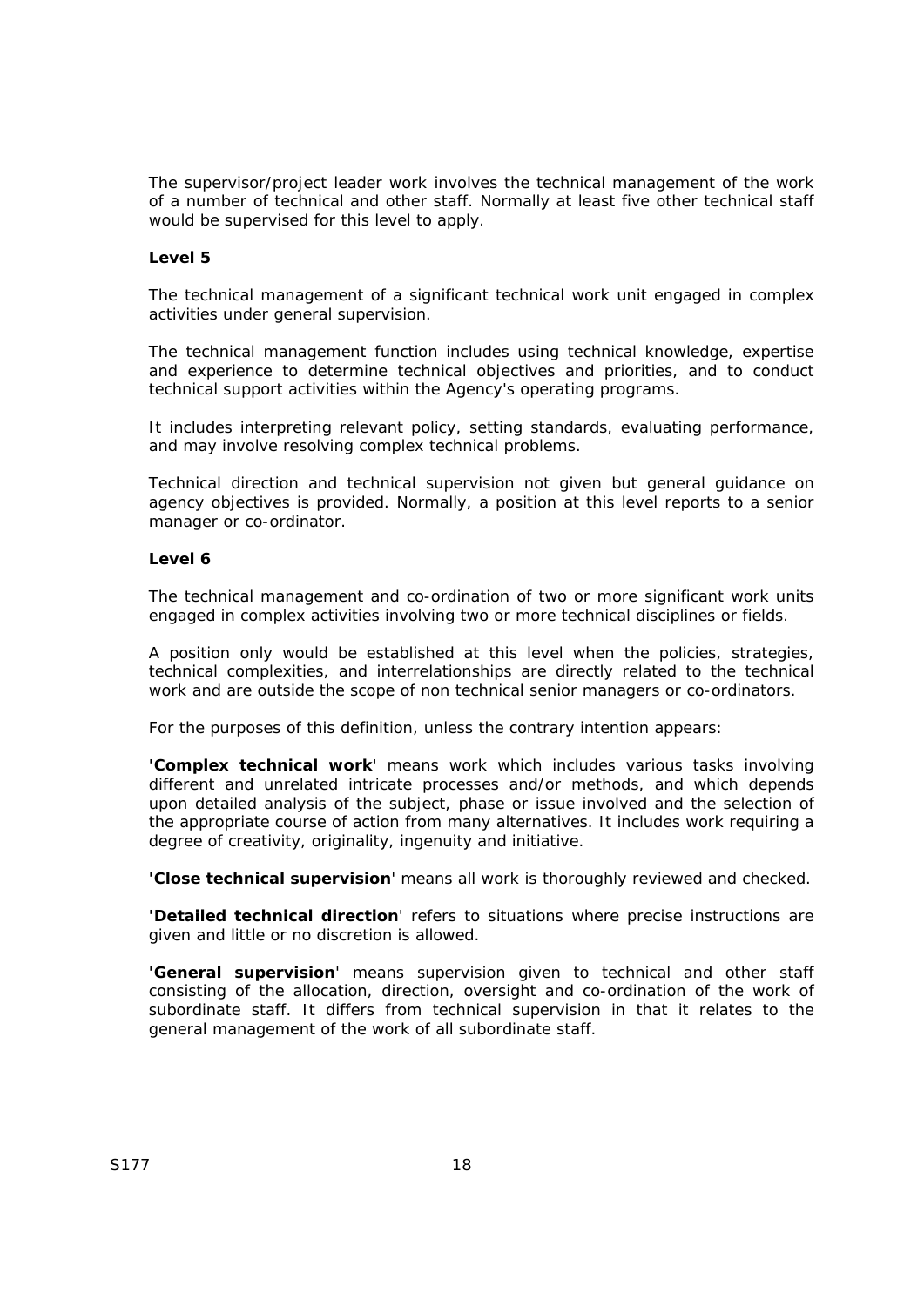The supervisor/project leader work involves the technical management of the work of a number of technical and other staff. Normally at least five other technical staff would be supervised for this level to apply.

**Level 5**

The technical management of a significant technical work unit engaged in complex activities under general supervision.

The technical management function includes using technical knowledge, expertise and experience to determine technical objectives and priorities, and to conduct technical support activities within the Agency's operating programs.

It includes interpreting relevant policy, setting standards, evaluating performance, and may involve resolving complex technical problems.

Technical direction and technical supervision not given but general guidance on agency objectives is provided. Normally, a position at this level reports to a senior manager or co-ordinator.

**Level 6**

The technical management and co-ordination of two or more significant work units engaged in complex activities involving two or more technical disciplines or fields.

A position only would be established at this level when the policies, strategies, technical complexities, and interrelationships are directly related to the technical work and are outside the scope of non technical senior managers or co-ordinators.

For the purposes of this definition, unless the contrary intention appears:

'**Complex technical work**' means work which includes various tasks involving different and unrelated intricate processes and/or methods, and which depends upon detailed analysis of the subject, phase or issue involved and the selection of the appropriate course of action from many alternatives. It includes work requiring a degree of creativity, originality, ingenuity and initiative.

'**Close technical supervision**' means all work is thoroughly reviewed and checked.

'**Detailed technical direction**' refers to situations where precise instructions are given and little or no discretion is allowed.

'**General supervision**' means supervision given to technical and other staff consisting of the allocation, direction, oversight and co-ordination of the work of subordinate staff. It differs from technical supervision in that it relates to the general management of the work of all subordinate staff.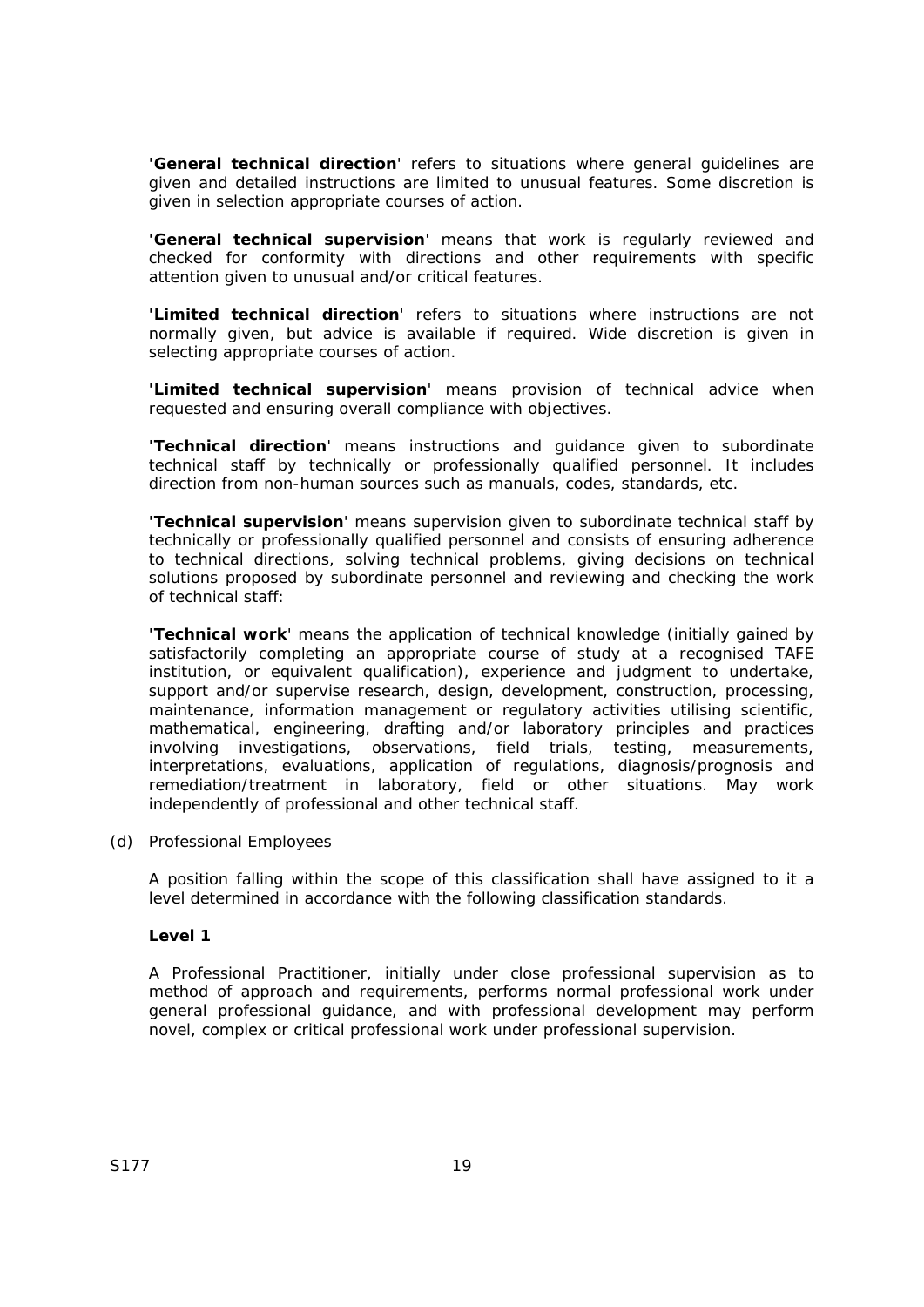'**General technical direction**' refers to situations where general guidelines are given and detailed instructions are limited to unusual features. Some discretion is given in selection appropriate courses of action.

'**General technical supervision**' means that work is regularly reviewed and checked for conformity with directions and other requirements with specific attention given to unusual and/or critical features.

'**Limited technical direction**' refers to situations where instructions are not normally given, but advice is available if required. Wide discretion is given in selecting appropriate courses of action.

'**Limited technical supervision**' means provision of technical advice when requested and ensuring overall compliance with objectives.

'**Technical direction**' means instructions and guidance given to subordinate technical staff by technically or professionally qualified personnel. It includes direction from non-human sources such as manuals, codes, standards, etc.

'**Technical supervision**' means supervision given to subordinate technical staff by technically or professionally qualified personnel and consists of ensuring adherence to technical directions, solving technical problems, giving decisions on technical solutions proposed by subordinate personnel and reviewing and checking the work of technical staff:

'**Technical work**' means the application of technical knowledge (initially gained by satisfactorily completing an appropriate course of study at a recognised TAFE institution, or equivalent qualification), experience and judgment to undertake, support and/or supervise research, design, development, construction, processing, maintenance, information management or regulatory activities utilising scientific, mathematical, engineering, drafting and/or laboratory principles and practices involving investigations, observations, field trials, testing, measurements, interpretations, evaluations, application of regulations, diagnosis/prognosis and remediation/treatment in laboratory, field or other situations. May work independently of professional and other technical staff.

(d) Professional Employees

A position falling within the scope of this classification shall have assigned to it a level determined in accordance with the following classification standards.

**Level 1**

A Professional Practitioner, initially under close professional supervision as to method of approach and requirements, performs normal professional work under general professional guidance, and with professional development may perform novel, complex or critical professional work under professional supervision.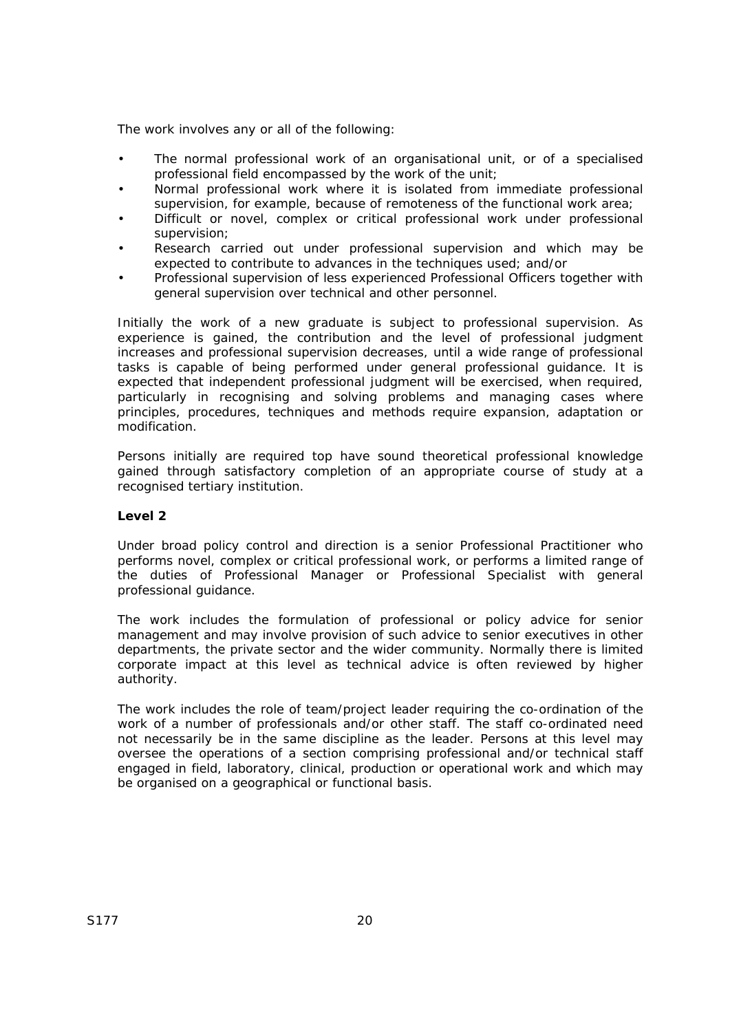The work involves any or all of the following:

- The normal professional work of an organisational unit, or of a specialised professional field encompassed by the work of the unit;
- Normal professional work where it is isolated from immediate professional supervision, for example, because of remoteness of the functional work area;
- Difficult or novel, complex or critical professional work under professional supervision;
- Research carried out under professional supervision and which may be expected to contribute to advances in the techniques used; and/or
- Professional supervision of less experienced Professional Officers together with general supervision over technical and other personnel.

Initially the work of a new graduate is subject to professional supervision. As experience is gained, the contribution and the level of professional judgment increases and professional supervision decreases, until a wide range of professional tasks is capable of being performed under general professional guidance. It is expected that independent professional judgment will be exercised, when required, particularly in recognising and solving problems and managing cases where principles, procedures, techniques and methods require expansion, adaptation or modification.

Persons initially are required top have sound theoretical professional knowledge gained through satisfactory completion of an appropriate course of study at a recognised tertiary institution.

**Level 2**

Under broad policy control and direction is a senior Professional Practitioner who performs novel, complex or critical professional work, or performs a limited range of the duties of Professional Manager or Professional Specialist with general professional guidance.

The work includes the formulation of professional or policy advice for senior management and may involve provision of such advice to senior executives in other departments, the private sector and the wider community. Normally there is limited corporate impact at this level as technical advice is often reviewed by higher authority.

The work includes the role of team/project leader requiring the co-ordination of the work of a number of professionals and/or other staff. The staff co-ordinated need not necessarily be in the same discipline as the leader. Persons at this level may oversee the operations of a section comprising professional and/or technical staff engaged in field, laboratory, clinical, production or operational work and which may be organised on a geographical or functional basis.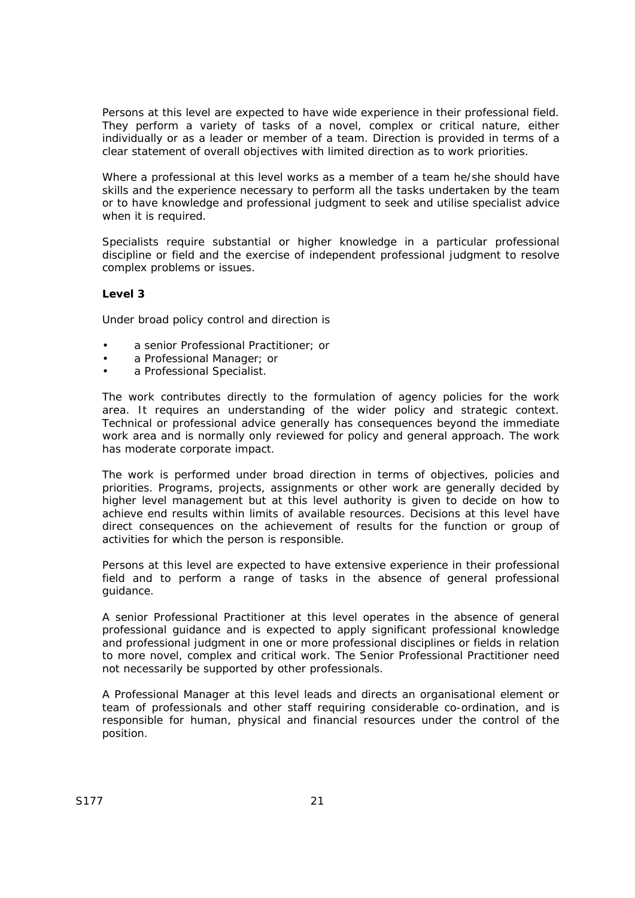Persons at this level are expected to have wide experience in their professional field. They perform a variety of tasks of a novel, complex or critical nature, either individually or as a leader or member of a team. Direction is provided in terms of a clear statement of overall objectives with limited direction as to work priorities.

Where a professional at this level works as a member of a team he/she should have skills and the experience necessary to perform all the tasks undertaken by the team or to have knowledge and professional judgment to seek and utilise specialist advice when it is required.

Specialists require substantial or higher knowledge in a particular professional discipline or field and the exercise of independent professional judgment to resolve complex problems or issues.

**Level 3**

Under broad policy control and direction is

- a senior Professional Practitioner; or
- a Professional Manager; or
- a Professional Specialist.

The work contributes directly to the formulation of agency policies for the work area. It requires an understanding of the wider policy and strategic context. Technical or professional advice generally has consequences beyond the immediate work area and is normally only reviewed for policy and general approach. The work has moderate corporate impact.

The work is performed under broad direction in terms of objectives, policies and priorities. Programs, projects, assignments or other work are generally decided by higher level management but at this level authority is given to decide on how to achieve end results within limits of available resources. Decisions at this level have direct consequences on the achievement of results for the function or group of activities for which the person is responsible.

Persons at this level are expected to have extensive experience in their professional field and to perform a range of tasks in the absence of general professional guidance.

A senior Professional Practitioner at this level operates in the absence of general professional guidance and is expected to apply significant professional knowledge and professional judgment in one or more professional disciplines or fields in relation to more novel, complex and critical work. The Senior Professional Practitioner need not necessarily be supported by other professionals.

A Professional Manager at this level leads and directs an organisational element or team of professionals and other staff requiring considerable co-ordination, and is responsible for human, physical and financial resources under the control of the position.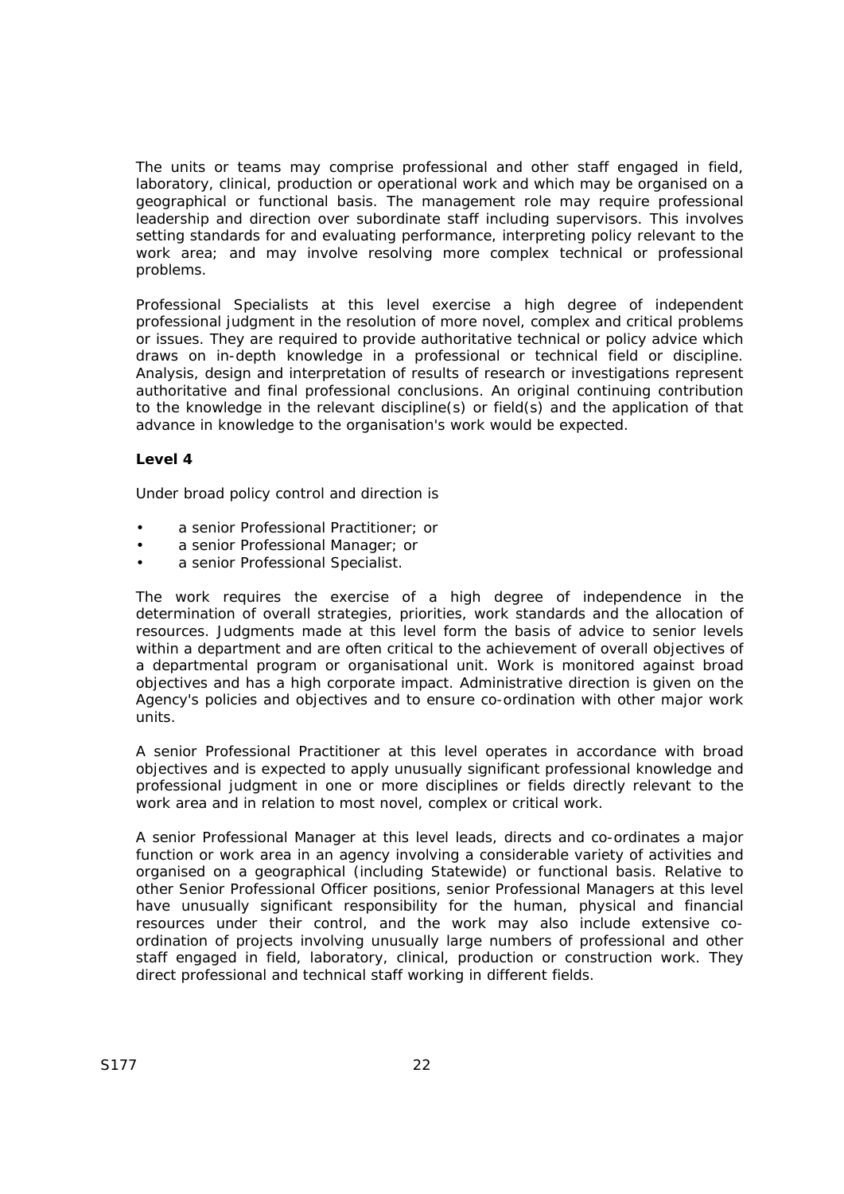The units or teams may comprise professional and other staff engaged in field, laboratory, clinical, production or operational work and which may be organised on a geographical or functional basis. The management role may require professional leadership and direction over subordinate staff including supervisors. This involves setting standards for and evaluating performance, interpreting policy relevant to the work area; and may involve resolving more complex technical or professional problems.

Professional Specialists at this level exercise a high degree of independent professional judgment in the resolution of more novel, complex and critical problems or issues. They are required to provide authoritative technical or policy advice which draws on in-depth knowledge in a professional or technical field or discipline. Analysis, design and interpretation of results of research or investigations represent authoritative and final professional conclusions. An original continuing contribution to the knowledge in the relevant discipline(s) or field(s) and the application of that advance in knowledge to the organisation's work would be expected.

**Level 4**

Under broad policy control and direction is

- a senior Professional Practitioner; or
- a senior Professional Manager; or
- a senior Professional Specialist.

The work requires the exercise of a high degree of independence in the determination of overall strategies, priorities, work standards and the allocation of resources. Judgments made at this level form the basis of advice to senior levels within a department and are often critical to the achievement of overall objectives of a departmental program or organisational unit. Work is monitored against broad objectives and has a high corporate impact. Administrative direction is given on the Agency's policies and objectives and to ensure co-ordination with other major work units.

A senior Professional Practitioner at this level operates in accordance with broad objectives and is expected to apply unusually significant professional knowledge and professional judgment in one or more disciplines or fields directly relevant to the work area and in relation to most novel, complex or critical work.

A senior Professional Manager at this level leads, directs and co-ordinates a major function or work area in an agency involving a considerable variety of activities and organised on a geographical (including Statewide) or functional basis. Relative to other Senior Professional Officer positions, senior Professional Managers at this level have unusually significant responsibility for the human, physical and financial resources under their control, and the work may also include extensive co-ordination of projects involving unusually large numbers of professional and other staff engaged in field, laboratory, clinical, production or construction work. They direct professional and technical staff working in different fields.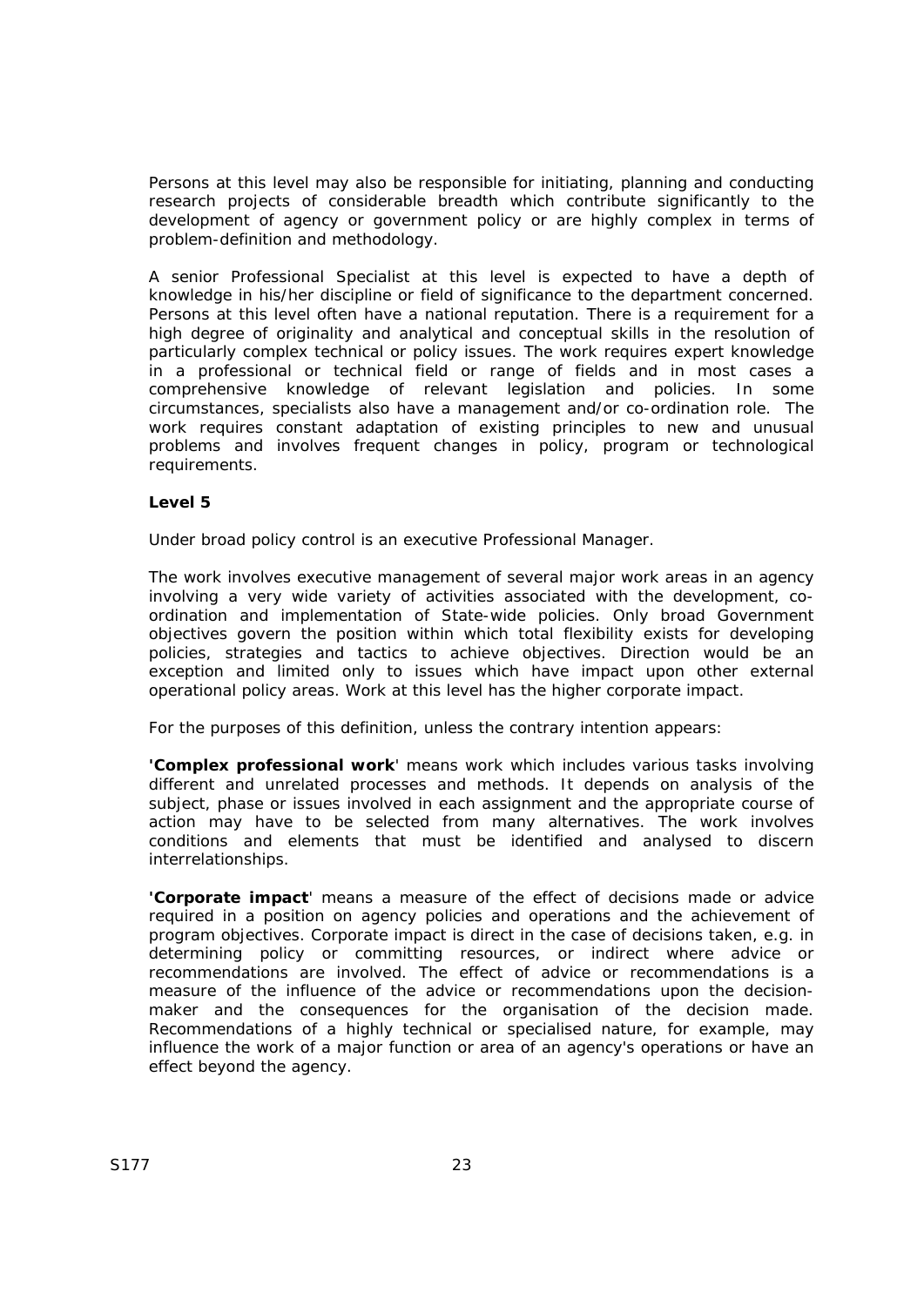Persons at this level may also be responsible for initiating, planning and conducting research projects of considerable breadth which contribute significantly to the development of agency or government policy or are highly complex in terms of problem-definition and methodology.

A senior Professional Specialist at this level is expected to have a depth of knowledge in his/her discipline or field of significance to the department concerned. Persons at this level often have a national reputation. There is a requirement for a high degree of originality and analytical and conceptual skills in the resolution of particularly complex technical or policy issues. The work requires expert knowledge in a professional or technical field or range of fields and in most cases a comprehensive knowledge of relevant legislation and policies. In some circumstances, specialists also have a management and/or co-ordination role. The work requires constant adaptation of existing principles to new and unusual problems and involves frequent changes in policy, program or technological requirements.

**Level 5**

Under broad policy control is an executive Professional Manager.

The work involves executive management of several major work areas in an agency involving a very wide variety of activities associated with the development, co-ordination and implementation of State-wide policies. Only broad Government objectives govern the position within which total flexibility exists for developing policies, strategies and tactics to achieve objectives. Direction would be an exception and limited only to issues which have impact upon other external operational policy areas. Work at this level has the higher corporate impact.

For the purposes of this definition, unless the contrary intention appears:

'**Complex professional work**' means work which includes various tasks involving different and unrelated processes and methods. It depends on analysis of the subject, phase or issues involved in each assignment and the appropriate course of action may have to be selected from many alternatives. The work involves conditions and elements that must be identified and analysed to discern interrelationships.

'**Corporate impact**' means a measure of the effect of decisions made or advice required in a position on agency policies and operations and the achievement of program objectives. Corporate impact is direct in the case of decisions taken, e.g. in determining policy or committing resources, or indirect where advice or recommendations are involved. The effect of advice or recommendations is a measure of the influence of the advice or recommendations upon the decision-maker and the consequences for the organisation of the decision made. Recommendations of a highly technical or specialised nature, for example, may influence the work of a major function or area of an agency's operations or have an effect beyond the agency.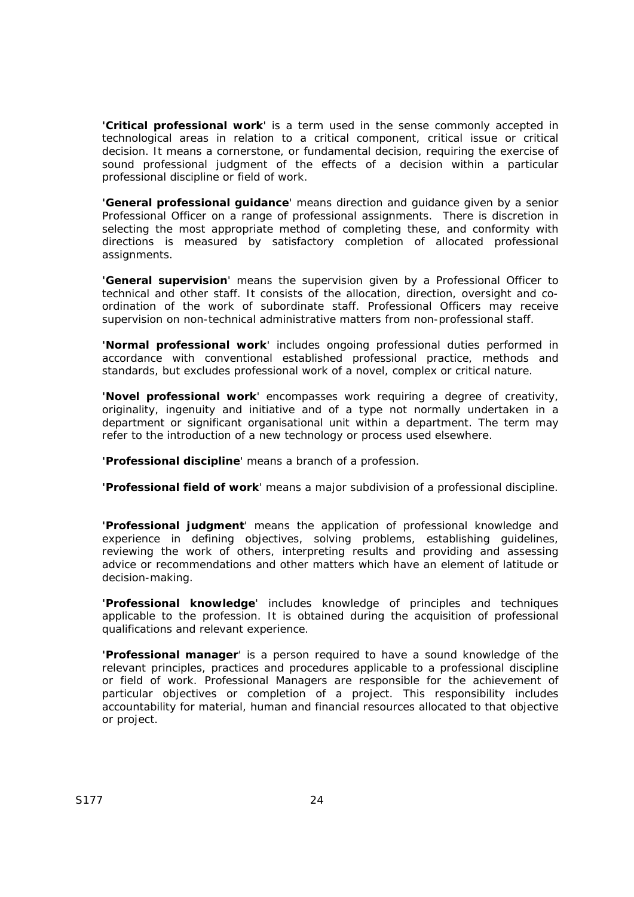'**Critical professional work**' is a term used in the sense commonly accepted in technological areas in relation to a critical component, critical issue or critical decision. It means a cornerstone, or fundamental decision, requiring the exercise of sound professional judgment of the effects of a decision within a particular professional discipline or field of work.

'**General professional guidance**' means direction and guidance given by a senior Professional Officer on a range of professional assignments. There is discretion in selecting the most appropriate method of completing these, and conformity with directions is measured by satisfactory completion of allocated professional assignments.

'**General supervision**' means the supervision given by a Professional Officer to technical and other staff. It consists of the allocation, direction, oversight and co-ordination of the work of subordinate staff. Professional Officers may receive supervision on non-technical administrative matters from non-professional staff.

'**Normal professional work**' includes ongoing professional duties performed in accordance with conventional established professional practice, methods and standards, but excludes professional work of a novel, complex or critical nature.

'**Novel professional work**' encompasses work requiring a degree of creativity, originality, ingenuity and initiative and of a type not normally undertaken in a department or significant organisational unit within a department. The term may refer to the introduction of a new technology or process used elsewhere.

'**Professional discipline**' means a branch of a profession.

'**Professional field of work**' means a major subdivision of a professional discipline.

'**Professional judgment**' means the application of professional knowledge and experience in defining objectives, solving problems, establishing guidelines, reviewing the work of others, interpreting results and providing and assessing advice or recommendations and other matters which have an element of latitude or decision-making.

'**Professional knowledge**' includes knowledge of principles and techniques applicable to the profession. It is obtained during the acquisition of professional qualifications and relevant experience.

'**Professional manager**' is a person required to have a sound knowledge of the relevant principles, practices and procedures applicable to a professional discipline or field of work. Professional Managers are responsible for the achievement of particular objectives or completion of a project. This responsibility includes accountability for material, human and financial resources allocated to that objective or project.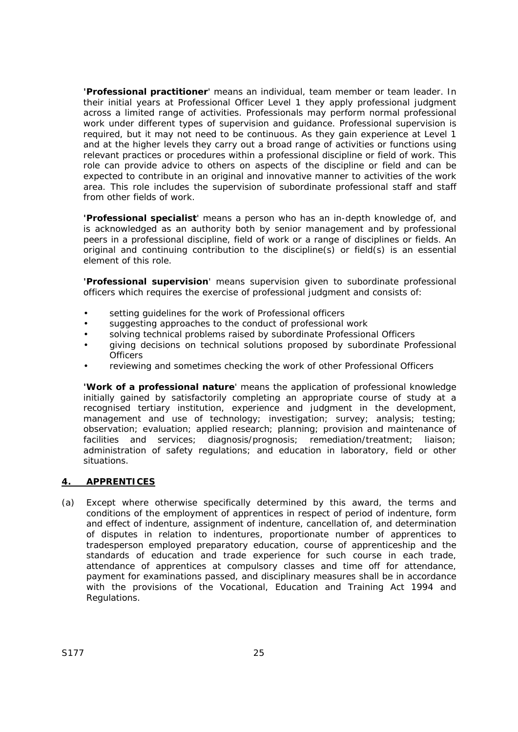**'Professional practitioner**' means an individual, team member or team leader. In their initial years at Professional Officer Level 1 they apply professional judgment across a limited range of activities. Professionals may perform normal professional work under different types of supervision and guidance. Professional supervision is required, but it may not need to be continuous. As they gain experience at Level 1 and at the higher levels they carry out a broad range of activities or functions using relevant practices or procedures within a professional discipline or field of work. This role can provide advice to others on aspects of the discipline or field and can be expected to contribute in an original and innovative manner to activities of the work area. This role includes the supervision of subordinate professional staff and staff from other fields of work.

**'Professional specialist**' means a person who has an in-depth knowledge of, and is acknowledged as an authority both by senior management and by professional peers in a professional discipline, field of work or a range of disciplines or fields. An original and continuing contribution to the discipline(s) or field(s) is an essential element of this role.

**'Professional supervision**' means supervision given to subordinate professional officers which requires the exercise of professional judgment and consists of:

- setting guidelines for the work of Professional officers
- suggesting approaches to the conduct of professional work
- solving technical problems raised by subordinate Professional Officers
- giving decisions on technical solutions proposed by subordinate Professional Officers
- reviewing and sometimes checking the work of other Professional Officers

**'Work of a professional nature**' means the application of professional knowledge initially gained by satisfactorily completing an appropriate course of study at a recognised tertiary institution, experience and judgment in the development, management and use of technology; investigation; survey; analysis; testing; observation; evaluation; applied research; planning; provision and maintenance of facilities and services; diagnosis/prognosis; remediation/treatment; liaison; administration of safety regulations; and education in laboratory, field or other situations.

## 4. APPRENTICES

(a) Except where otherwise specifically determined by this award, the terms and conditions of the employment of apprentices in respect of period of indenture, form and effect of indenture, assignment of indenture, cancellation of, and determination of disputes in relation to indentures, proportionate number of apprentices to tradesperson employed preparatory education, course of apprenticeship and the standards of education and trade experience for such course in each trade, attendance of apprentices at compulsory classes and time off for attendance, payment for examinations passed, and disciplinary measures shall be in accordance with the provisions of the Vocational, Education and Training Act 1994 and Regulations.

S177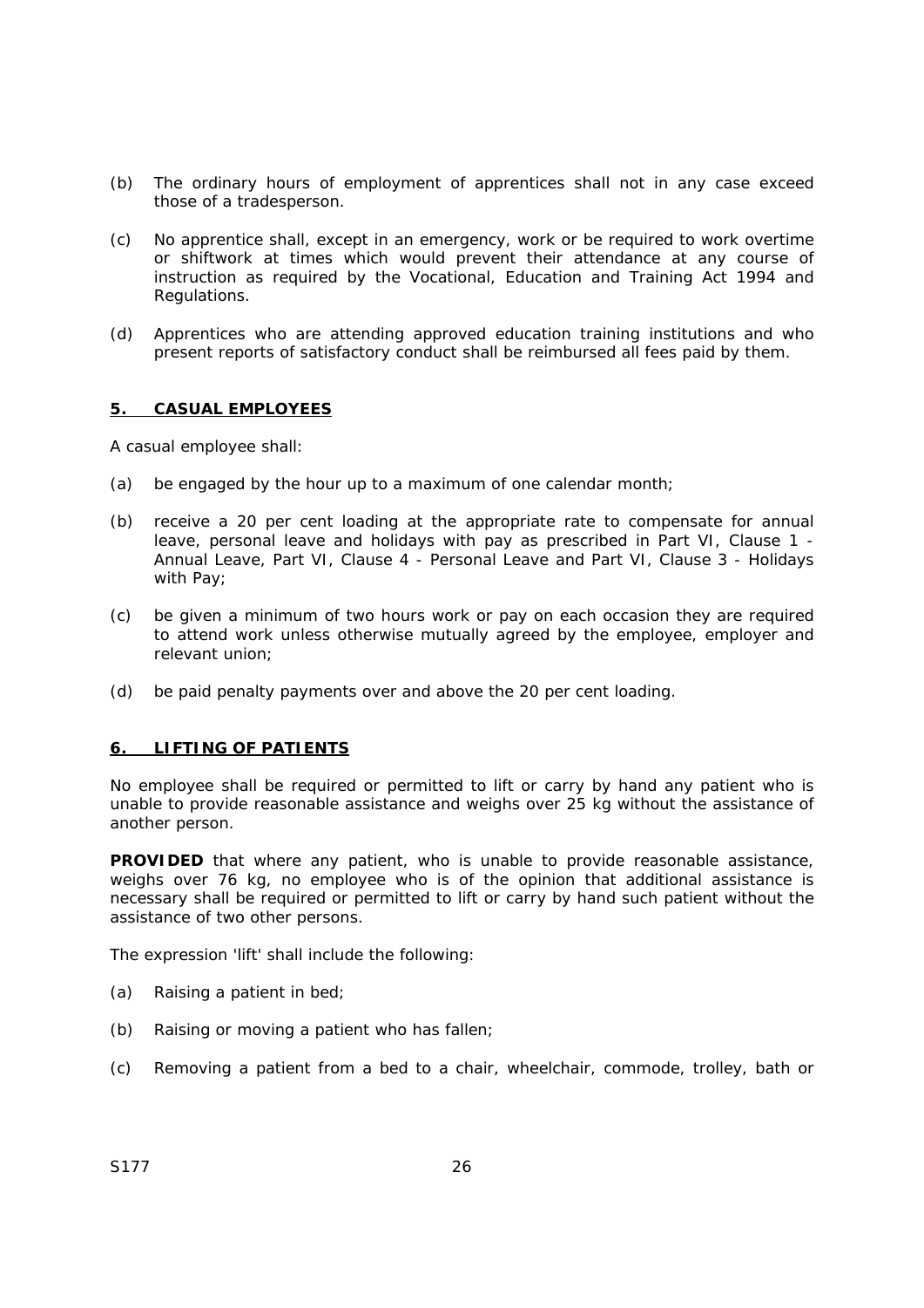(b) The ordinary hours of employment of apprentices shall not in any case exceed those of a tradesperson.

(c) No apprentice shall, except in an emergency, work or be required to work overtime or shiftwork at times which would prevent their attendance at any course of instruction as required by the Vocational, Education and Training Act 1994 and Regulations.

(d) Apprentices who are attending approved education training institutions and who present reports of satisfactory conduct shall be reimbursed all fees paid by them.

## 5. CASUAL EMPLOYEES

A casual employee shall:

(a) be engaged by the hour up to a maximum of one calendar month;

(b) receive a 20 per cent loading at the appropriate rate to compensate for annual leave, personal leave and holidays with pay as prescribed in Part VI, Clause 1 - Annual Leave, Part VI, Clause 4 - Personal Leave and Part VI, Clause 3 - Holidays with Pay;

(c) be given a minimum of two hours work or pay on each occasion they are required to attend work unless otherwise mutually agreed by the employee, employer and relevant union;

(d) be paid penalty payments over and above the 20 per cent loading.

## 6. LIFTING OF PATIENTS

No employee shall be required or permitted to lift or carry by hand any patient who is unable to provide reasonable assistance and weighs over 25 kg without the assistance of another person.

**PROVIDED** that where any patient, who is unable to provide reasonable assistance, weighs over 76 kg, no employee who is of the opinion that additional assistance is necessary shall be required or permitted to lift or carry by hand such patient without the assistance of two other persons.

The expression 'lift' shall include the following:

(a) Raising a patient in bed;

(b) Raising or moving a patient who has fallen;

(c) Removing a patient from a bed to a chair, wheelchair, commode, trolley, bath or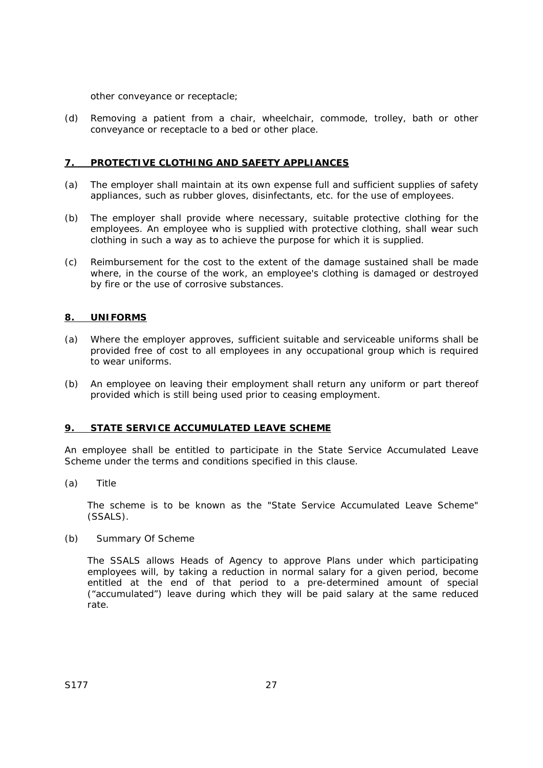other conveyance or receptacle;

(d) Removing a patient from a chair, wheelchair, commode, trolley, bath or other conveyance or receptacle to a bed or other place.

## 7. PROTECTIVE CLOTHING AND SAFETY APPLIANCES

(a) The employer shall maintain at its own expense full and sufficient supplies of safety appliances, such as rubber gloves, disinfectants, etc. for the use of employees.

(b) The employer shall provide where necessary, suitable protective clothing for the employees. An employee who is supplied with protective clothing, shall wear such clothing in such a way as to achieve the purpose for which it is supplied.

(c) Reimbursement for the cost to the extent of the damage sustained shall be made where, in the course of the work, an employee's clothing is damaged or destroyed by fire or the use of corrosive substances.

## 8. UNIFORMS

(a) Where the employer approves, sufficient suitable and serviceable uniforms shall be provided free of cost to all employees in any occupational group which is required to wear uniforms.

(b) An employee on leaving their employment shall return any uniform or part thereof provided which is still being used prior to ceasing employment.

## 9. STATE SERVICE ACCUMULATED LEAVE SCHEME

An employee shall be entitled to participate in the State Service Accumulated Leave Scheme under the terms and conditions specified in this clause.

(a) Title

The scheme is to be known as the "State Service Accumulated Leave Scheme" (SSALS).

(b) Summary Of Scheme

The SSALS allows Heads of Agency to approve Plans under which participating employees will, by taking a reduction in normal salary for a given period, become entitled at the end of that period to a pre-determined amount of special ("accumulated") leave during which they will be paid salary at the same reduced rate.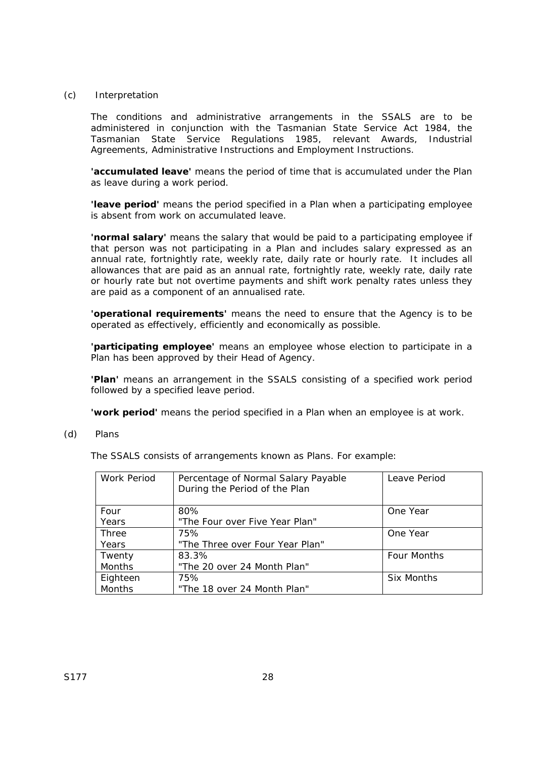(c) Interpretation

The conditions and administrative arrangements in the SSALS are to be administered in conjunction with the Tasmanian State Service Act 1984, the Tasmanian State Service Regulations 1985, relevant Awards, Industrial Agreements, Administrative Instructions and Employment Instructions.

**'accumulated leave'** means the period of time that is accumulated under the Plan as leave during a work period.

**'leave period'** means the period specified in a Plan when a participating employee is absent from work on accumulated leave.

**'normal salary'** means the salary that would be paid to a participating employee if that person was not participating in a Plan and includes salary expressed as an annual rate, fortnightly rate, weekly rate, daily rate or hourly rate. It includes all allowances that are paid as an annual rate, fortnightly rate, weekly rate, daily rate or hourly rate but not overtime payments and shift work penalty rates unless they are paid as a component of an annualised rate.

**'operational requirements'** means the need to ensure that the Agency is to be operated as effectively, efficiently and economically as possible.

**'participating employee'** means an employee whose election to participate in a Plan has been approved by their Head of Agency.

**'Plan'** means an arrangement in the SSALS consisting of a specified work period followed by a specified leave period.

**'work period'** means the period specified in a Plan when an employee is at work.

(d) Plans

The SSALS consists of arrangements known as Plans. For example:

| Work Period | Percentage of Normal Salary Payable During the Period of the Plan | Leave Period |
|---|---|---|
| Four Years | 80% "The Four over Five Year Plan" | One Year |
| Three Years | 75% "The Three over Four Year Plan" | One Year |
| Twenty Months | 83.3% "The 20 over 24 Month Plan" | Four Months |
| Eighteen Months | 75% "The 18 over 24 Month Plan" | Six Months |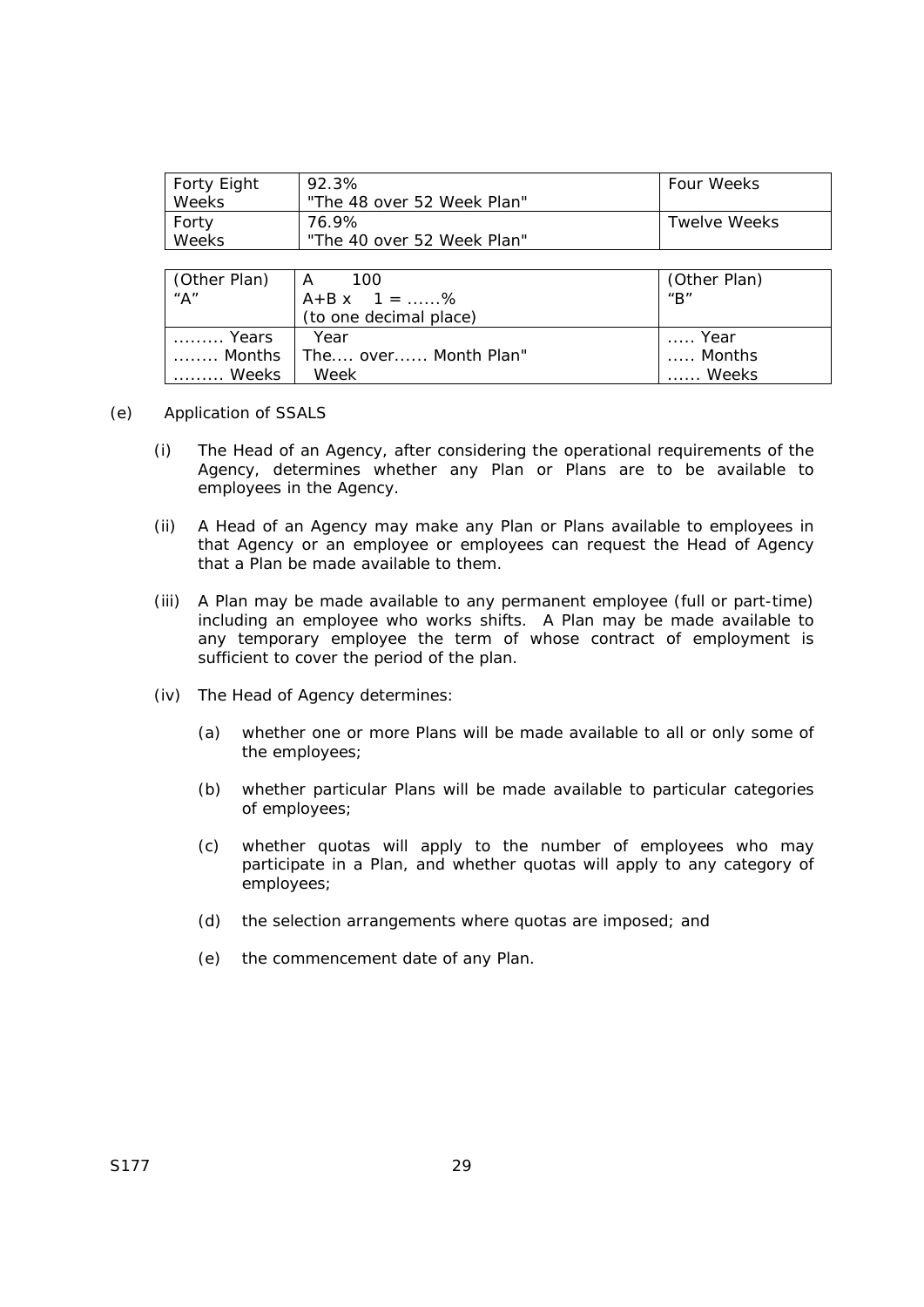| Forty Eight Weeks | 92.3% "The 48 over 52 Week Plan" | Four Weeks |
|---|---|---|
| Forty Weeks | 76.9% "The 40 over 52 Week Plan" | Twelve Weeks |

| (Other Plan) "A" | A 100 A+B x 1 = ......% (to one decimal place) | (Other Plan) "B" |
|---|---|---|
| ......... Years ........ Months ......... Weeks | Year The.... over...... Month Plan" Week | ..... Year ..... Months ...... Weeks |

(e) Application of SSALS

(i) The Head of an Agency, after considering the operational requirements of the Agency, determines whether any Plan or Plans are to be available to employees in the Agency.

(ii) A Head of an Agency may make any Plan or Plans available to employees in that Agency or an employee or employees can request the Head of Agency that a Plan be made available to them.

(iii) A Plan may be made available to any permanent employee (full or part-time) including an employee who works shifts. A Plan may be made available to any temporary employee the term of whose contract of employment is sufficient to cover the period of the plan.

(iv) The Head of Agency determines:

(a) whether one or more Plans will be made available to all or only some of the employees;

(b) whether particular Plans will be made available to particular categories of employees;

(c) whether quotas will apply to the number of employees who may participate in a Plan, and whether quotas will apply to any category of employees;

(d) the selection arrangements where quotas are imposed; and

(e) the commencement date of any Plan.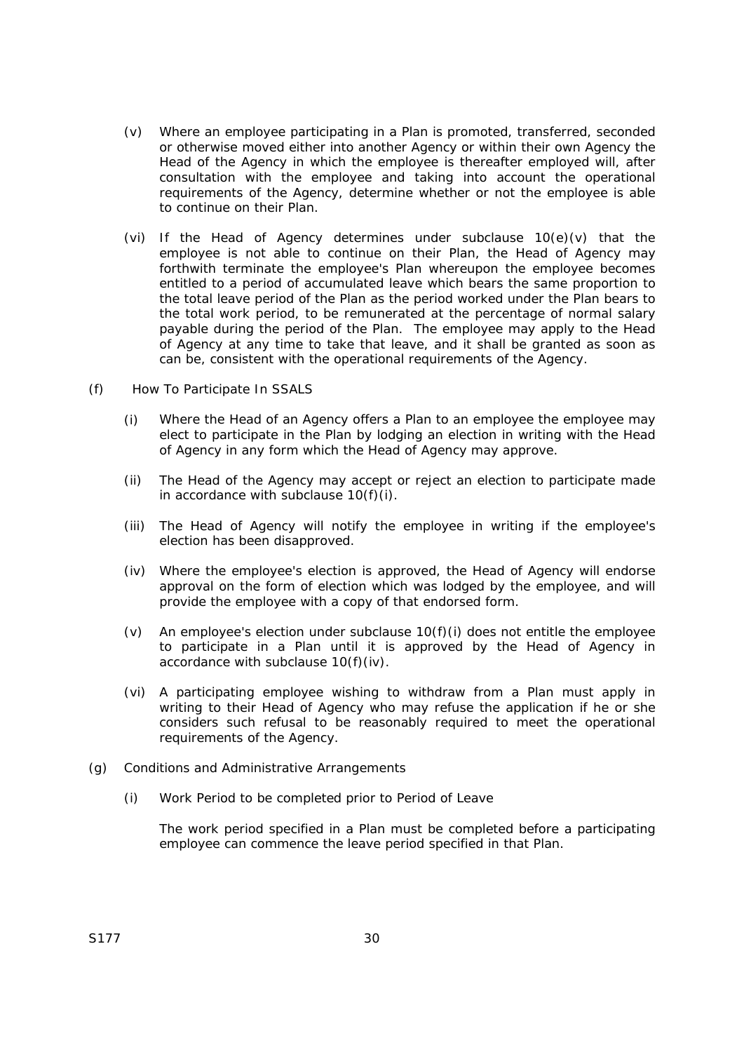(v) Where an employee participating in a Plan is promoted, transferred, seconded or otherwise moved either into another Agency or within their own Agency the Head of the Agency in which the employee is thereafter employed will, after consultation with the employee and taking into account the operational requirements of the Agency, determine whether or not the employee is able to continue on their Plan.

(vi) If the Head of Agency determines under subclause 10(e)(v) that the employee is not able to continue on their Plan, the Head of Agency may forthwith terminate the employee's Plan whereupon the employee becomes entitled to a period of accumulated leave which bears the same proportion to the total leave period of the Plan as the period worked under the Plan bears to the total work period, to be remunerated at the percentage of normal salary payable during the period of the Plan. The employee may apply to the Head of Agency at any time to take that leave, and it shall be granted as soon as can be, consistent with the operational requirements of the Agency.

(f) How To Participate In SSALS

(i) Where the Head of an Agency offers a Plan to an employee the employee may elect to participate in the Plan by lodging an election in writing with the Head of Agency in any form which the Head of Agency may approve.

(ii) The Head of the Agency may accept or reject an election to participate made in accordance with subclause 10(f)(i).

(iii) The Head of Agency will notify the employee in writing if the employee's election has been disapproved.

(iv) Where the employee's election is approved, the Head of Agency will endorse approval on the form of election which was lodged by the employee, and will provide the employee with a copy of that endorsed form.

(v) An employee's election under subclause 10(f)(i) does not entitle the employee to participate in a Plan until it is approved by the Head of Agency in accordance with subclause 10(f)(iv).

(vi) A participating employee wishing to withdraw from a Plan must apply in writing to their Head of Agency who may refuse the application if he or she considers such refusal to be reasonably required to meet the operational requirements of the Agency.

(g) Conditions and Administrative Arrangements

(i) Work Period to be completed prior to Period of Leave

The work period specified in a Plan must be completed before a participating employee can commence the leave period specified in that Plan.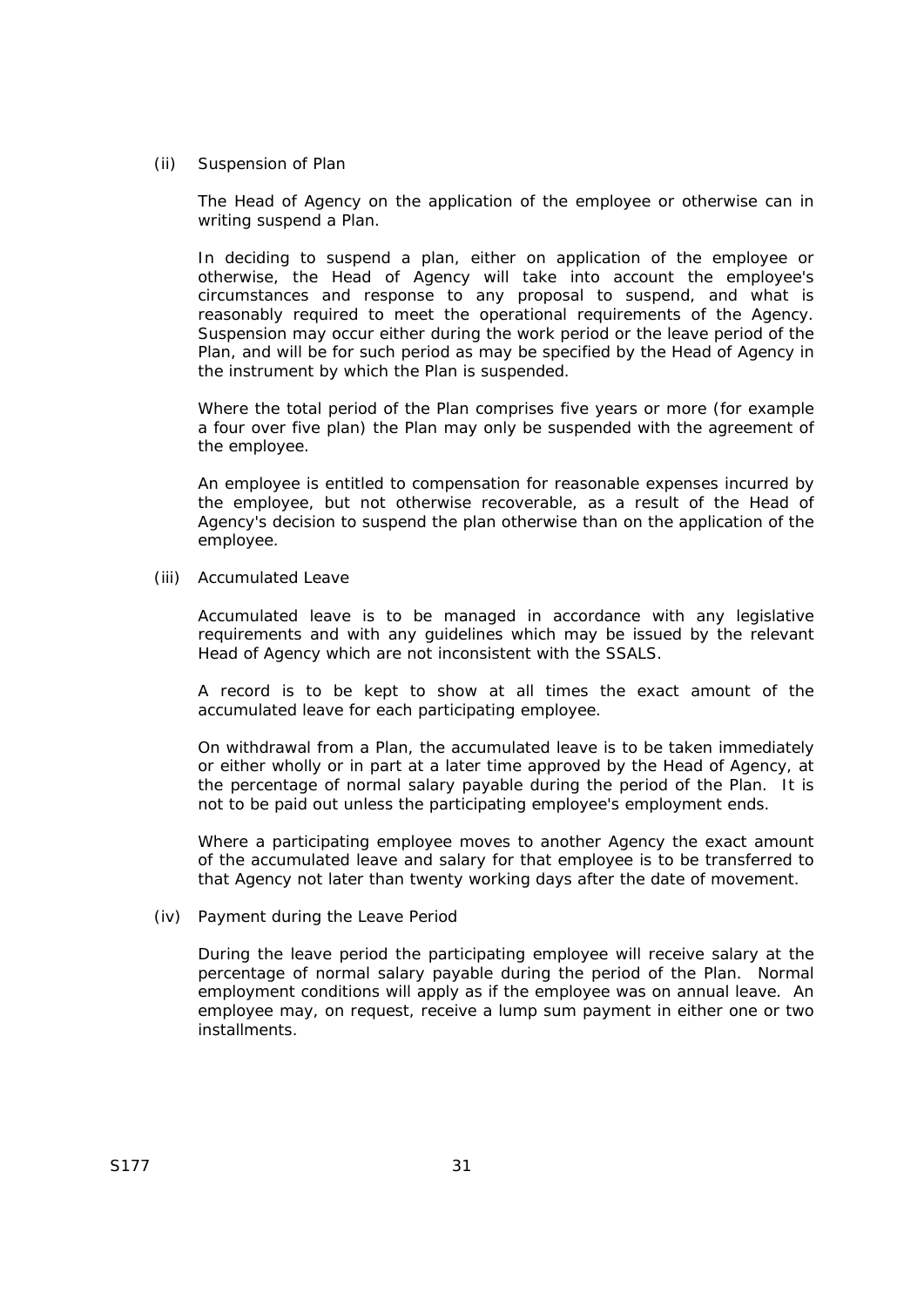(ii) Suspension of Plan

The Head of Agency on the application of the employee or otherwise can in writing suspend a Plan.

In deciding to suspend a plan, either on application of the employee or otherwise, the Head of Agency will take into account the employee's circumstances and response to any proposal to suspend, and what is reasonably required to meet the operational requirements of the Agency. Suspension may occur either during the work period or the leave period of the Plan, and will be for such period as may be specified by the Head of Agency in the instrument by which the Plan is suspended.

Where the total period of the Plan comprises five years or more (for example a four over five plan) the Plan may only be suspended with the agreement of the employee.

An employee is entitled to compensation for reasonable expenses incurred by the employee, but not otherwise recoverable, as a result of the Head of Agency's decision to suspend the plan otherwise than on the application of the employee.

(iii) Accumulated Leave

Accumulated leave is to be managed in accordance with any legislative requirements and with any guidelines which may be issued by the relevant Head of Agency which are not inconsistent with the SSALS.

A record is to be kept to show at all times the exact amount of the accumulated leave for each participating employee.

On withdrawal from a Plan, the accumulated leave is to be taken immediately or either wholly or in part at a later time approved by the Head of Agency, at the percentage of normal salary payable during the period of the Plan. It is not to be paid out unless the participating employee's employment ends.

Where a participating employee moves to another Agency the exact amount of the accumulated leave and salary for that employee is to be transferred to that Agency not later than twenty working days after the date of movement.

(iv) Payment during the Leave Period

During the leave period the participating employee will receive salary at the percentage of normal salary payable during the period of the Plan. Normal employment conditions will apply as if the employee was on annual leave. An employee may, on request, receive a lump sum payment in either one or two installments.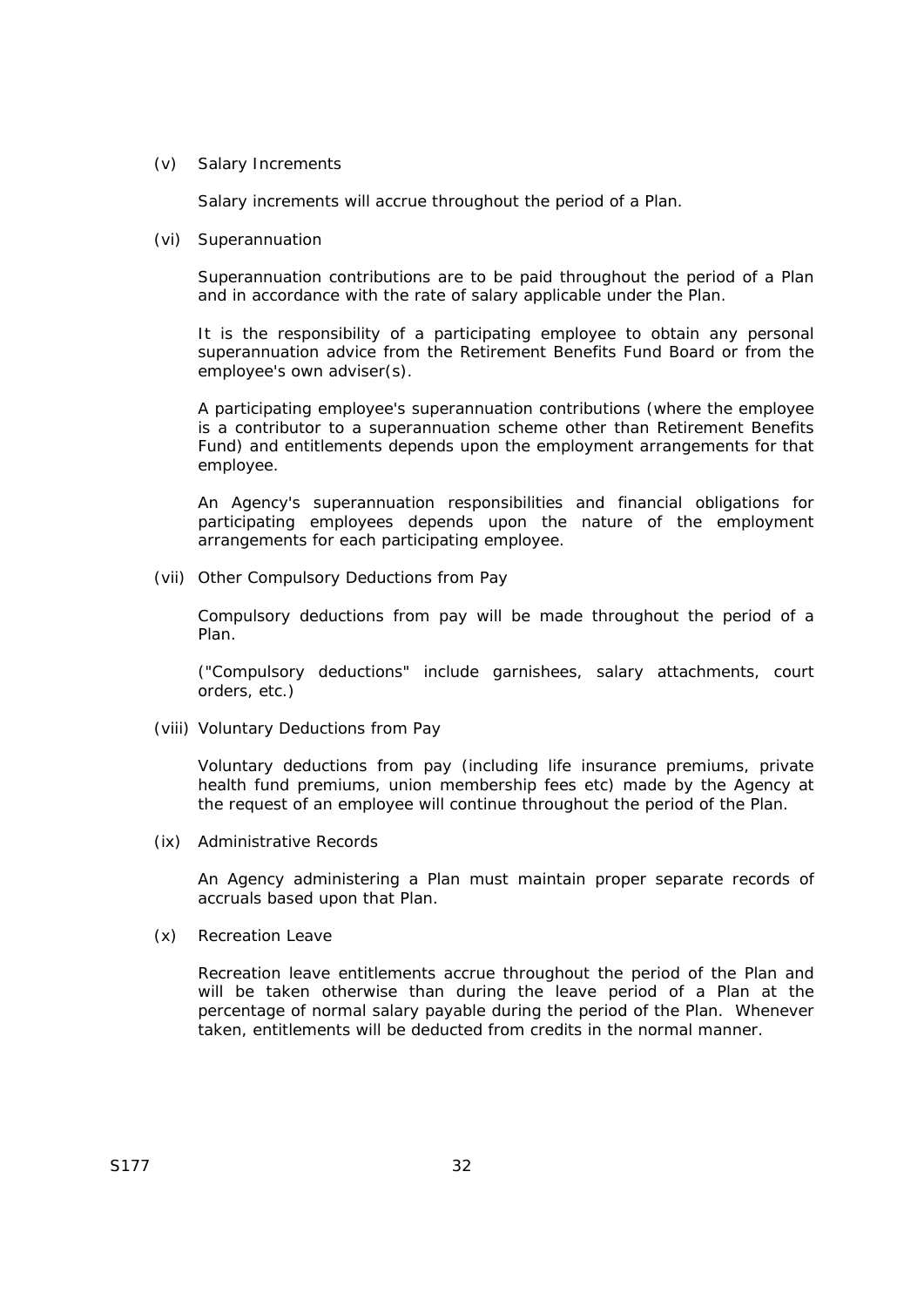(v) Salary Increments

Salary increments will accrue throughout the period of a Plan.

(vi) Superannuation

Superannuation contributions are to be paid throughout the period of a Plan and in accordance with the rate of salary applicable under the Plan.

It is the responsibility of a participating employee to obtain any personal superannuation advice from the Retirement Benefits Fund Board or from the employee's own adviser(s).

A participating employee's superannuation contributions (where the employee is a contributor to a superannuation scheme other than Retirement Benefits Fund) and entitlements depends upon the employment arrangements for that employee.

An Agency's superannuation responsibilities and financial obligations for participating employees depends upon the nature of the employment arrangements for each participating employee.

(vii) Other Compulsory Deductions from Pay

Compulsory deductions from pay will be made throughout the period of a Plan.

("Compulsory deductions" include garnishees, salary attachments, court orders, etc.)

(viii) Voluntary Deductions from Pay

Voluntary deductions from pay (including life insurance premiums, private health fund premiums, union membership fees etc) made by the Agency at the request of an employee will continue throughout the period of the Plan.

(ix) Administrative Records

An Agency administering a Plan must maintain proper separate records of accruals based upon that Plan.

(x) Recreation Leave

Recreation leave entitlements accrue throughout the period of the Plan and will be taken otherwise than during the leave period of a Plan at the percentage of normal salary payable during the period of the Plan. Whenever taken, entitlements will be deducted from credits in the normal manner.

S177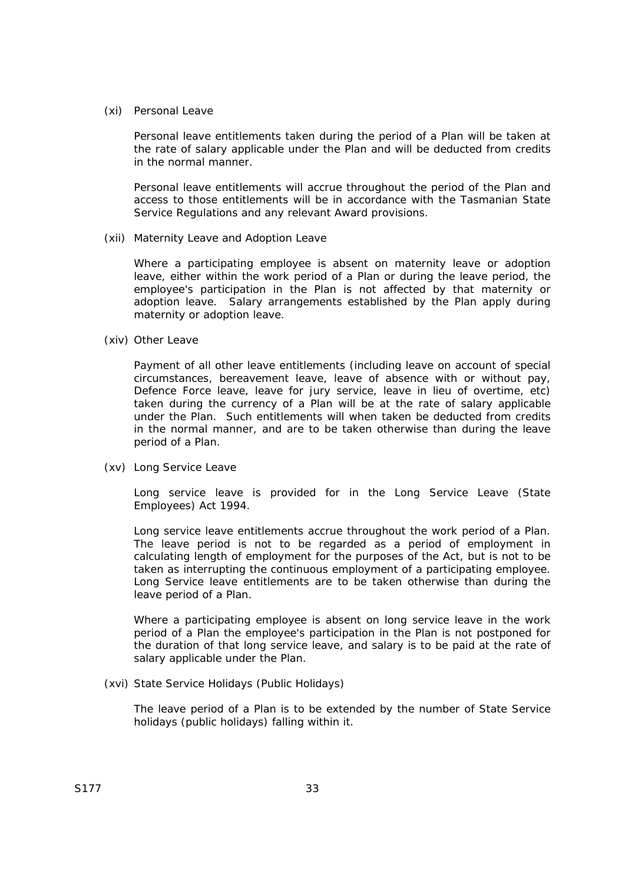(xi) Personal Leave

Personal leave entitlements taken during the period of a Plan will be taken at the rate of salary applicable under the Plan and will be deducted from credits in the normal manner.

Personal leave entitlements will accrue throughout the period of the Plan and access to those entitlements will be in accordance with the Tasmanian State Service Regulations and any relevant Award provisions.

(xii) Maternity Leave and Adoption Leave

Where a participating employee is absent on maternity leave or adoption leave, either within the work period of a Plan or during the leave period, the employee's participation in the Plan is not affected by that maternity or adoption leave. Salary arrangements established by the Plan apply during maternity or adoption leave.

(xiv) Other Leave

Payment of all other leave entitlements (including leave on account of special circumstances, bereavement leave, leave of absence with or without pay, Defence Force leave, leave for jury service, leave in lieu of overtime, etc) taken during the currency of a Plan will be at the rate of salary applicable under the Plan. Such entitlements will when taken be deducted from credits in the normal manner, and are to be taken otherwise than during the leave period of a Plan.

(xv) Long Service Leave

Long service leave is provided for in the Long Service Leave (State Employees) Act 1994.

Long service leave entitlements accrue throughout the work period of a Plan. The leave period is not to be regarded as a period of employment in calculating length of employment for the purposes of the Act, but is not to be taken as interrupting the continuous employment of a participating employee. Long Service leave entitlements are to be taken otherwise than during the leave period of a Plan.

Where a participating employee is absent on long service leave in the work period of a Plan the employee's participation in the Plan is not postponed for the duration of that long service leave, and salary is to be paid at the rate of salary applicable under the Plan.

(xvi) State Service Holidays (Public Holidays)

The leave period of a Plan is to be extended by the number of State Service holidays (public holidays) falling within it.

S177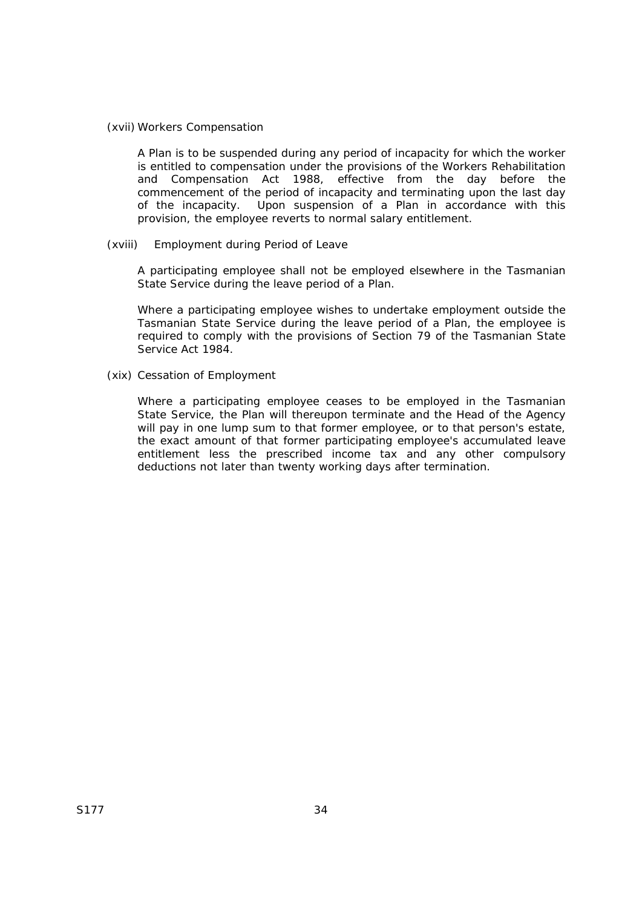(xvii) Workers Compensation

A Plan is to be suspended during any period of incapacity for which the worker is entitled to compensation under the provisions of the Workers Rehabilitation and Compensation Act 1988, effective from the day before the commencement of the period of incapacity and terminating upon the last day of the incapacity. Upon suspension of a Plan in accordance with this provision, the employee reverts to normal salary entitlement.

(xviii) Employment during Period of Leave

A participating employee shall not be employed elsewhere in the Tasmanian State Service during the leave period of a Plan.

Where a participating employee wishes to undertake employment outside the Tasmanian State Service during the leave period of a Plan, the employee is required to comply with the provisions of Section 79 of the Tasmanian State Service Act 1984.

(xix) Cessation of Employment

Where a participating employee ceases to be employed in the Tasmanian State Service, the Plan will thereupon terminate and the Head of the Agency will pay in one lump sum to that former employee, or to that person's estate, the exact amount of that former participating employee's accumulated leave entitlement less the prescribed income tax and any other compulsory deductions not later than twenty working days after termination.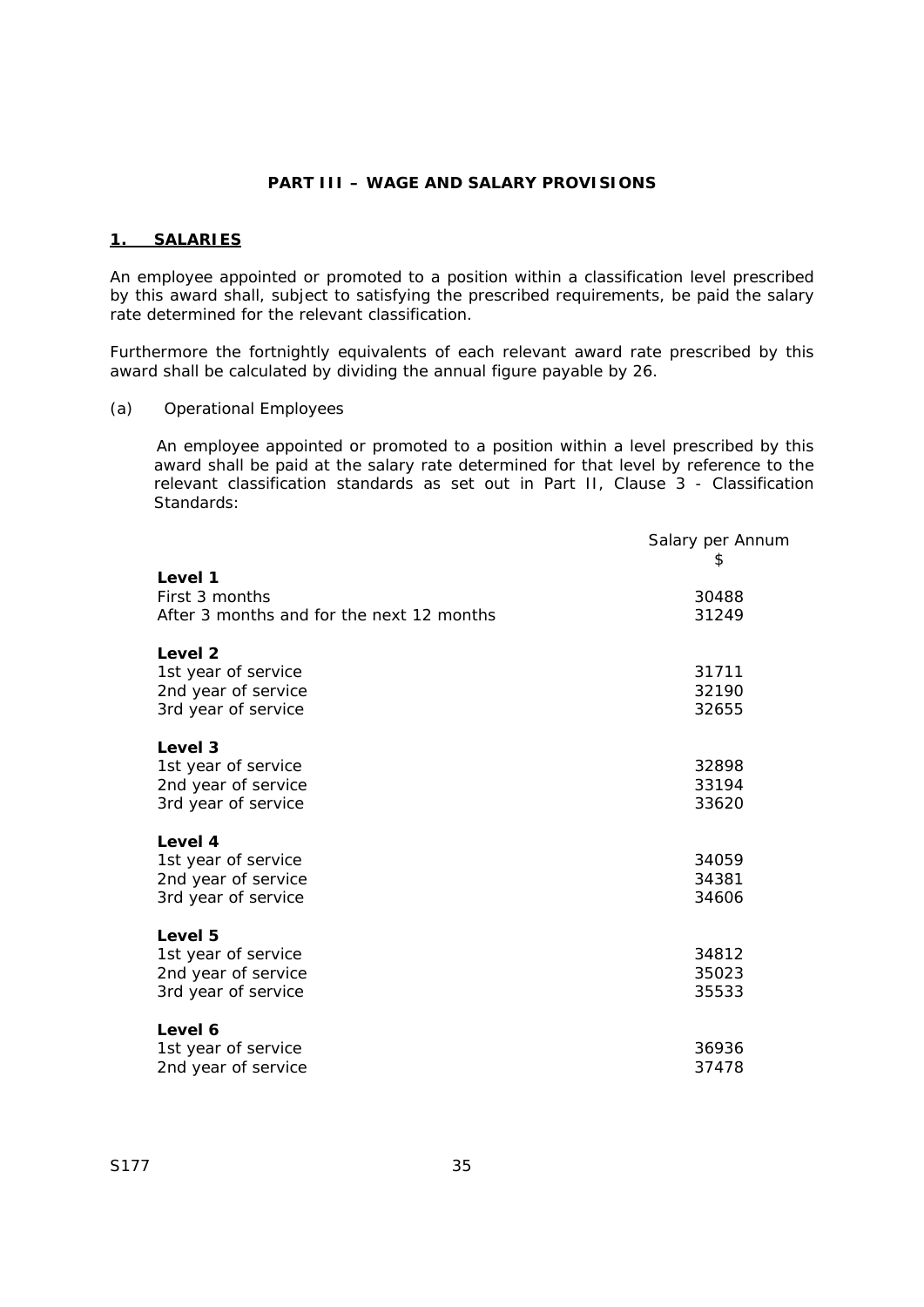## PART III – WAGE AND SALARY PROVISIONS

### 1. SALARIES

An employee appointed or promoted to a position within a classification level prescribed by this award shall, subject to satisfying the prescribed requirements, be paid the salary rate determined for the relevant classification.

Furthermore the fortnightly equivalents of each relevant award rate prescribed by this award shall be calculated by dividing the annual figure payable by 26.

(a) Operational Employees

An employee appointed or promoted to a position within a level prescribed by this award shall be paid at the salary rate determined for that level by reference to the relevant classification standards as set out in Part II, Clause 3 - Classification Standards:

| | Salary per Annum $ |
|---|---|
| **Level 1** | |
| First 3 months | 30488 |
| After 3 months and for the next 12 months | 31249 |
| **Level 2** | |
| 1st year of service | 31711 |
| 2nd year of service | 32190 |
| 3rd year of service | 32655 |
| **Level 3** | |
| 1st year of service | 32898 |
| 2nd year of service | 33194 |
| 3rd year of service | 33620 |
| **Level 4** | |
| 1st year of service | 34059 |
| 2nd year of service | 34381 |
| 3rd year of service | 34606 |
| **Level 5** | |
| 1st year of service | 34812 |
| 2nd year of service | 35023 |
| 3rd year of service | 35533 |
| **Level 6** | |
| 1st year of service | 36936 |
| 2nd year of service | 37478 |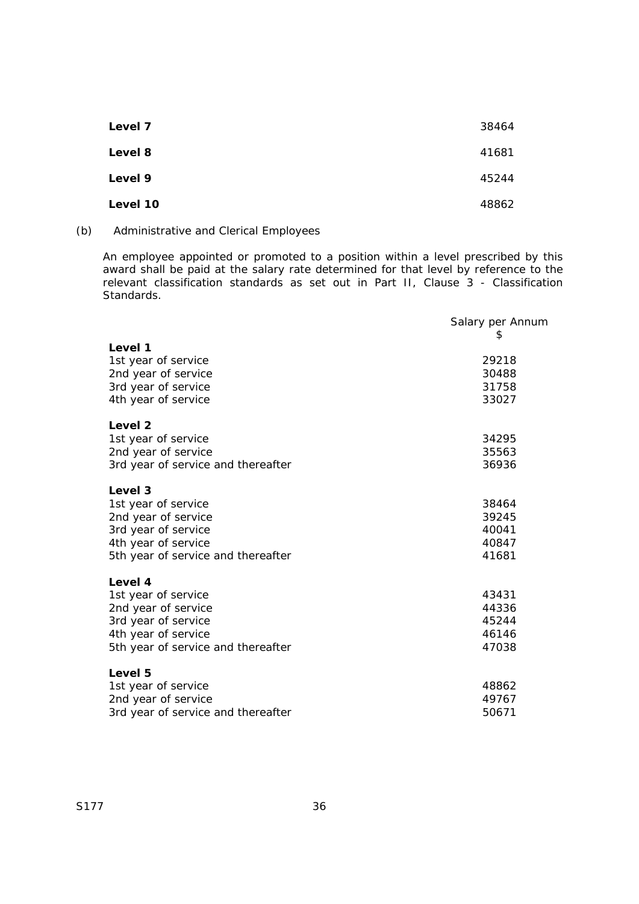| | |
|---|---|
| **Level 7** | 38464 |
| **Level 8** | 41681 |
| **Level 9** | 45244 |
| **Level 10** | 48862 |

(b) Administrative and Clerical Employees

An employee appointed or promoted to a position within a level prescribed by this award shall be paid at the salary rate determined for that level by reference to the relevant classification standards as set out in Part II, Clause 3 - Classification Standards.

| | Salary per Annum $ |
|---|---|
| **Level 1** | |
| 1st year of service | 29218 |
| 2nd year of service | 30488 |
| 3rd year of service | 31758 |
| 4th year of service | 33027 |
| **Level 2** | |
| 1st year of service | 34295 |
| 2nd year of service | 35563 |
| 3rd year of service and thereafter | 36936 |
| **Level 3** | |
| 1st year of service | 38464 |
| 2nd year of service | 39245 |
| 3rd year of service | 40041 |
| 4th year of service | 40847 |
| 5th year of service and thereafter | 41681 |
| **Level 4** | |
| 1st year of service | 43431 |
| 2nd year of service | 44336 |
| 3rd year of service | 45244 |
| 4th year of service | 46146 |
| 5th year of service and thereafter | 47038 |
| **Level 5** | |
| 1st year of service | 48862 |
| 2nd year of service | 49767 |
| 3rd year of service and thereafter | 50671 |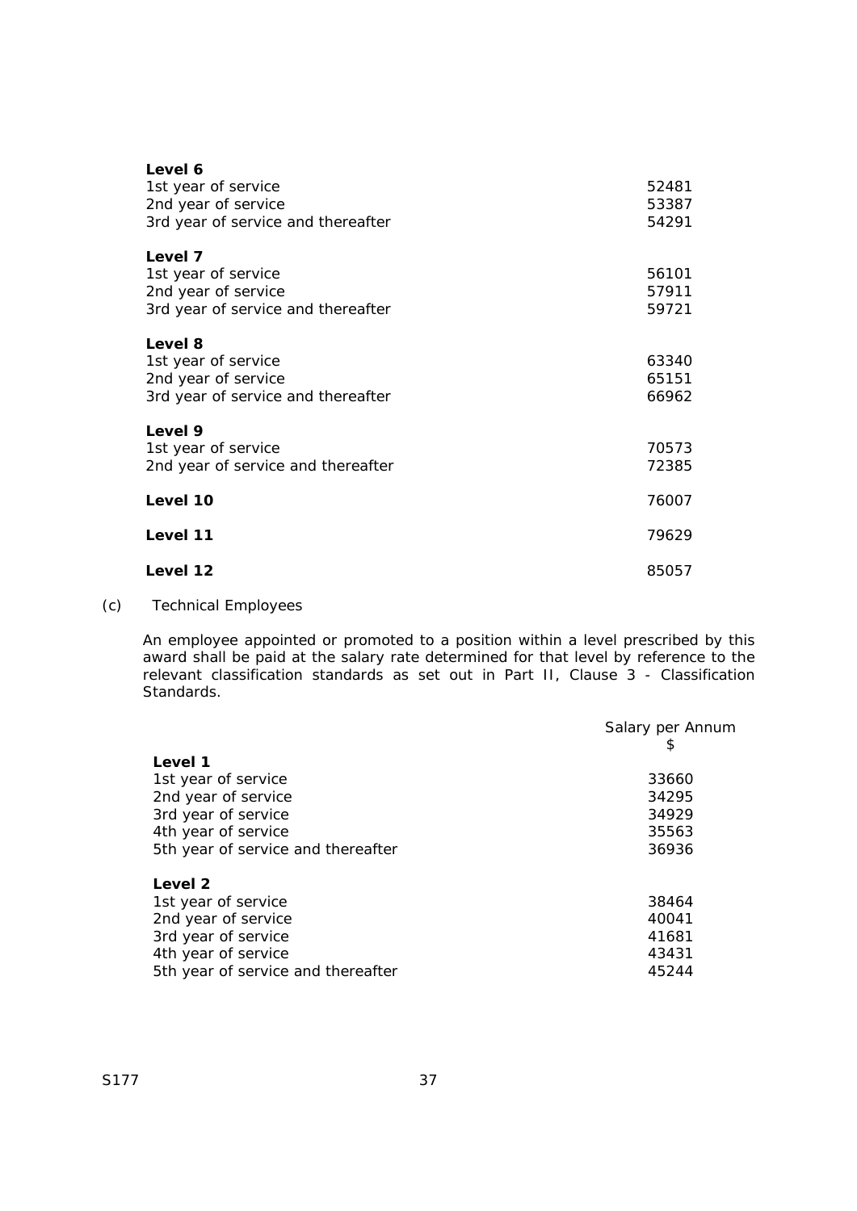| | |
|---|---|
| **Level 6** | |
| 1st year of service | 52481 |
| 2nd year of service | 53387 |
| 3rd year of service and thereafter | 54291 |
| **Level 7** | |
| 1st year of service | 56101 |
| 2nd year of service | 57911 |
| 3rd year of service and thereafter | 59721 |
| **Level 8** | |
| 1st year of service | 63340 |
| 2nd year of service | 65151 |
| 3rd year of service and thereafter | 66962 |
| **Level 9** | |
| 1st year of service | 70573 |
| 2nd year of service and thereafter | 72385 |
| **Level 10** | 76007 |
| **Level 11** | 79629 |
| **Level 12** | 85057 |

(c) Technical Employees

An employee appointed or promoted to a position within a level prescribed by this award shall be paid at the salary rate determined for that level by reference to the relevant classification standards as set out in Part II, Clause 3 - Classification Standards.

| | Salary per Annum $ |
|---|---|
| **Level 1** | |
| 1st year of service | 33660 |
| 2nd year of service | 34295 |
| 3rd year of service | 34929 |
| 4th year of service | 35563 |
| 5th year of service and thereafter | 36936 |
| **Level 2** | |
| 1st year of service | 38464 |
| 2nd year of service | 40041 |
| 3rd year of service | 41681 |
| 4th year of service | 43431 |
| 5th year of service and thereafter | 45244 |

S177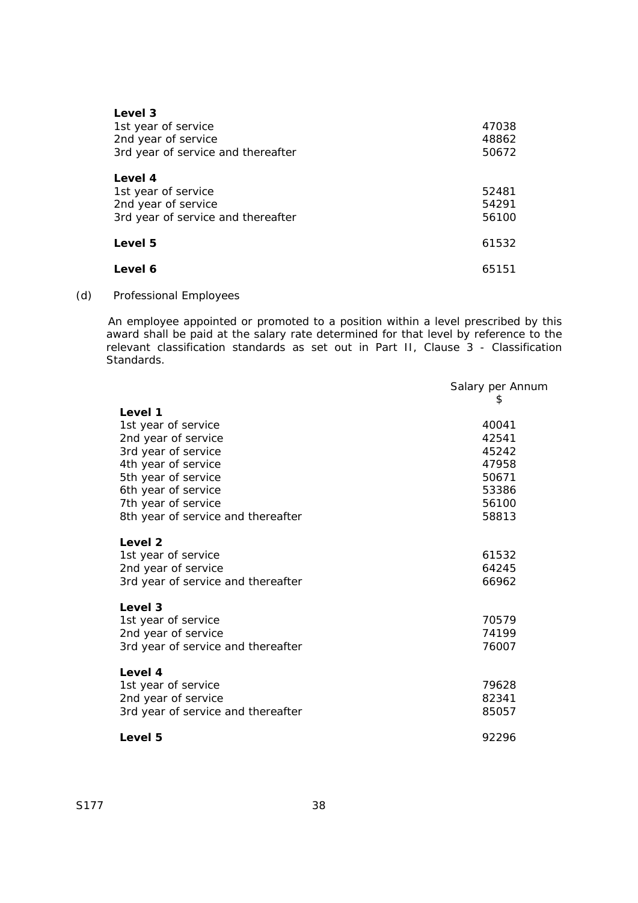| | |
|---|---|
| **Level 3** | |
| 1st year of service | 47038 |
| 2nd year of service | 48862 |
| 3rd year of service and thereafter | 50672 |
| **Level 4** | |
| 1st year of service | 52481 |
| 2nd year of service | 54291 |
| 3rd year of service and thereafter | 56100 |
| **Level 5** | 61532 |
| **Level 6** | 65151 |

(d) Professional Employees

An employee appointed or promoted to a position within a level prescribed by this award shall be paid at the salary rate determined for that level by reference to the relevant classification standards as set out in Part II, Clause 3 - Classification Standards.

| | Salary per Annum $ |
|---|---|
| **Level 1** | |
| 1st year of service | 40041 |
| 2nd year of service | 42541 |
| 3rd year of service | 45242 |
| 4th year of service | 47958 |
| 5th year of service | 50671 |
| 6th year of service | 53386 |
| 7th year of service | 56100 |
| 8th year of service and thereafter | 58813 |
| **Level 2** | |
| 1st year of service | 61532 |
| 2nd year of service | 64245 |
| 3rd year of service and thereafter | 66962 |
| **Level 3** | |
| 1st year of service | 70579 |
| 2nd year of service | 74199 |
| 3rd year of service and thereafter | 76007 |
| **Level 4** | |
| 1st year of service | 79628 |
| 2nd year of service | 82341 |
| 3rd year of service and thereafter | 85057 |
| **Level 5** | 92296 |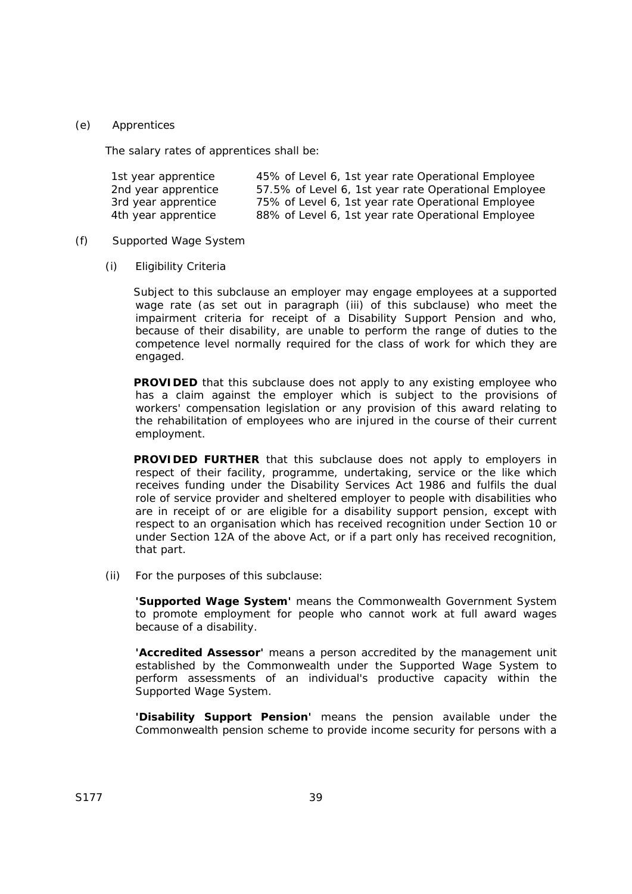(e) Apprentices

The salary rates of apprentices shall be:

| | |
|---|---|
| 1st year apprentice | 45% of Level 6, 1st year rate Operational Employee |
| 2nd year apprentice | 57.5% of Level 6, 1st year rate Operational Employee |
| 3rd year apprentice | 75% of Level 6, 1st year rate Operational Employee |
| 4th year apprentice | 88% of Level 6, 1st year rate Operational Employee |

(f) Supported Wage System

(i) Eligibility Criteria

Subject to this subclause an employer may engage employees at a supported wage rate (as set out in paragraph (iii) of this subclause) who meet the impairment criteria for receipt of a Disability Support Pension and who, because of their disability, are unable to perform the range of duties to the competence level normally required for the class of work for which they are engaged.

**PROVIDED** that this subclause does not apply to any existing employee who has a claim against the employer which is subject to the provisions of workers' compensation legislation or any provision of this award relating to the rehabilitation of employees who are injured in the course of their current employment.

**PROVIDED FURTHER** that this subclause does not apply to employers in respect of their facility, programme, undertaking, service or the like which receives funding under the Disability Services Act 1986 and fulfils the dual role of service provider and sheltered employer to people with disabilities who are in receipt of or are eligible for a disability support pension, except with respect to an organisation which has received recognition under Section 10 or under Section 12A of the above Act, or if a part only has received recognition, that part.

(ii) For the purposes of this subclause:

**'Supported Wage System'** means the Commonwealth Government System to promote employment for people who cannot work at full award wages because of a disability.

**'Accredited Assessor'** means a person accredited by the management unit established by the Commonwealth under the Supported Wage System to perform assessments of an individual's productive capacity within the Supported Wage System.

**'Disability Support Pension'** means the pension available under the Commonwealth pension scheme to provide income security for persons with a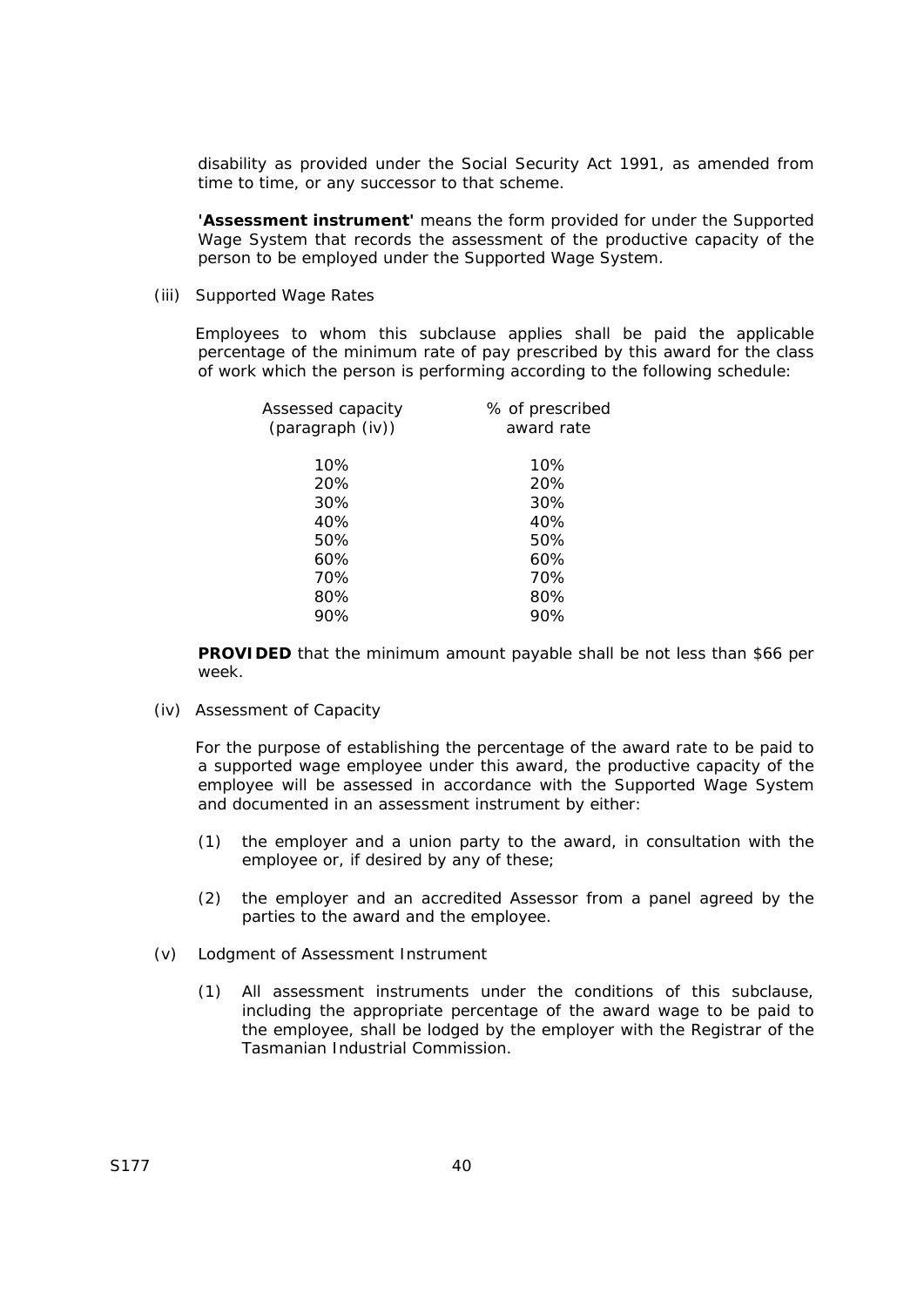disability as provided under the Social Security Act 1991, as amended from time to time, or any successor to that scheme.

**'Assessment instrument'** means the form provided for under the Supported Wage System that records the assessment of the productive capacity of the person to be employed under the Supported Wage System.

(iii) Supported Wage Rates

Employees to whom this subclause applies shall be paid the applicable percentage of the minimum rate of pay prescribed by this award for the class of work which the person is performing according to the following schedule:

| Assessed capacity (paragraph (iv)) | % of prescribed award rate |
|---|---|
| 10% | 10% |
| 20% | 20% |
| 30% | 30% |
| 40% | 40% |
| 50% | 50% |
| 60% | 60% |
| 70% | 70% |
| 80% | 80% |
| 90% | 90% |

**PROVIDED** that the minimum amount payable shall be not less than $66 per week.

(iv) Assessment of Capacity

For the purpose of establishing the percentage of the award rate to be paid to a supported wage employee under this award, the productive capacity of the employee will be assessed in accordance with the Supported Wage System and documented in an assessment instrument by either:

(1) the employer and a union party to the award, in consultation with the employee or, if desired by any of these;

(2) the employer and an accredited Assessor from a panel agreed by the parties to the award and the employee.

(v) Lodgment of Assessment Instrument

(1) All assessment instruments under the conditions of this subclause, including the appropriate percentage of the award wage to be paid to the employee, shall be lodged by the employer with the Registrar of the Tasmanian Industrial Commission.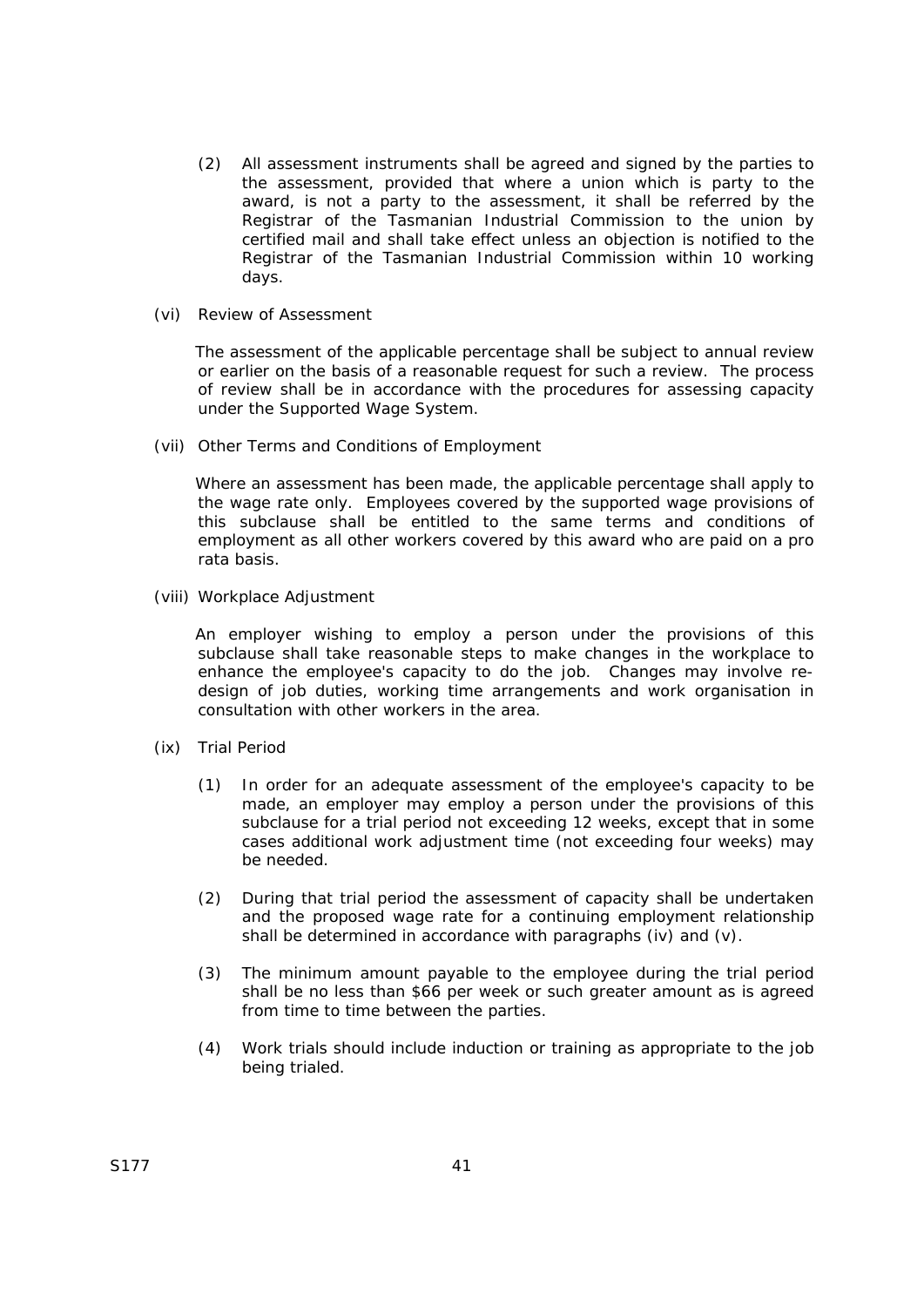(2) All assessment instruments shall be agreed and signed by the parties to the assessment, provided that where a union which is party to the award, is not a party to the assessment, it shall be referred by the Registrar of the Tasmanian Industrial Commission to the union by certified mail and shall take effect unless an objection is notified to the Registrar of the Tasmanian Industrial Commission within 10 working days.

(vi) Review of Assessment

The assessment of the applicable percentage shall be subject to annual review or earlier on the basis of a reasonable request for such a review. The process of review shall be in accordance with the procedures for assessing capacity under the Supported Wage System.

(vii) Other Terms and Conditions of Employment

Where an assessment has been made, the applicable percentage shall apply to the wage rate only. Employees covered by the supported wage provisions of this subclause shall be entitled to the same terms and conditions of employment as all other workers covered by this award who are paid on a pro rata basis.

(viii) Workplace Adjustment

An employer wishing to employ a person under the provisions of this subclause shall take reasonable steps to make changes in the workplace to enhance the employee's capacity to do the job. Changes may involve re-design of job duties, working time arrangements and work organisation in consultation with other workers in the area.

(ix) Trial Period

(1) In order for an adequate assessment of the employee's capacity to be made, an employer may employ a person under the provisions of this subclause for a trial period not exceeding 12 weeks, except that in some cases additional work adjustment time (not exceeding four weeks) may be needed.

(2) During that trial period the assessment of capacity shall be undertaken and the proposed wage rate for a continuing employment relationship shall be determined in accordance with paragraphs (iv) and (v).

(3) The minimum amount payable to the employee during the trial period shall be no less than $66 per week or such greater amount as is agreed from time to time between the parties.

(4) Work trials should include induction or training as appropriate to the job being trialed.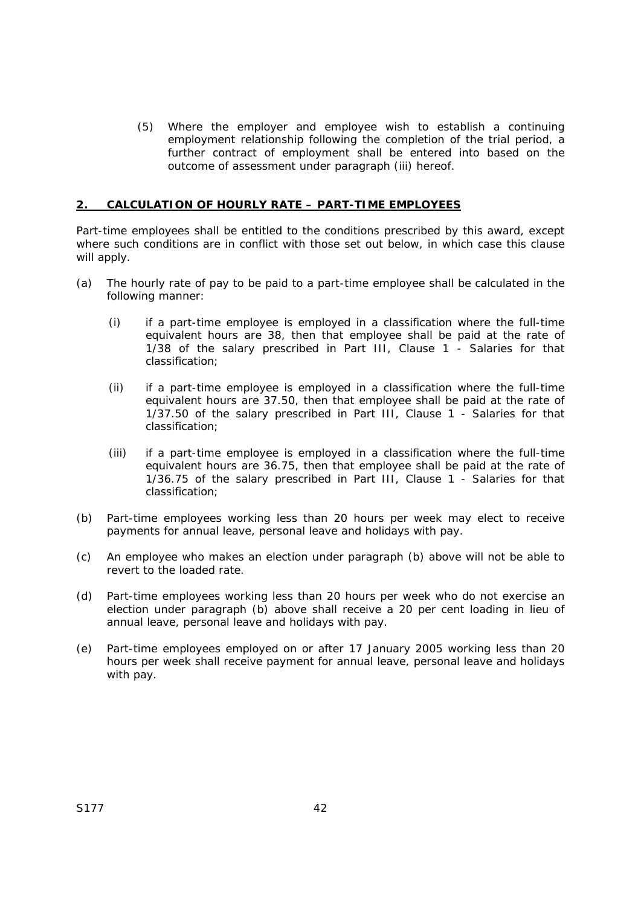(5) Where the employer and employee wish to establish a continuing employment relationship following the completion of the trial period, a further contract of employment shall be entered into based on the outcome of assessment under paragraph (iii) hereof.

## 2. CALCULATION OF HOURLY RATE – PART-TIME EMPLOYEES

Part-time employees shall be entitled to the conditions prescribed by this award, except where such conditions are in conflict with those set out below, in which case this clause will apply.

(a) The hourly rate of pay to be paid to a part-time employee shall be calculated in the following manner:

   (i) if a part-time employee is employed in a classification where the full-time equivalent hours are 38, then that employee shall be paid at the rate of 1/38 of the salary prescribed in Part III, Clause 1 - Salaries for that classification;

   (ii) if a part-time employee is employed in a classification where the full-time equivalent hours are 37.50, then that employee shall be paid at the rate of 1/37.50 of the salary prescribed in Part III, Clause 1 - Salaries for that classification;

   (iii) if a part-time employee is employed in a classification where the full-time equivalent hours are 36.75, then that employee shall be paid at the rate of 1/36.75 of the salary prescribed in Part III, Clause 1 - Salaries for that classification;

(b) Part-time employees working less than 20 hours per week may elect to receive payments for annual leave, personal leave and holidays with pay.

(c) An employee who makes an election under paragraph (b) above will not be able to revert to the loaded rate.

(d) Part-time employees working less than 20 hours per week who do not exercise an election under paragraph (b) above shall receive a 20 per cent loading in lieu of annual leave, personal leave and holidays with pay.

(e) Part-time employees employed on or after 17 January 2005 working less than 20 hours per week shall receive payment for annual leave, personal leave and holidays with pay.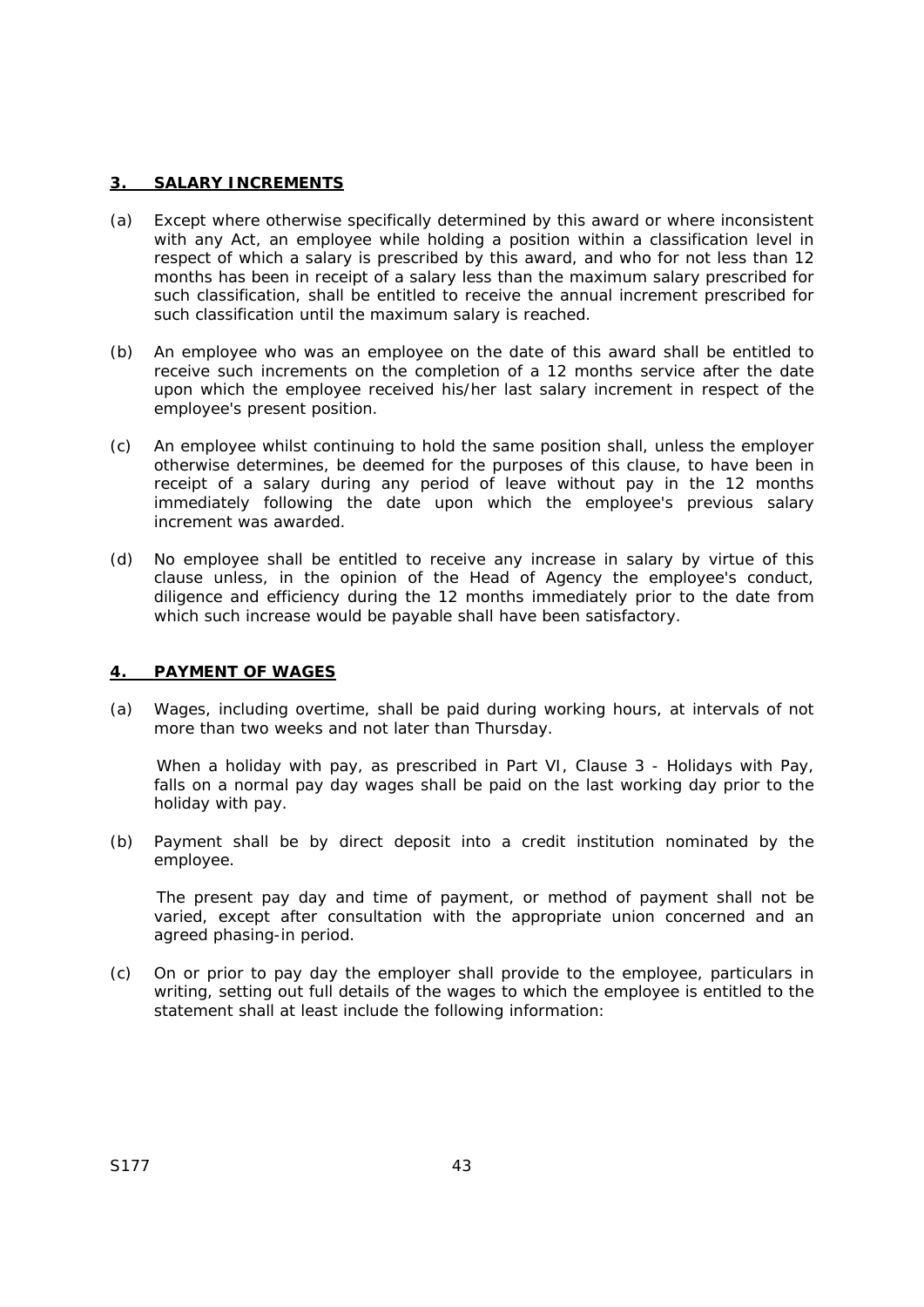## 3. SALARY INCREMENTS

(a) Except where otherwise specifically determined by this award or where inconsistent with any Act, an employee while holding a position within a classification level in respect of which a salary is prescribed by this award, and who for not less than 12 months has been in receipt of a salary less than the maximum salary prescribed for such classification, shall be entitled to receive the annual increment prescribed for such classification until the maximum salary is reached.

(b) An employee who was an employee on the date of this award shall be entitled to receive such increments on the completion of a 12 months service after the date upon which the employee received his/her last salary increment in respect of the employee's present position.

(c) An employee whilst continuing to hold the same position shall, unless the employer otherwise determines, be deemed for the purposes of this clause, to have been in receipt of a salary during any period of leave without pay in the 12 months immediately following the date upon which the employee's previous salary increment was awarded.

(d) No employee shall be entitled to receive any increase in salary by virtue of this clause unless, in the opinion of the Head of Agency the employee's conduct, diligence and efficiency during the 12 months immediately prior to the date from which such increase would be payable shall have been satisfactory.

## 4. PAYMENT OF WAGES

(a) Wages, including overtime, shall be paid during working hours, at intervals of not more than two weeks and not later than Thursday.

When a holiday with pay, as prescribed in Part VI, Clause 3 - Holidays with Pay, falls on a normal pay day wages shall be paid on the last working day prior to the holiday with pay.

(b) Payment shall be by direct deposit into a credit institution nominated by the employee.

The present pay day and time of payment, or method of payment shall not be varied, except after consultation with the appropriate union concerned and an agreed phasing-in period.

(c) On or prior to pay day the employer shall provide to the employee, particulars in writing, setting out full details of the wages to which the employee is entitled to the statement shall at least include the following information: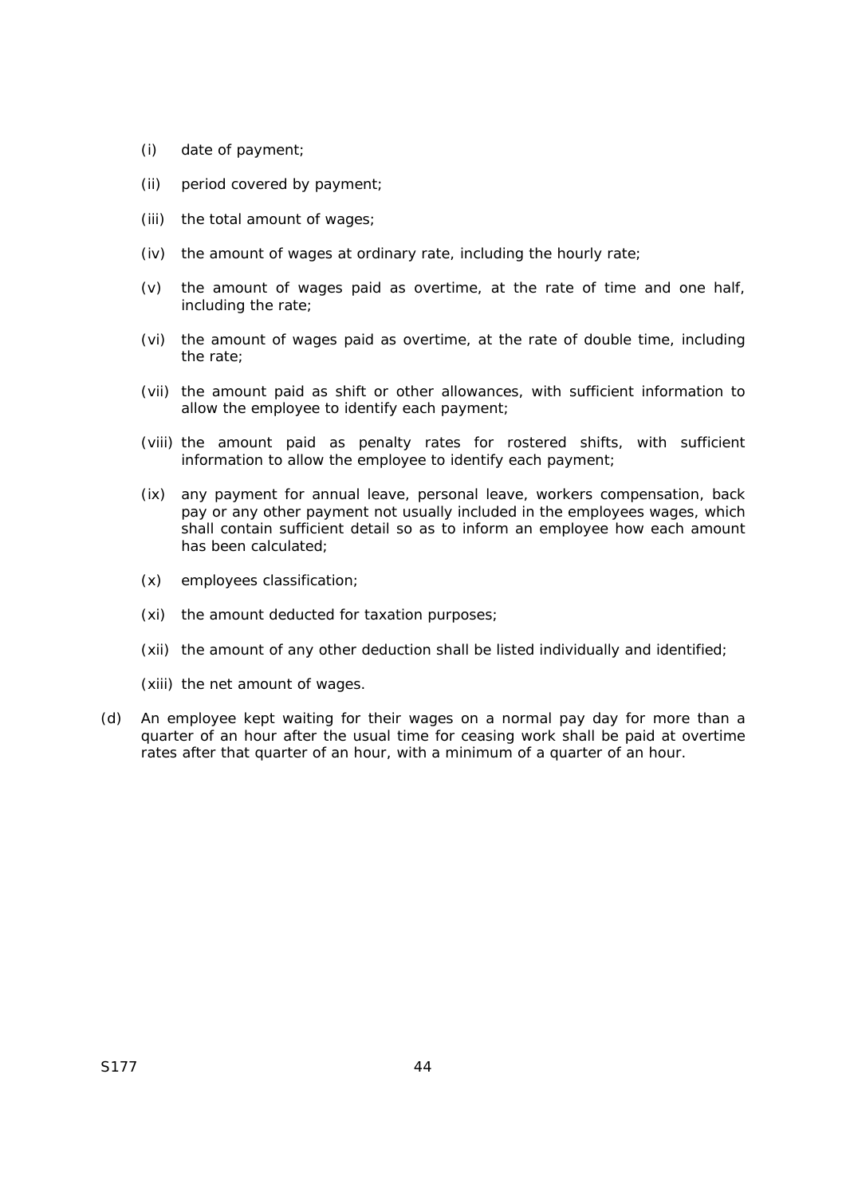(i) date of payment;

(ii) period covered by payment;

(iii) the total amount of wages;

(iv) the amount of wages at ordinary rate, including the hourly rate;

(v) the amount of wages paid as overtime, at the rate of time and one half, including the rate;

(vi) the amount of wages paid as overtime, at the rate of double time, including the rate;

(vii) the amount paid as shift or other allowances, with sufficient information to allow the employee to identify each payment;

(viii) the amount paid as penalty rates for rostered shifts, with sufficient information to allow the employee to identify each payment;

(ix) any payment for annual leave, personal leave, workers compensation, back pay or any other payment not usually included in the employees wages, which shall contain sufficient detail so as to inform an employee how each amount has been calculated;

(x) employees classification;

(xi) the amount deducted for taxation purposes;

(xii) the amount of any other deduction shall be listed individually and identified;

(xiii) the net amount of wages.

(d) An employee kept waiting for their wages on a normal pay day for more than a quarter of an hour after the usual time for ceasing work shall be paid at overtime rates after that quarter of an hour, with a minimum of a quarter of an hour.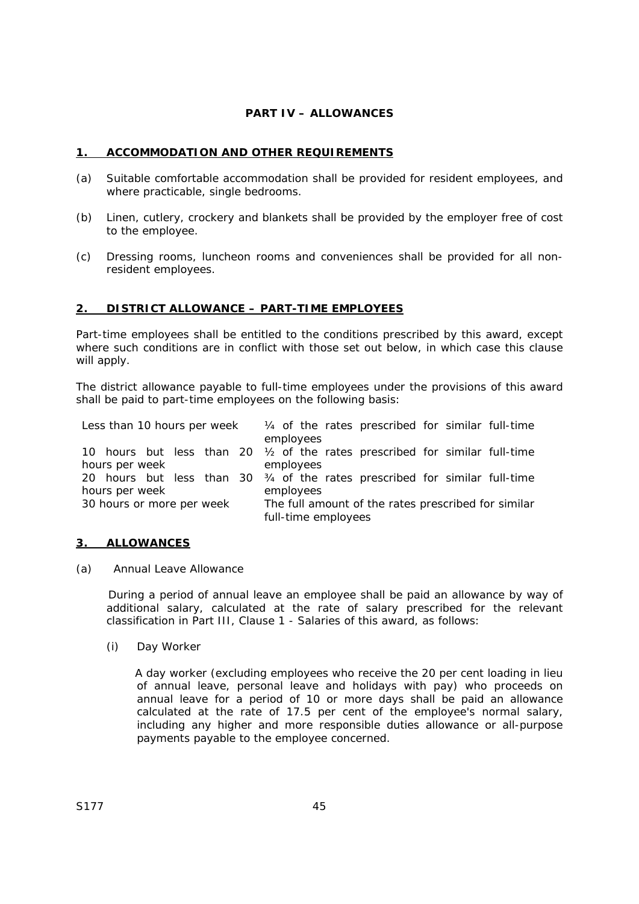## PART IV – ALLOWANCES

### 1. ACCOMMODATION AND OTHER REQUIREMENTS

(a) Suitable comfortable accommodation shall be provided for resident employees, and where practicable, single bedrooms.

(b) Linen, cutlery, crockery and blankets shall be provided by the employer free of cost to the employee.

(c) Dressing rooms, luncheon rooms and conveniences shall be provided for all non-resident employees.

### 2. DISTRICT ALLOWANCE – PART-TIME EMPLOYEES

Part-time employees shall be entitled to the conditions prescribed by this award, except where such conditions are in conflict with those set out below, in which case this clause will apply.

The district allowance payable to full-time employees under the provisions of this award shall be paid to part-time employees on the following basis:

| | |
|---|---|
| Less than 10 hours per week | ¼ of the rates prescribed for similar full-time employees |
| 10 hours but less than 20 hours per week | ½ of the rates prescribed for similar full-time employees |
| 20 hours but less than 30 hours per week | ¾ of the rates prescribed for similar full-time employees |
| 30 hours or more per week | The full amount of the rates prescribed for similar full-time employees |

### 3. ALLOWANCES

(a) Annual Leave Allowance

During a period of annual leave an employee shall be paid an allowance by way of additional salary, calculated at the rate of salary prescribed for the relevant classification in Part III, Clause 1 - Salaries of this award, as follows:

(i) Day Worker

A day worker (excluding employees who receive the 20 per cent loading in lieu of annual leave, personal leave and holidays with pay) who proceeds on annual leave for a period of 10 or more days shall be paid an allowance calculated at the rate of 17.5 per cent of the employee's normal salary, including any higher and more responsible duties allowance or all-purpose payments payable to the employee concerned.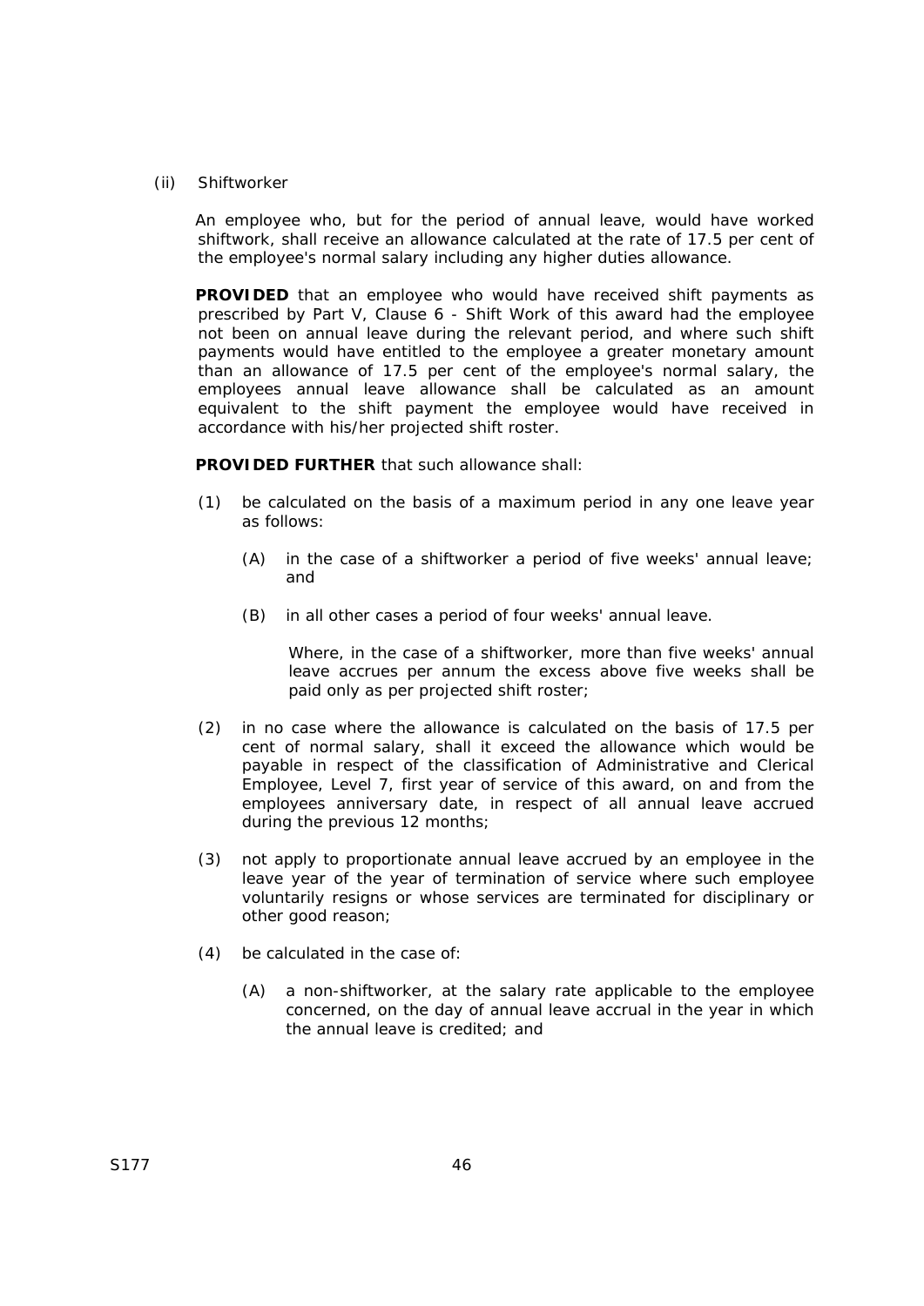(ii) Shiftworker

An employee who, but for the period of annual leave, would have worked shiftwork, shall receive an allowance calculated at the rate of 17.5 per cent of the employee's normal salary including any higher duties allowance.

**PROVIDED** that an employee who would have received shift payments as prescribed by Part V, Clause 6 - Shift Work of this award had the employee not been on annual leave during the relevant period, and where such shift payments would have entitled to the employee a greater monetary amount than an allowance of 17.5 per cent of the employee's normal salary, the employees annual leave allowance shall be calculated as an amount equivalent to the shift payment the employee would have received in accordance with his/her projected shift roster.

**PROVIDED FURTHER** that such allowance shall:

(1) be calculated on the basis of a maximum period in any one leave year as follows:

(A) in the case of a shiftworker a period of five weeks' annual leave; and

(B) in all other cases a period of four weeks' annual leave.

Where, in the case of a shiftworker, more than five weeks' annual leave accrues per annum the excess above five weeks shall be paid only as per projected shift roster;

(2) in no case where the allowance is calculated on the basis of 17.5 per cent of normal salary, shall it exceed the allowance which would be payable in respect of the classification of Administrative and Clerical Employee, Level 7, first year of service of this award, on and from the employees anniversary date, in respect of all annual leave accrued during the previous 12 months;

(3) not apply to proportionate annual leave accrued by an employee in the leave year of the year of termination of service where such employee voluntarily resigns or whose services are terminated for disciplinary or other good reason;

(4) be calculated in the case of:

(A) a non-shiftworker, at the salary rate applicable to the employee concerned, on the day of annual leave accrual in the year in which the annual leave is credited; and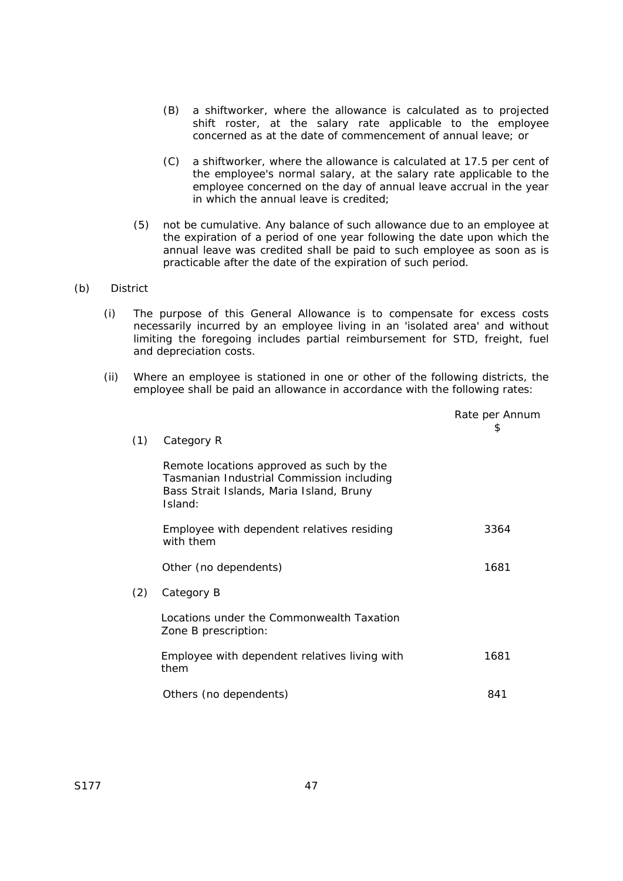(B) a shiftworker, where the allowance is calculated as to projected shift roster, at the salary rate applicable to the employee concerned as at the date of commencement of annual leave; or

(C) a shiftworker, where the allowance is calculated at 17.5 per cent of the employee's normal salary, at the salary rate applicable to the employee concerned on the day of annual leave accrual in the year in which the annual leave is credited;

(5) not be cumulative. Any balance of such allowance due to an employee at the expiration of a period of one year following the date upon which the annual leave was credited shall be paid to such employee as soon as is practicable after the date of the expiration of such period.

(b) District

(i) The purpose of this General Allowance is to compensate for excess costs necessarily incurred by an employee living in an 'isolated area' and without limiting the foregoing includes partial reimbursement for STD, freight, fuel and depreciation costs.

(ii) Where an employee is stationed in one or other of the following districts, the employee shall be paid an allowance in accordance with the following rates:

| | | Rate per Annum $ |
|---|---|---|
| (1) | Category R | |
| | Remote locations approved as such by the Tasmanian Industrial Commission including Bass Strait Islands, Maria Island, Bruny Island: | |
| | Employee with dependent relatives residing with them | 3364 |
| | Other (no dependents) | 1681 |
| (2) | Category B | |
| | Locations under the Commonwealth Taxation Zone B prescription: | |
| | Employee with dependent relatives living with them | 1681 |
| | Others (no dependents) | 841 |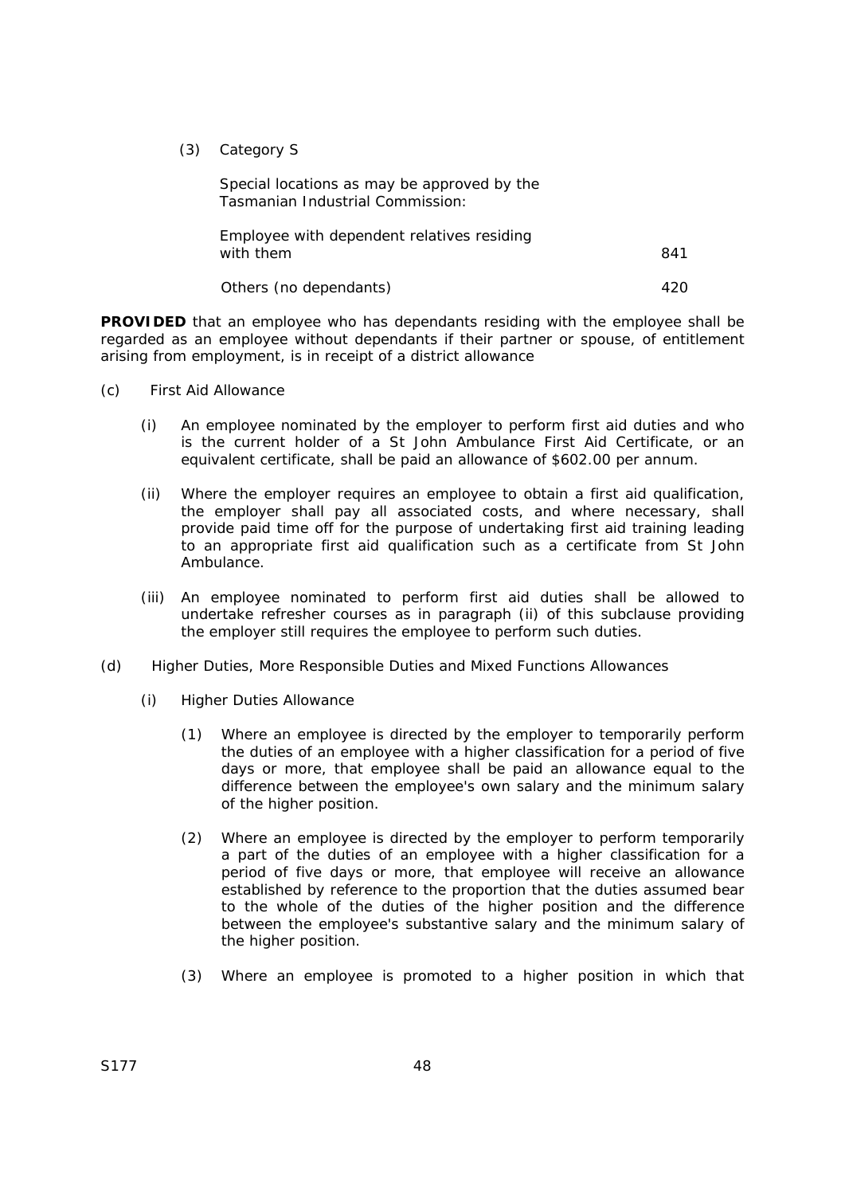(3) Category S

Special locations as may be approved by the Tasmanian Industrial Commission:

| | |
|---|---|
| Employee with dependent relatives residing with them | 841 |
| Others (no dependants) | 420 |

**PROVIDED** that an employee who has dependants residing with the employee shall be regarded as an employee without dependants if their partner or spouse, of entitlement arising from employment, is in receipt of a district allowance

(c) First Aid Allowance

(i) An employee nominated by the employer to perform first aid duties and who is the current holder of a St John Ambulance First Aid Certificate, or an equivalent certificate, shall be paid an allowance of $602.00 per annum.

(ii) Where the employer requires an employee to obtain a first aid qualification, the employer shall pay all associated costs, and where necessary, shall provide paid time off for the purpose of undertaking first aid training leading to an appropriate first aid qualification such as a certificate from St John Ambulance.

(iii) An employee nominated to perform first aid duties shall be allowed to undertake refresher courses as in paragraph (ii) of this subclause providing the employer still requires the employee to perform such duties.

(d) Higher Duties, More Responsible Duties and Mixed Functions Allowances

(i) Higher Duties Allowance

(1) Where an employee is directed by the employer to temporarily perform the duties of an employee with a higher classification for a period of five days or more, that employee shall be paid an allowance equal to the difference between the employee's own salary and the minimum salary of the higher position.

(2) Where an employee is directed by the employer to perform temporarily a part of the duties of an employee with a higher classification for a period of five days or more, that employee will receive an allowance established by reference to the proportion that the duties assumed bear to the whole of the duties of the higher position and the difference between the employee's substantive salary and the minimum salary of the higher position.

(3) Where an employee is promoted to a higher position in which that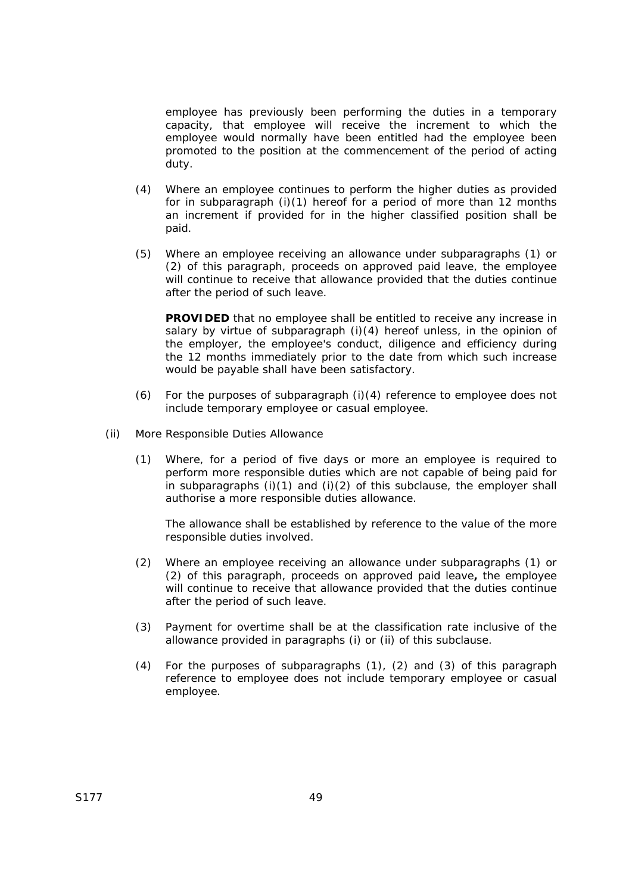employee has previously been performing the duties in a temporary capacity, that employee will receive the increment to which the employee would normally have been entitled had the employee been promoted to the position at the commencement of the period of acting duty.

(4) Where an employee continues to perform the higher duties as provided for in subparagraph (i)(1) hereof for a period of more than 12 months an increment if provided for in the higher classified position shall be paid.

(5) Where an employee receiving an allowance under subparagraphs (1) or (2) of this paragraph, proceeds on approved paid leave, the employee will continue to receive that allowance provided that the duties continue after the period of such leave.

**PROVIDED** that no employee shall be entitled to receive any increase in salary by virtue of subparagraph (i)(4) hereof unless, in the opinion of the employer, the employee's conduct, diligence and efficiency during the 12 months immediately prior to the date from which such increase would be payable shall have been satisfactory.

(6) For the purposes of subparagraph (i)(4) reference to employee does not include temporary employee or casual employee.

(ii) More Responsible Duties Allowance

(1) Where, for a period of five days or more an employee is required to perform more responsible duties which are not capable of being paid for in subparagraphs (i)(1) and (i)(2) of this subclause, the employer shall authorise a more responsible duties allowance.

The allowance shall be established by reference to the value of the more responsible duties involved.

(2) Where an employee receiving an allowance under subparagraphs (1) or (2) of this paragraph, proceeds on approved paid leave**,** the employee will continue to receive that allowance provided that the duties continue after the period of such leave.

(3) Payment for overtime shall be at the classification rate inclusive of the allowance provided in paragraphs (i) or (ii) of this subclause.

(4) For the purposes of subparagraphs (1), (2) and (3) of this paragraph reference to employee does not include temporary employee or casual employee.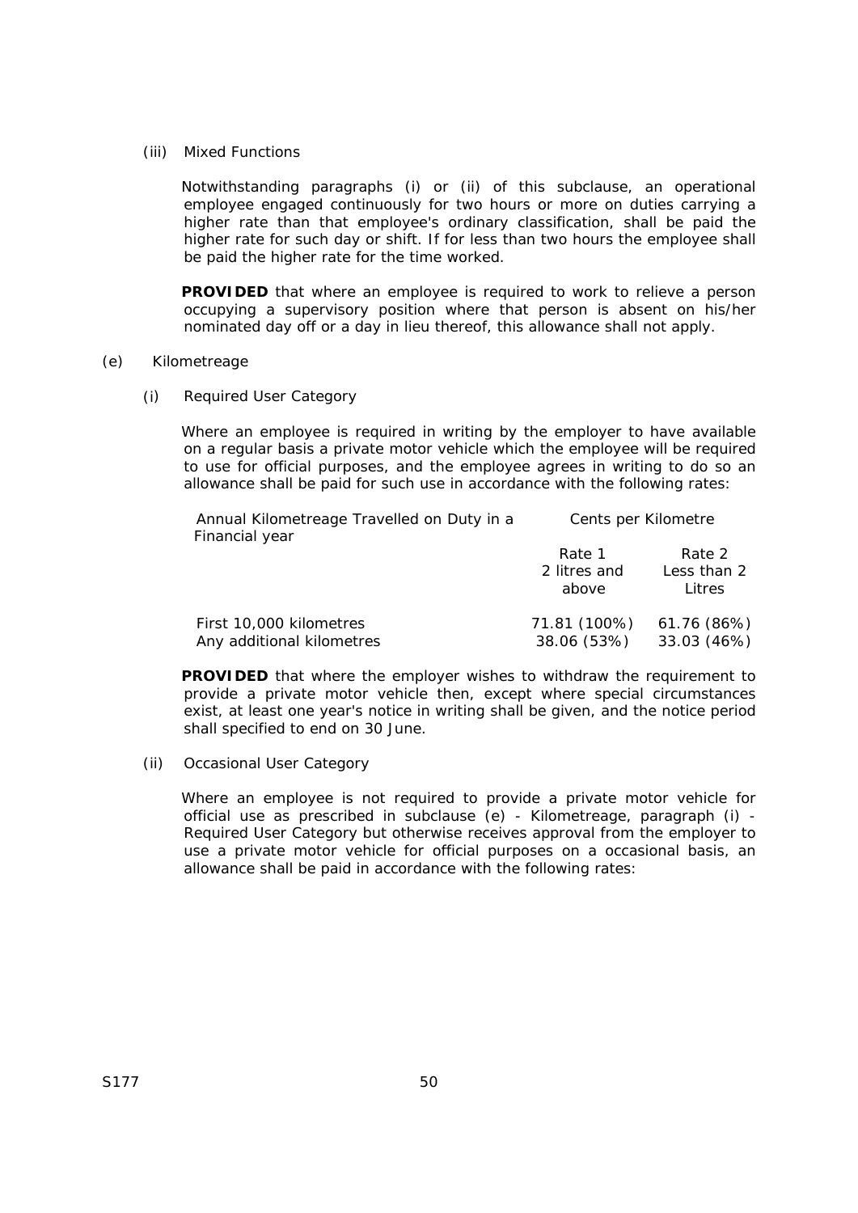(iii) Mixed Functions

Notwithstanding paragraphs (i) or (ii) of this subclause, an operational employee engaged continuously for two hours or more on duties carrying a higher rate than that employee's ordinary classification, shall be paid the higher rate for such day or shift. If for less than two hours the employee shall be paid the higher rate for the time worked.

**PROVIDED** that where an employee is required to work to relieve a person occupying a supervisory position where that person is absent on his/her nominated day off or a day in lieu thereof, this allowance shall not apply.

(e) Kilometreage

(i) Required User Category

Where an employee is required in writing by the employer to have available on a regular basis a private motor vehicle which the employee will be required to use for official purposes, and the employee agrees in writing to do so an allowance shall be paid for such use in accordance with the following rates:

| Annual Kilometreage Travelled on Duty in a Financial year | Cents per Kilometre | |
|---|---|---|
| | Rate 1<br>2 litres and above | Rate 2<br>Less than 2 Litres |
| First 10,000 kilometres | 71.81 (100%) | 61.76 (86%) |
| Any additional kilometres | 38.06 (53%) | 33.03 (46%) |

**PROVIDED** that where the employer wishes to withdraw the requirement to provide a private motor vehicle then, except where special circumstances exist, at least one year's notice in writing shall be given, and the notice period shall specified to end on 30 June.

(ii) Occasional User Category

Where an employee is not required to provide a private motor vehicle for official use as prescribed in subclause (e) - Kilometreage, paragraph (i) - Required User Category but otherwise receives approval from the employer to use a private motor vehicle for official purposes on a occasional basis, an allowance shall be paid in accordance with the following rates: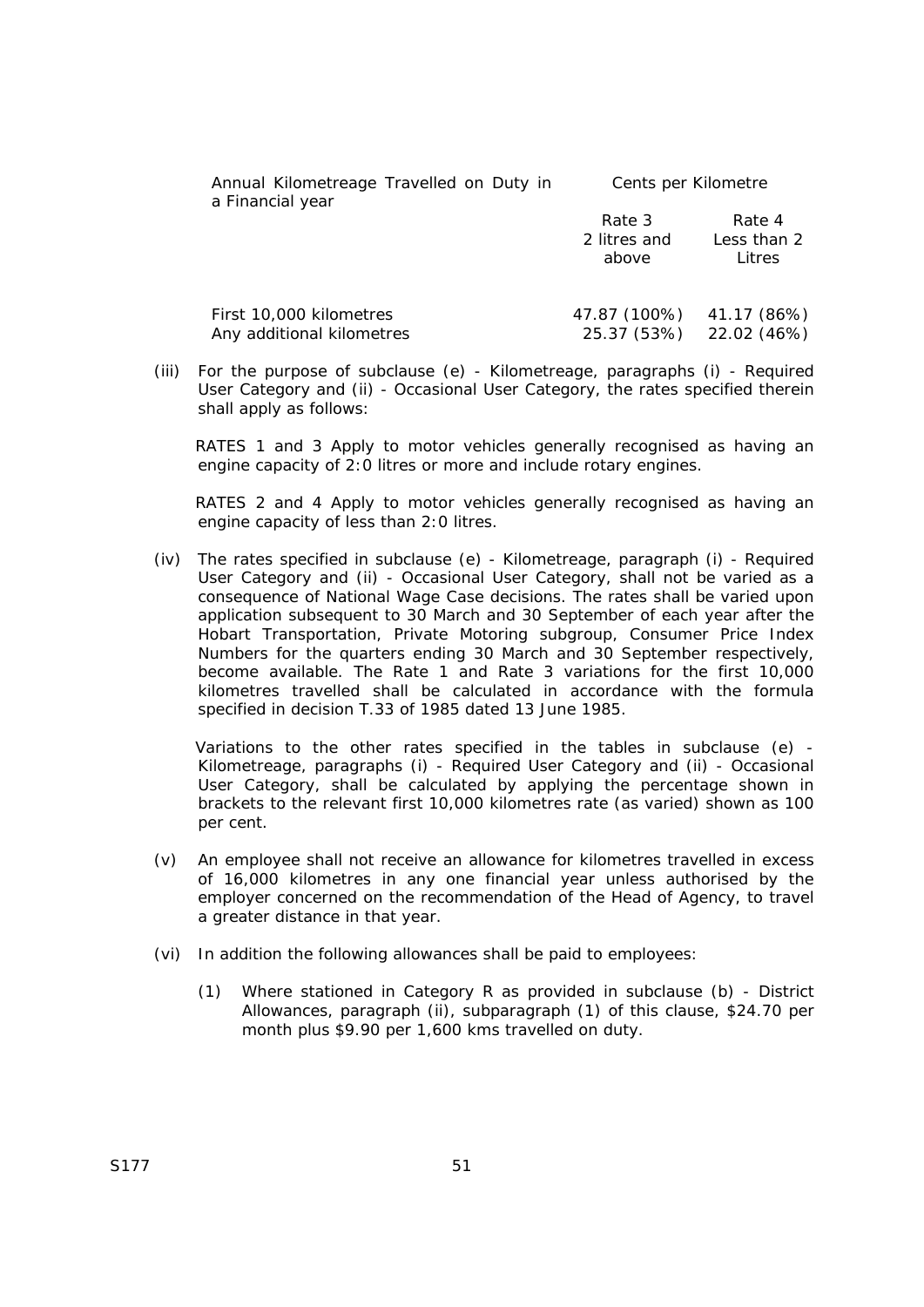| Annual Kilometreage Travelled on Duty in a Financial year | Cents per Kilometre | |
|---|---|---|
| | Rate 3<br>2 litres and above | Rate 4<br>Less than 2 Litres |
| First 10,000 kilometres | 47.87 (100%) | 41.17 (86%) |
| Any additional kilometres | 25.37 (53%) | 22.02 (46%) |

(iii) For the purpose of subclause (e) - Kilometreage, paragraphs (i) - Required User Category and (ii) - Occasional User Category, the rates specified therein shall apply as follows:

RATES 1 and 3 Apply to motor vehicles generally recognised as having an engine capacity of 2:0 litres or more and include rotary engines.

RATES 2 and 4 Apply to motor vehicles generally recognised as having an engine capacity of less than 2:0 litres.

(iv) The rates specified in subclause (e) - Kilometreage, paragraph (i) - Required User Category and (ii) - Occasional User Category, shall not be varied as a consequence of National Wage Case decisions. The rates shall be varied upon application subsequent to 30 March and 30 September of each year after the Hobart Transportation, Private Motoring subgroup, Consumer Price Index Numbers for the quarters ending 30 March and 30 September respectively, become available. The Rate 1 and Rate 3 variations for the first 10,000 kilometres travelled shall be calculated in accordance with the formula specified in decision T.33 of 1985 dated 13 June 1985.

Variations to the other rates specified in the tables in subclause (e) - Kilometreage, paragraphs (i) - Required User Category and (ii) - Occasional User Category, shall be calculated by applying the percentage shown in brackets to the relevant first 10,000 kilometres rate (as varied) shown as 100 per cent.

(v) An employee shall not receive an allowance for kilometres travelled in excess of 16,000 kilometres in any one financial year unless authorised by the employer concerned on the recommendation of the Head of Agency, to travel a greater distance in that year.

(vi) In addition the following allowances shall be paid to employees:

(1) Where stationed in Category R as provided in subclause (b) - District Allowances, paragraph (ii), subparagraph (1) of this clause, $24.70 per month plus $9.90 per 1,600 kms travelled on duty.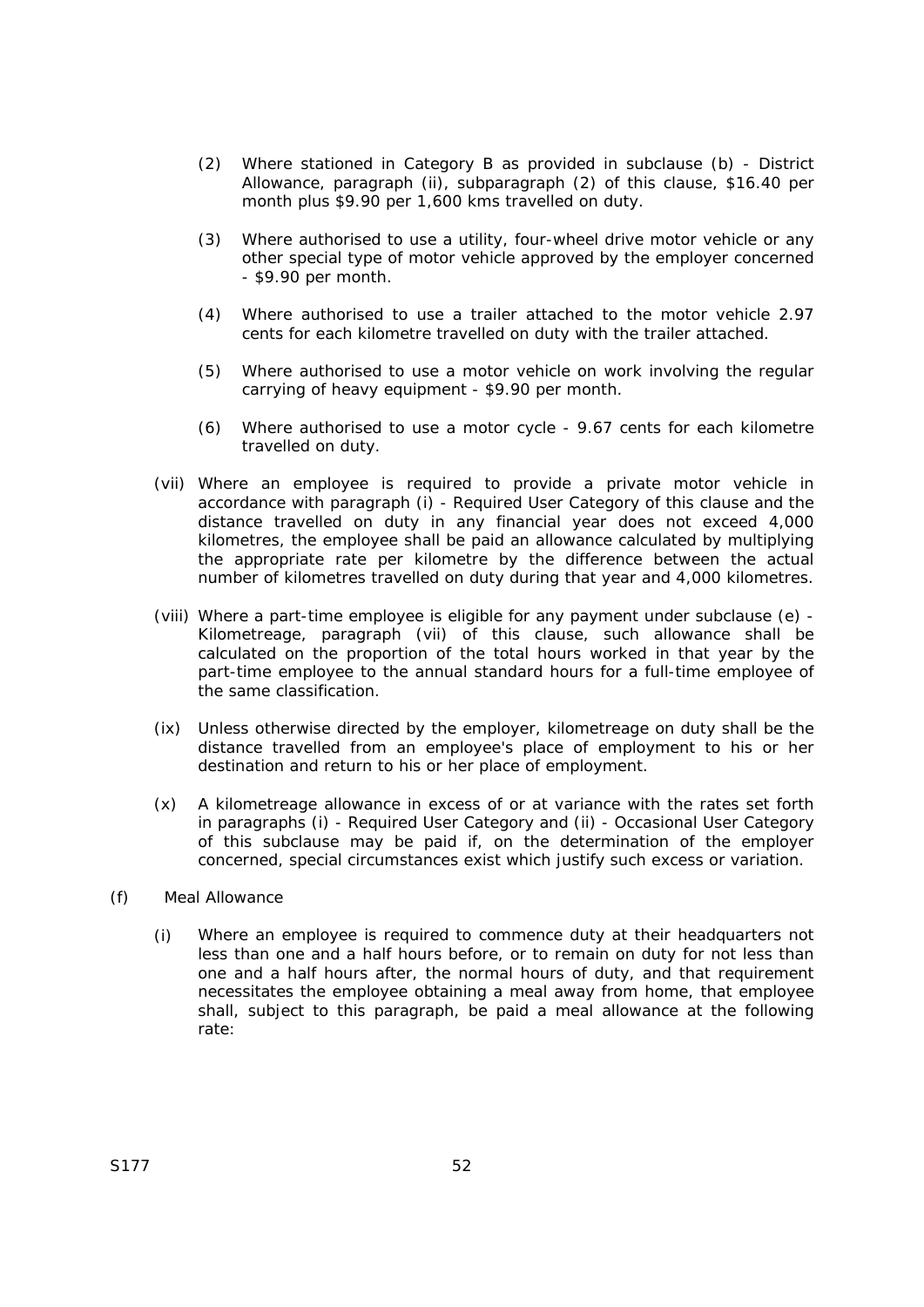(2) Where stationed in Category B as provided in subclause (b) - District Allowance, paragraph (ii), subparagraph (2) of this clause, $16.40 per month plus $9.90 per 1,600 kms travelled on duty.

(3) Where authorised to use a utility, four-wheel drive motor vehicle or any other special type of motor vehicle approved by the employer concerned - $9.90 per month.

(4) Where authorised to use a trailer attached to the motor vehicle 2.97 cents for each kilometre travelled on duty with the trailer attached.

(5) Where authorised to use a motor vehicle on work involving the regular carrying of heavy equipment - $9.90 per month.

(6) Where authorised to use a motor cycle - 9.67 cents for each kilometre travelled on duty.

(vii) Where an employee is required to provide a private motor vehicle in accordance with paragraph (i) - Required User Category of this clause and the distance travelled on duty in any financial year does not exceed 4,000 kilometres, the employee shall be paid an allowance calculated by multiplying the appropriate rate per kilometre by the difference between the actual number of kilometres travelled on duty during that year and 4,000 kilometres.

(viii) Where a part-time employee is eligible for any payment under subclause (e) - Kilometreage, paragraph (vii) of this clause, such allowance shall be calculated on the proportion of the total hours worked in that year by the part-time employee to the annual standard hours for a full-time employee of the same classification.

(ix) Unless otherwise directed by the employer, kilometreage on duty shall be the distance travelled from an employee's place of employment to his or her destination and return to his or her place of employment.

(x) A kilometreage allowance in excess of or at variance with the rates set forth in paragraphs (i) - Required User Category and (ii) - Occasional User Category of this subclause may be paid if, on the determination of the employer concerned, special circumstances exist which justify such excess or variation.

(f) Meal Allowance

(i) Where an employee is required to commence duty at their headquarters not less than one and a half hours before, or to remain on duty for not less than one and a half hours after, the normal hours of duty, and that requirement necessitates the employee obtaining a meal away from home, that employee shall, subject to this paragraph, be paid a meal allowance at the following rate: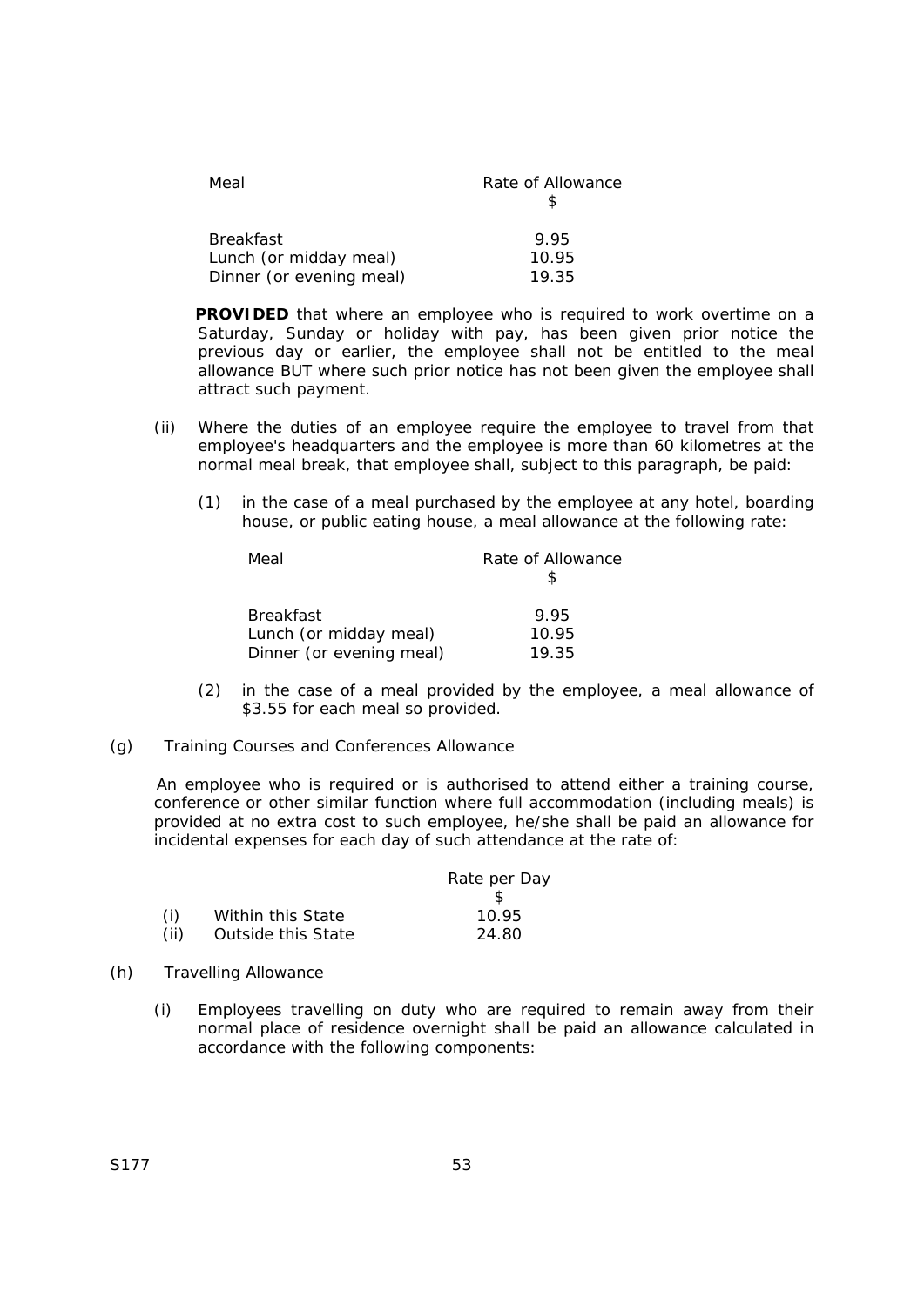| Meal | Rate of Allowance $ |
|---|---|
| Breakfast | 9.95 |
| Lunch (or midday meal) | 10.95 |
| Dinner (or evening meal) | 19.35 |

**PROVIDED** that where an employee who is required to work overtime on a Saturday, Sunday or holiday with pay, has been given prior notice the previous day or earlier, the employee shall not be entitled to the meal allowance BUT where such prior notice has not been given the employee shall attract such payment.

(ii) Where the duties of an employee require the employee to travel from that employee's headquarters and the employee is more than 60 kilometres at the normal meal break, that employee shall, subject to this paragraph, be paid:

(1) in the case of a meal purchased by the employee at any hotel, boarding house, or public eating house, a meal allowance at the following rate:

| Meal | Rate of Allowance $ |
|---|---|
| Breakfast | 9.95 |
| Lunch (or midday meal) | 10.95 |
| Dinner (or evening meal) | 19.35 |

(2) in the case of a meal provided by the employee, a meal allowance of $3.55 for each meal so provided.

(g) Training Courses and Conferences Allowance

An employee who is required or is authorised to attend either a training course, conference or other similar function where full accommodation (including meals) is provided at no extra cost to such employee, he/she shall be paid an allowance for incidental expenses for each day of such attendance at the rate of:

| | | Rate per Day $ |
|---|---|---|
| (i) | Within this State | 10.95 |
| (ii) | Outside this State | 24.80 |

(h) Travelling Allowance

(i) Employees travelling on duty who are required to remain away from their normal place of residence overnight shall be paid an allowance calculated in accordance with the following components: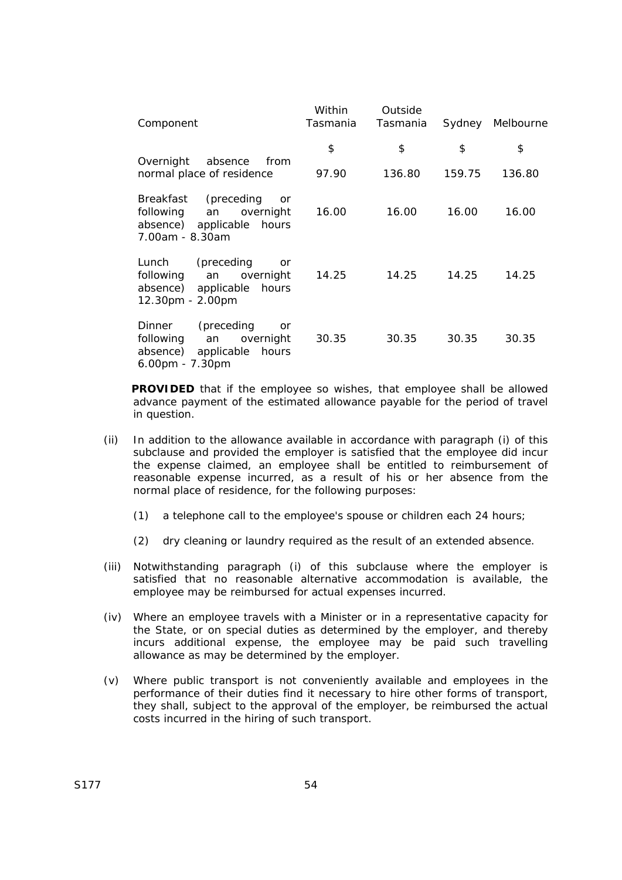| Component | Within Tasmania | Outside Tasmania | Sydney | Melbourne |
|---|---|---|---|---|
| | $ | $ | $ | $ |
| Overnight absence from normal place of residence | 97.90 | 136.80 | 159.75 | 136.80 |
| Breakfast (preceding or following an overnight absence) applicable hours 7.00am - 8.30am | 16.00 | 16.00 | 16.00 | 16.00 |
| Lunch (preceding or following an overnight absence) applicable hours 12.30pm - 2.00pm | 14.25 | 14.25 | 14.25 | 14.25 |
| Dinner (preceding or following an overnight absence) applicable hours 6.00pm - 7.30pm | 30.35 | 30.35 | 30.35 | 30.35 |

**PROVIDED** that if the employee so wishes, that employee shall be allowed advance payment of the estimated allowance payable for the period of travel in question.

(ii) In addition to the allowance available in accordance with paragraph (i) of this subclause and provided the employer is satisfied that the employee did incur the expense claimed, an employee shall be entitled to reimbursement of reasonable expense incurred, as a result of his or her absence from the normal place of residence, for the following purposes:

(1) a telephone call to the employee's spouse or children each 24 hours;

(2) dry cleaning or laundry required as the result of an extended absence.

(iii) Notwithstanding paragraph (i) of this subclause where the employer is satisfied that no reasonable alternative accommodation is available, the employee may be reimbursed for actual expenses incurred.

(iv) Where an employee travels with a Minister or in a representative capacity for the State, or on special duties as determined by the employer, and thereby incurs additional expense, the employee may be paid such travelling allowance as may be determined by the employer.

(v) Where public transport is not conveniently available and employees in the performance of their duties find it necessary to hire other forms of transport, they shall, subject to the approval of the employer, be reimbursed the actual costs incurred in the hiring of such transport.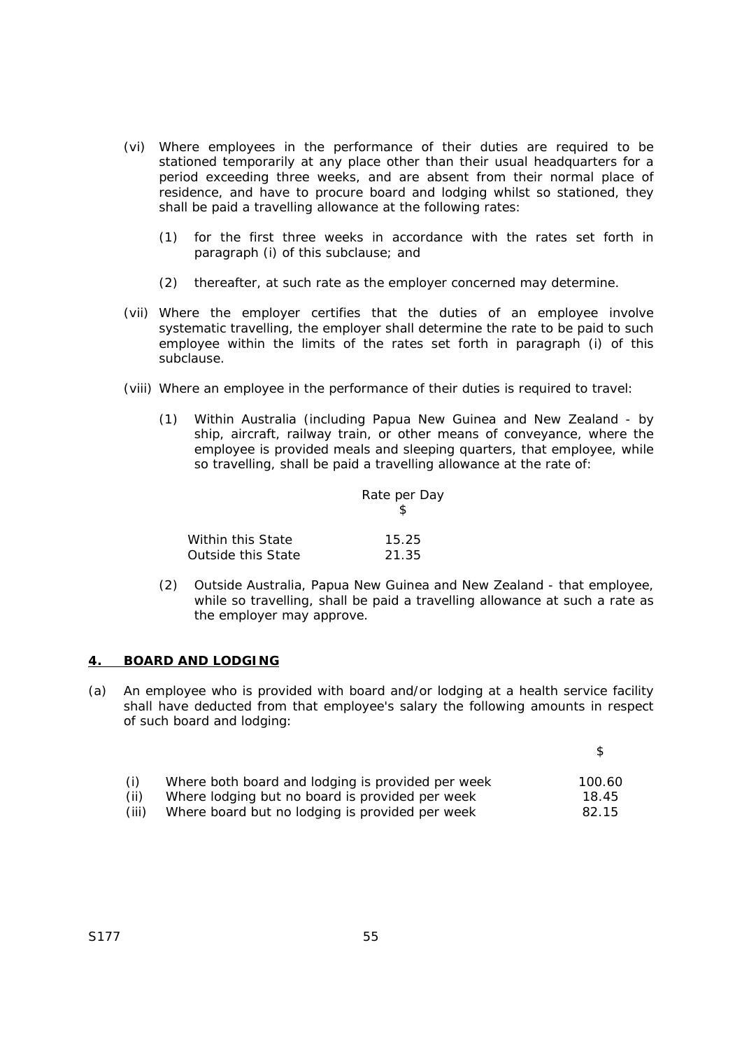(vi) Where employees in the performance of their duties are required to be stationed temporarily at any place other than their usual headquarters for a period exceeding three weeks, and are absent from their normal place of residence, and have to procure board and lodging whilst so stationed, they shall be paid a travelling allowance at the following rates:

(1) for the first three weeks in accordance with the rates set forth in paragraph (i) of this subclause; and

(2) thereafter, at such rate as the employer concerned may determine.

(vii) Where the employer certifies that the duties of an employee involve systematic travelling, the employer shall determine the rate to be paid to such employee within the limits of the rates set forth in paragraph (i) of this subclause.

(viii) Where an employee in the performance of their duties is required to travel:

(1) Within Australia (including Papua New Guinea and New Zealand - by ship, aircraft, railway train, or other means of conveyance, where the employee is provided meals and sleeping quarters, that employee, while so travelling, shall be paid a travelling allowance at the rate of:

| | Rate per Day $ |
|---|---|
| Within this State | 15.25 |
| Outside this State | 21.35 |

(2) Outside Australia, Papua New Guinea and New Zealand - that employee, while so travelling, shall be paid a travelling allowance at such a rate as the employer may approve.

## 4. BOARD AND LODGING

(a) An employee who is provided with board and/or lodging at a health service facility shall have deducted from that employee's salary the following amounts in respect of such board and lodging:

| | | $ |
|---|---|---|
| (i) | Where both board and lodging is provided per week | 100.60 |
| (ii) | Where lodging but no board is provided per week | 18.45 |
| (iii) | Where board but no lodging is provided per week | 82.15 |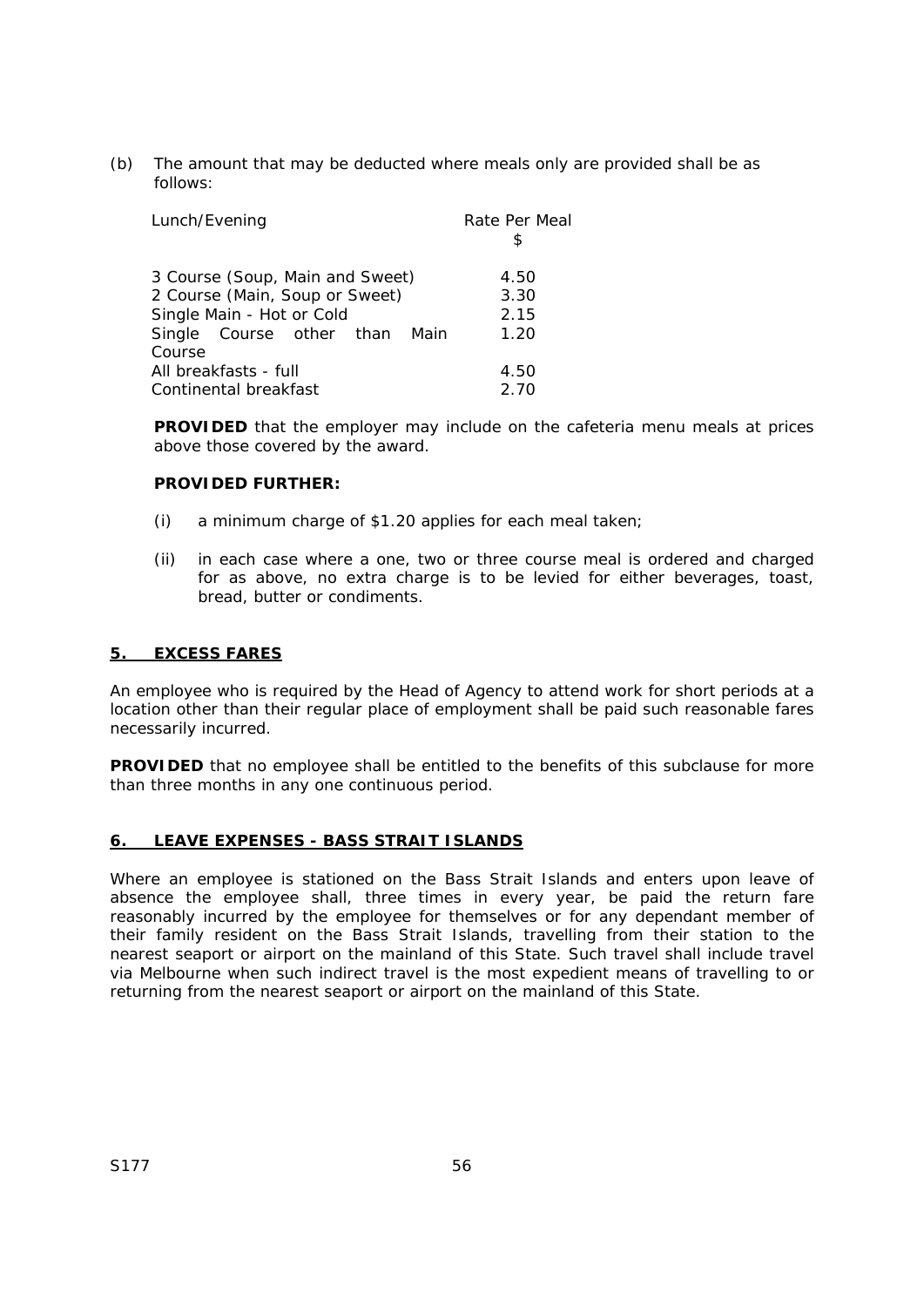(b) The amount that may be deducted where meals only are provided shall be as follows:

| Lunch/Evening | Rate Per Meal $ |
|---|---|
| 3 Course (Soup, Main and Sweet) | 4.50 |
| 2 Course (Main, Soup or Sweet) | 3.30 |
| Single Main - Hot or Cold | 2.15 |
| Single Course other than Main Course | 1.20 |
| All breakfasts - full | 4.50 |
| Continental breakfast | 2.70 |

**PROVIDED** that the employer may include on the cafeteria menu meals at prices above those covered by the award.

**PROVIDED FURTHER:**

(i) a minimum charge of $1.20 applies for each meal taken;

(ii) in each case where a one, two or three course meal is ordered and charged for as above, no extra charge is to be levied for either beverages, toast, bread, butter or condiments.

## 5. EXCESS FARES

An employee who is required by the Head of Agency to attend work for short periods at a location other than their regular place of employment shall be paid such reasonable fares necessarily incurred.

**PROVIDED** that no employee shall be entitled to the benefits of this subclause for more than three months in any one continuous period.

## 6. LEAVE EXPENSES - BASS STRAIT ISLANDS

Where an employee is stationed on the Bass Strait Islands and enters upon leave of absence the employee shall, three times in every year, be paid the return fare reasonably incurred by the employee for themselves or for any dependant member of their family resident on the Bass Strait Islands, travelling from their station to the nearest seaport or airport on the mainland of this State. Such travel shall include travel via Melbourne when such indirect travel is the most expedient means of travelling to or returning from the nearest seaport or airport on the mainland of this State.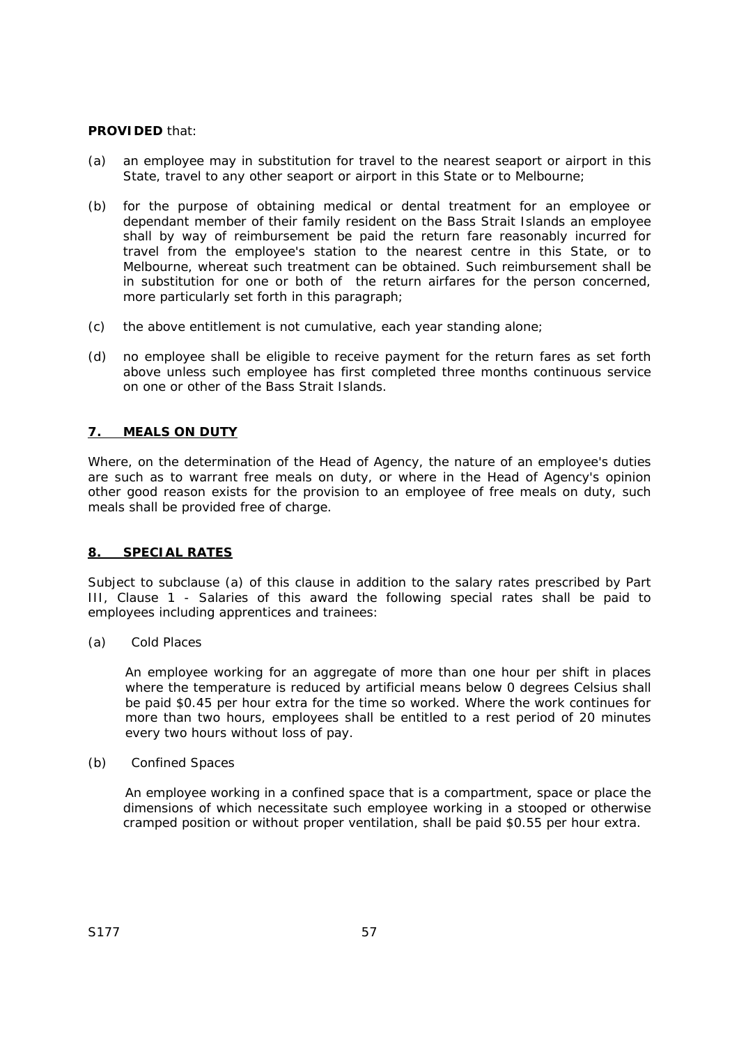**PROVIDED** that:

(a) an employee may in substitution for travel to the nearest seaport or airport in this State, travel to any other seaport or airport in this State or to Melbourne;

(b) for the purpose of obtaining medical or dental treatment for an employee or dependant member of their family resident on the Bass Strait Islands an employee shall by way of reimbursement be paid the return fare reasonably incurred for travel from the employee's station to the nearest centre in this State, or to Melbourne, whereat such treatment can be obtained. Such reimbursement shall be in substitution for one or both of the return airfares for the person concerned, more particularly set forth in this paragraph;

(c) the above entitlement is not cumulative, each year standing alone;

(d) no employee shall be eligible to receive payment for the return fares as set forth above unless such employee has first completed three months continuous service on one or other of the Bass Strait Islands.

## 7. MEALS ON DUTY

Where, on the determination of the Head of Agency, the nature of an employee's duties are such as to warrant free meals on duty, or where in the Head of Agency's opinion other good reason exists for the provision to an employee of free meals on duty, such meals shall be provided free of charge.

## 8. SPECIAL RATES

Subject to subclause (a) of this clause in addition to the salary rates prescribed by Part III, Clause 1 - Salaries of this award the following special rates shall be paid to employees including apprentices and trainees:

(a) Cold Places

An employee working for an aggregate of more than one hour per shift in places where the temperature is reduced by artificial means below 0 degrees Celsius shall be paid $0.45 per hour extra for the time so worked. Where the work continues for more than two hours, employees shall be entitled to a rest period of 20 minutes every two hours without loss of pay.

(b) Confined Spaces

An employee working in a confined space that is a compartment, space or place the dimensions of which necessitate such employee working in a stooped or otherwise cramped position or without proper ventilation, shall be paid $0.55 per hour extra.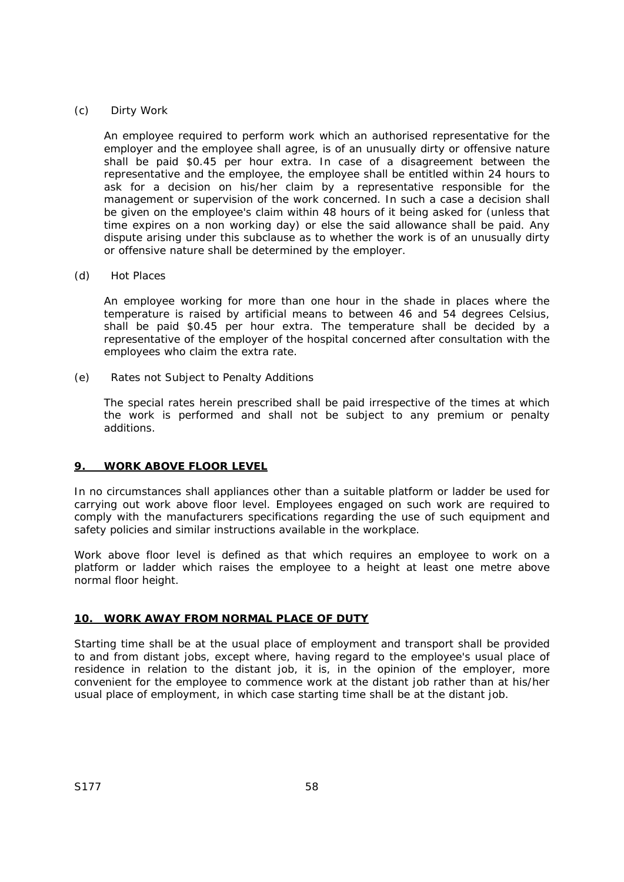(c) Dirty Work

An employee required to perform work which an authorised representative for the employer and the employee shall agree, is of an unusually dirty or offensive nature shall be paid $0.45 per hour extra. In case of a disagreement between the representative and the employee, the employee shall be entitled within 24 hours to ask for a decision on his/her claim by a representative responsible for the management or supervision of the work concerned. In such a case a decision shall be given on the employee's claim within 48 hours of it being asked for (unless that time expires on a non working day) or else the said allowance shall be paid. Any dispute arising under this subclause as to whether the work is of an unusually dirty or offensive nature shall be determined by the employer.

(d) Hot Places

An employee working for more than one hour in the shade in places where the temperature is raised by artificial means to between 46 and 54 degrees Celsius, shall be paid $0.45 per hour extra. The temperature shall be decided by a representative of the employer of the hospital concerned after consultation with the employees who claim the extra rate.

(e) Rates not Subject to Penalty Additions

The special rates herein prescribed shall be paid irrespective of the times at which the work is performed and shall not be subject to any premium or penalty additions.

## 9. WORK ABOVE FLOOR LEVEL

In no circumstances shall appliances other than a suitable platform or ladder be used for carrying out work above floor level. Employees engaged on such work are required to comply with the manufacturers specifications regarding the use of such equipment and safety policies and similar instructions available in the workplace.

Work above floor level is defined as that which requires an employee to work on a platform or ladder which raises the employee to a height at least one metre above normal floor height.

## 10. WORK AWAY FROM NORMAL PLACE OF DUTY

Starting time shall be at the usual place of employment and transport shall be provided to and from distant jobs, except where, having regard to the employee's usual place of residence in relation to the distant job, it is, in the opinion of the employer, more convenient for the employee to commence work at the distant job rather than at his/her usual place of employment, in which case starting time shall be at the distant job.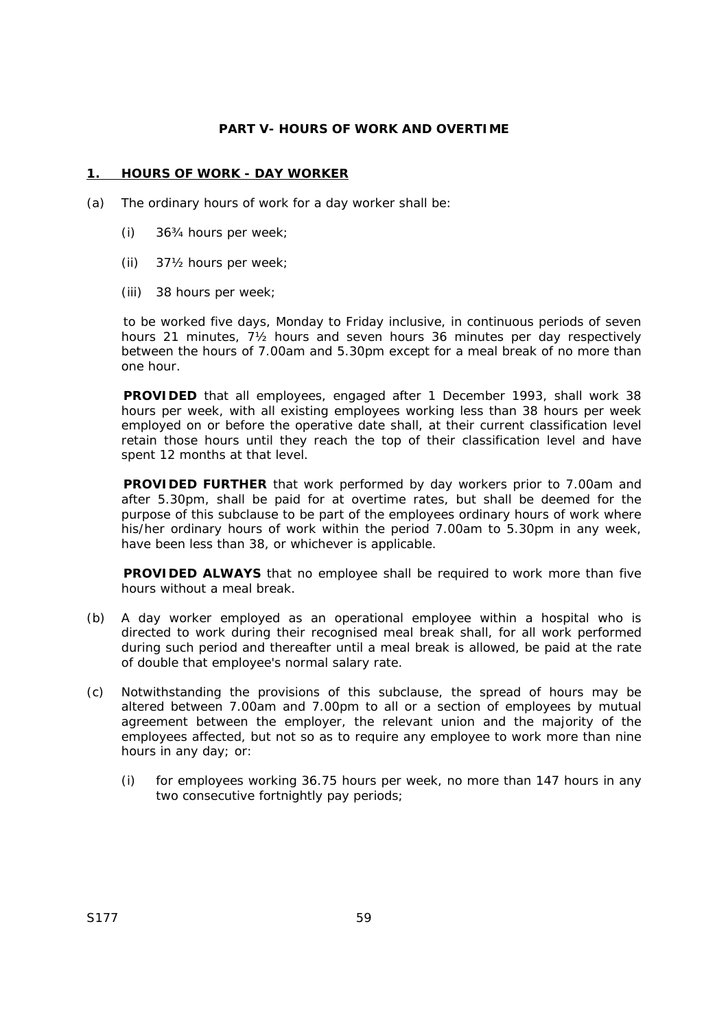## PART V- HOURS OF WORK AND OVERTIME

### 1. HOURS OF WORK - DAY WORKER

(a) The ordinary hours of work for a day worker shall be:

(i) 36¾ hours per week;

(ii) 37½ hours per week;

(iii) 38 hours per week;

to be worked five days, Monday to Friday inclusive, in continuous periods of seven hours 21 minutes, 7½ hours and seven hours 36 minutes per day respectively between the hours of 7.00am and 5.30pm except for a meal break of no more than one hour.

**PROVIDED** that all employees, engaged after 1 December 1993, shall work 38 hours per week, with all existing employees working less than 38 hours per week employed on or before the operative date shall, at their current classification level retain those hours until they reach the top of their classification level and have spent 12 months at that level.

**PROVIDED FURTHER** that work performed by day workers prior to 7.00am and after 5.30pm, shall be paid for at overtime rates, but shall be deemed for the purpose of this subclause to be part of the employees ordinary hours of work where his/her ordinary hours of work within the period 7.00am to 5.30pm in any week, have been less than 38, or whichever is applicable.

**PROVIDED ALWAYS** that no employee shall be required to work more than five hours without a meal break.

(b) A day worker employed as an operational employee within a hospital who is directed to work during their recognised meal break shall, for all work performed during such period and thereafter until a meal break is allowed, be paid at the rate of double that employee's normal salary rate.

(c) Notwithstanding the provisions of this subclause, the spread of hours may be altered between 7.00am and 7.00pm to all or a section of employees by mutual agreement between the employer, the relevant union and the majority of the employees affected, but not so as to require any employee to work more than nine hours in any day; or:

(i) for employees working 36.75 hours per week, no more than 147 hours in any two consecutive fortnightly pay periods;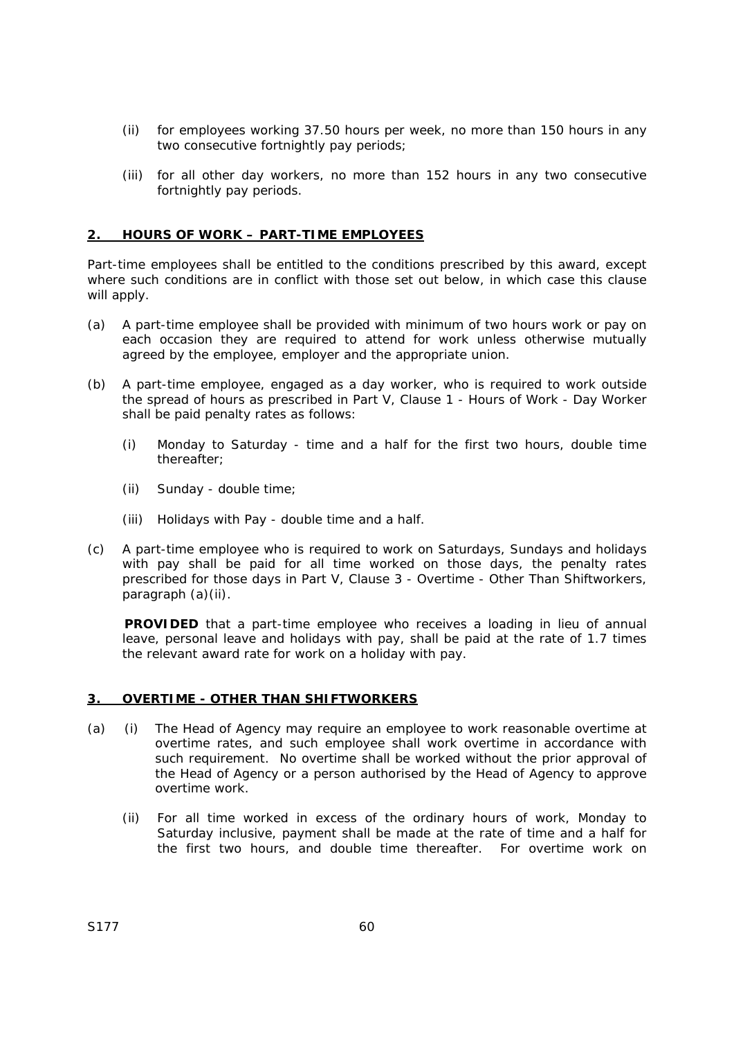(ii) for employees working 37.50 hours per week, no more than 150 hours in any two consecutive fortnightly pay periods;

(iii) for all other day workers, no more than 152 hours in any two consecutive fortnightly pay periods.

## 2. HOURS OF WORK – PART-TIME EMPLOYEES

Part-time employees shall be entitled to the conditions prescribed by this award, except where such conditions are in conflict with those set out below, in which case this clause will apply.

(a) A part-time employee shall be provided with minimum of two hours work or pay on each occasion they are required to attend for work unless otherwise mutually agreed by the employee, employer and the appropriate union.

(b) A part-time employee, engaged as a day worker, who is required to work outside the spread of hours as prescribed in Part V, Clause 1 - Hours of Work - Day Worker shall be paid penalty rates as follows:

(i) Monday to Saturday - time and a half for the first two hours, double time thereafter;

(ii) Sunday - double time;

(iii) Holidays with Pay - double time and a half.

(c) A part-time employee who is required to work on Saturdays, Sundays and holidays with pay shall be paid for all time worked on those days, the penalty rates prescribed for those days in Part V, Clause 3 - Overtime - Other Than Shiftworkers, paragraph (a)(ii).

**PROVIDED** that a part-time employee who receives a loading in lieu of annual leave, personal leave and holidays with pay, shall be paid at the rate of 1.7 times the relevant award rate for work on a holiday with pay.

## 3. OVERTIME - OTHER THAN SHIFTWORKERS

(a) (i) The Head of Agency may require an employee to work reasonable overtime at overtime rates, and such employee shall work overtime in accordance with such requirement. No overtime shall be worked without the prior approval of the Head of Agency or a person authorised by the Head of Agency to approve overtime work.

(ii) For all time worked in excess of the ordinary hours of work, Monday to Saturday inclusive, payment shall be made at the rate of time and a half for the first two hours, and double time thereafter. For overtime work on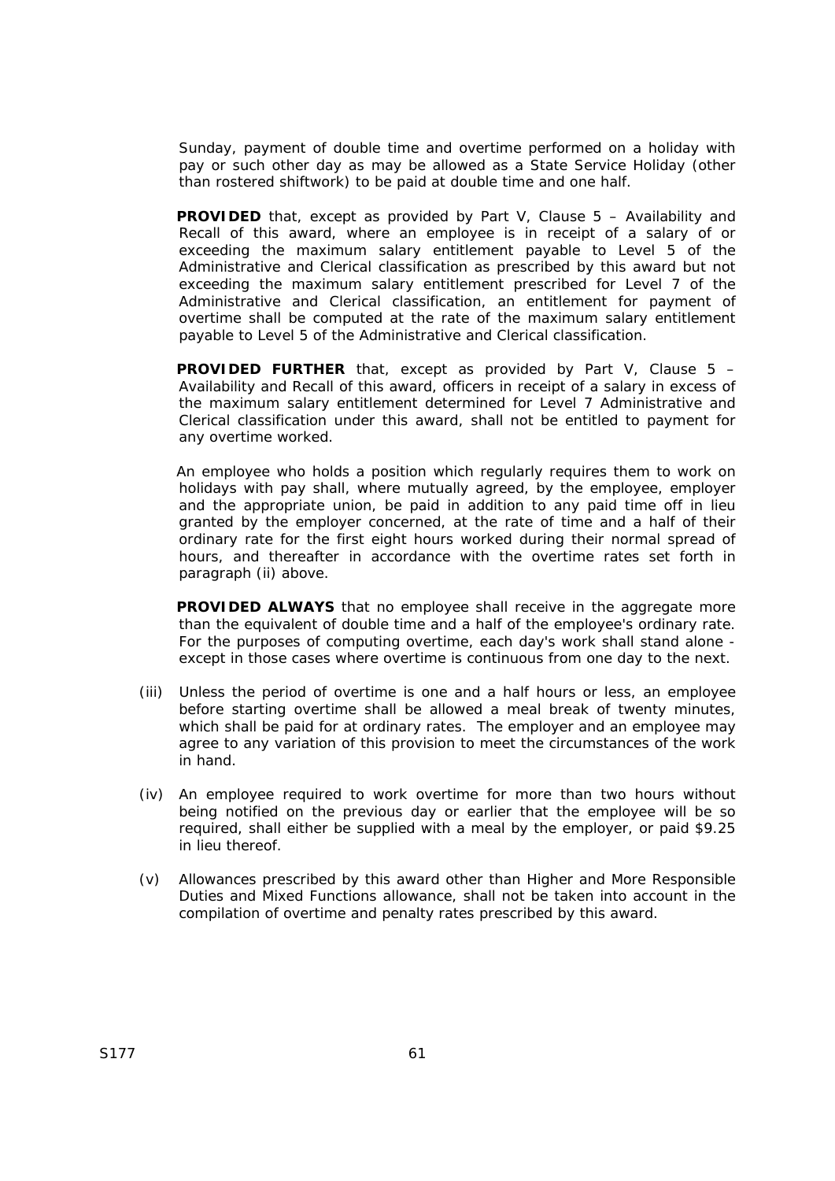Sunday, payment of double time and overtime performed on a holiday with pay or such other day as may be allowed as a State Service Holiday (other than rostered shiftwork) to be paid at double time and one half.

**PROVIDED** that, except as provided by Part V, Clause 5 – Availability and Recall of this award, where an employee is in receipt of a salary of or exceeding the maximum salary entitlement payable to Level 5 of the Administrative and Clerical classification as prescribed by this award but not exceeding the maximum salary entitlement prescribed for Level 7 of the Administrative and Clerical classification, an entitlement for payment of overtime shall be computed at the rate of the maximum salary entitlement payable to Level 5 of the Administrative and Clerical classification.

**PROVIDED FURTHER** that, except as provided by Part V, Clause 5 – Availability and Recall of this award, officers in receipt of a salary in excess of the maximum salary entitlement determined for Level 7 Administrative and Clerical classification under this award, shall not be entitled to payment for any overtime worked.

An employee who holds a position which regularly requires them to work on holidays with pay shall, where mutually agreed, by the employee, employer and the appropriate union, be paid in addition to any paid time off in lieu granted by the employer concerned, at the rate of time and a half of their ordinary rate for the first eight hours worked during their normal spread of hours, and thereafter in accordance with the overtime rates set forth in paragraph (ii) above.

**PROVIDED ALWAYS** that no employee shall receive in the aggregate more than the equivalent of double time and a half of the employee's ordinary rate. For the purposes of computing overtime, each day's work shall stand alone - except in those cases where overtime is continuous from one day to the next.

(iii) Unless the period of overtime is one and a half hours or less, an employee before starting overtime shall be allowed a meal break of twenty minutes, which shall be paid for at ordinary rates. The employer and an employee may agree to any variation of this provision to meet the circumstances of the work in hand.

(iv) An employee required to work overtime for more than two hours without being notified on the previous day or earlier that the employee will be so required, shall either be supplied with a meal by the employer, or paid $9.25 in lieu thereof.

(v) Allowances prescribed by this award other than Higher and More Responsible Duties and Mixed Functions allowance, shall not be taken into account in the compilation of overtime and penalty rates prescribed by this award.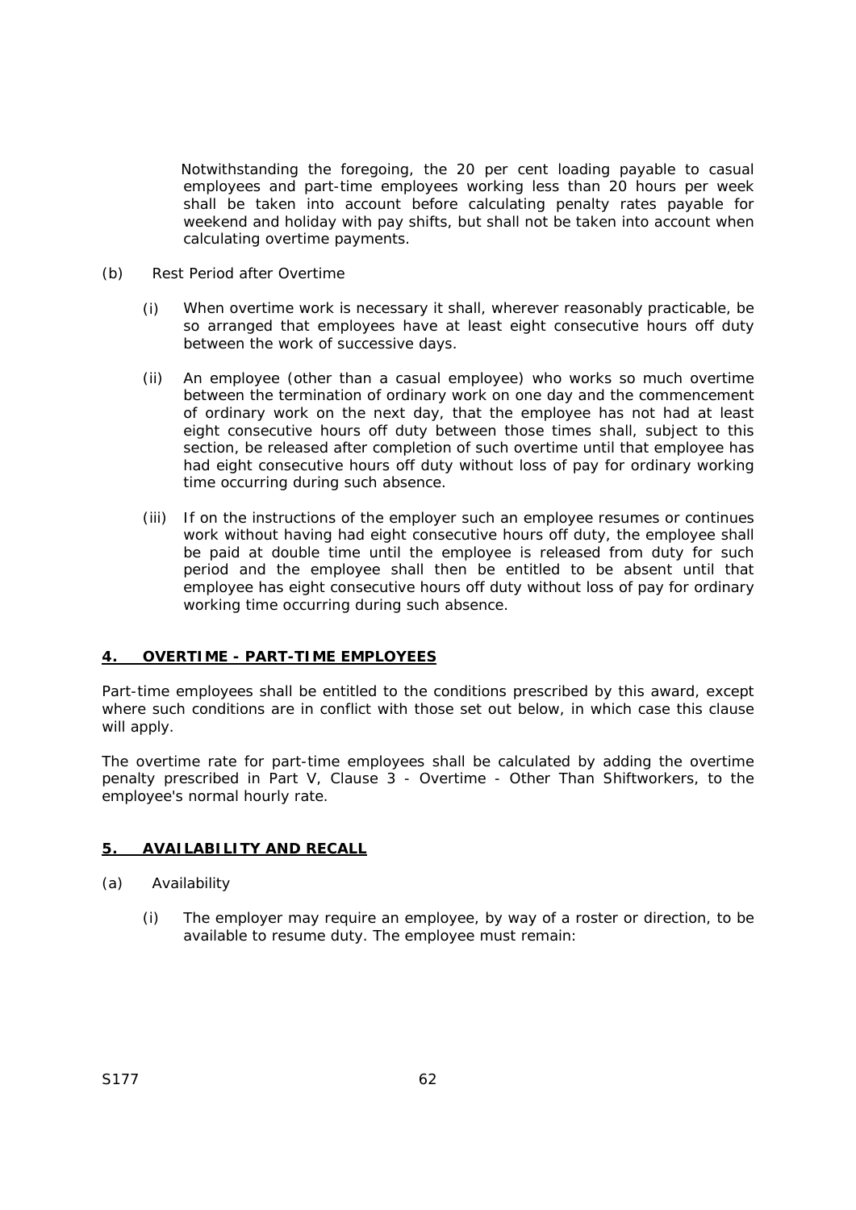Notwithstanding the foregoing, the 20 per cent loading payable to casual employees and part-time employees working less than 20 hours per week shall be taken into account before calculating penalty rates payable for weekend and holiday with pay shifts, but shall not be taken into account when calculating overtime payments.

(b) Rest Period after Overtime

(i) When overtime work is necessary it shall, wherever reasonably practicable, be so arranged that employees have at least eight consecutive hours off duty between the work of successive days.

(ii) An employee (other than a casual employee) who works so much overtime between the termination of ordinary work on one day and the commencement of ordinary work on the next day, that the employee has not had at least eight consecutive hours off duty between those times shall, subject to this section, be released after completion of such overtime until that employee has had eight consecutive hours off duty without loss of pay for ordinary working time occurring during such absence.

(iii) If on the instructions of the employer such an employee resumes or continues work without having had eight consecutive hours off duty, the employee shall be paid at double time until the employee is released from duty for such period and the employee shall then be entitled to be absent until that employee has eight consecutive hours off duty without loss of pay for ordinary working time occurring during such absence.

## 4. OVERTIME - PART-TIME EMPLOYEES

Part-time employees shall be entitled to the conditions prescribed by this award, except where such conditions are in conflict with those set out below, in which case this clause will apply.

The overtime rate for part-time employees shall be calculated by adding the overtime penalty prescribed in Part V, Clause 3 - Overtime - Other Than Shiftworkers, to the employee's normal hourly rate.

## 5. AVAILABILITY AND RECALL

(a) Availability

(i) The employer may require an employee, by way of a roster or direction, to be available to resume duty. The employee must remain: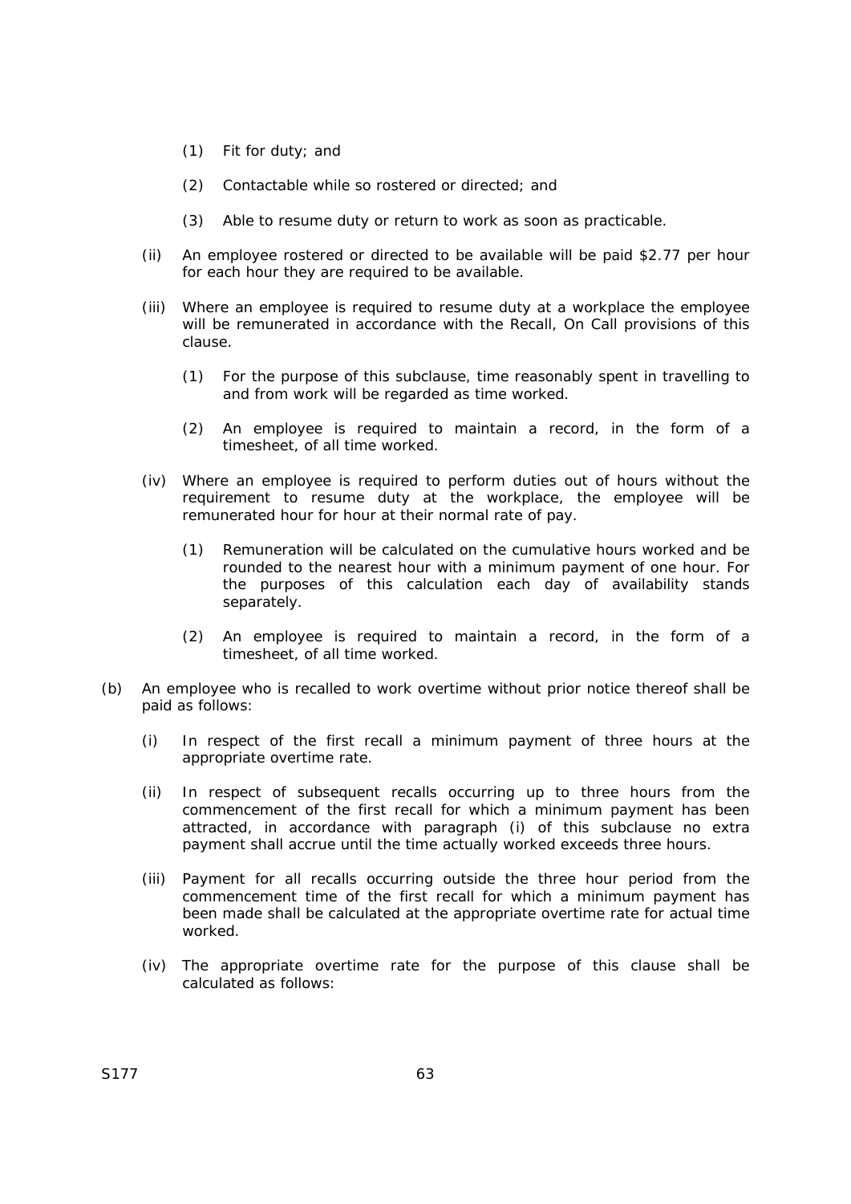(1) Fit for duty; and

(2) Contactable while so rostered or directed; and

(3) Able to resume duty or return to work as soon as practicable.

(ii) An employee rostered or directed to be available will be paid $2.77 per hour for each hour they are required to be available.

(iii) Where an employee is required to resume duty at a workplace the employee will be remunerated in accordance with the Recall, On Call provisions of this clause.

(1) For the purpose of this subclause, time reasonably spent in travelling to and from work will be regarded as time worked.

(2) An employee is required to maintain a record, in the form of a timesheet, of all time worked.

(iv) Where an employee is required to perform duties out of hours without the requirement to resume duty at the workplace, the employee will be remunerated hour for hour at their normal rate of pay.

(1) Remuneration will be calculated on the cumulative hours worked and be rounded to the nearest hour with a minimum payment of one hour. For the purposes of this calculation each day of availability stands separately.

(2) An employee is required to maintain a record, in the form of a timesheet, of all time worked.

(b) An employee who is recalled to work overtime without prior notice thereof shall be paid as follows:

(i) In respect of the first recall a minimum payment of three hours at the appropriate overtime rate.

(ii) In respect of subsequent recalls occurring up to three hours from the commencement of the first recall for which a minimum payment has been attracted, in accordance with paragraph (i) of this subclause no extra payment shall accrue until the time actually worked exceeds three hours.

(iii) Payment for all recalls occurring outside the three hour period from the commencement time of the first recall for which a minimum payment has been made shall be calculated at the appropriate overtime rate for actual time worked.

(iv) The appropriate overtime rate for the purpose of this clause shall be calculated as follows: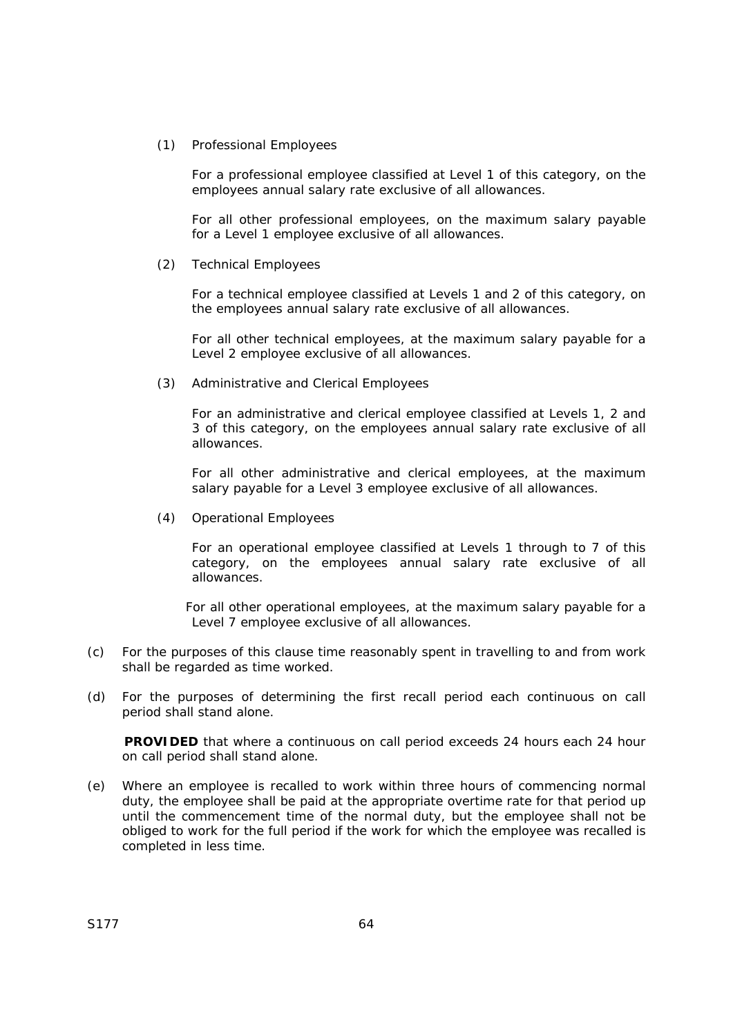(1) Professional Employees

For a professional employee classified at Level 1 of this category, on the employees annual salary rate exclusive of all allowances.

For all other professional employees, on the maximum salary payable for a Level 1 employee exclusive of all allowances.

(2) Technical Employees

For a technical employee classified at Levels 1 and 2 of this category, on the employees annual salary rate exclusive of all allowances.

For all other technical employees, at the maximum salary payable for a Level 2 employee exclusive of all allowances.

(3) Administrative and Clerical Employees

For an administrative and clerical employee classified at Levels 1, 2 and 3 of this category, on the employees annual salary rate exclusive of all allowances.

For all other administrative and clerical employees, at the maximum salary payable for a Level 3 employee exclusive of all allowances.

(4) Operational Employees

For an operational employee classified at Levels 1 through to 7 of this category, on the employees annual salary rate exclusive of all allowances.

For all other operational employees, at the maximum salary payable for a Level 7 employee exclusive of all allowances.

(c) For the purposes of this clause time reasonably spent in travelling to and from work shall be regarded as time worked.

(d) For the purposes of determining the first recall period each continuous on call period shall stand alone.

**PROVIDED** that where a continuous on call period exceeds 24 hours each 24 hour on call period shall stand alone.

(e) Where an employee is recalled to work within three hours of commencing normal duty, the employee shall be paid at the appropriate overtime rate for that period up until the commencement time of the normal duty, but the employee shall not be obliged to work for the full period if the work for which the employee was recalled is completed in less time.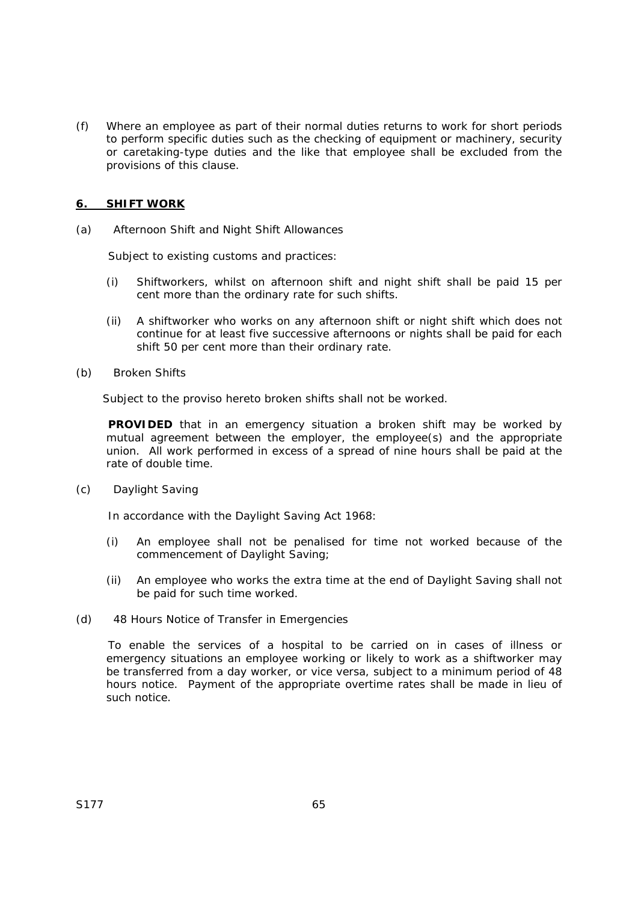(f) Where an employee as part of their normal duties returns to work for short periods to perform specific duties such as the checking of equipment or machinery, security or caretaking-type duties and the like that employee shall be excluded from the provisions of this clause.

## 6. SHIFT WORK

(a) Afternoon Shift and Night Shift Allowances

Subject to existing customs and practices:

(i) Shiftworkers, whilst on afternoon shift and night shift shall be paid 15 per cent more than the ordinary rate for such shifts.

(ii) A shiftworker who works on any afternoon shift or night shift which does not continue for at least five successive afternoons or nights shall be paid for each shift 50 per cent more than their ordinary rate.

(b) Broken Shifts

Subject to the proviso hereto broken shifts shall not be worked.

**PROVIDED** that in an emergency situation a broken shift may be worked by mutual agreement between the employer, the employee(s) and the appropriate union. All work performed in excess of a spread of nine hours shall be paid at the rate of double time.

(c) Daylight Saving

In accordance with the Daylight Saving Act 1968:

(i) An employee shall not be penalised for time not worked because of the commencement of Daylight Saving;

(ii) An employee who works the extra time at the end of Daylight Saving shall not be paid for such time worked.

(d) 48 Hours Notice of Transfer in Emergencies

To enable the services of a hospital to be carried on in cases of illness or emergency situations an employee working or likely to work as a shiftworker may be transferred from a day worker, or vice versa, subject to a minimum period of 48 hours notice. Payment of the appropriate overtime rates shall be made in lieu of such notice.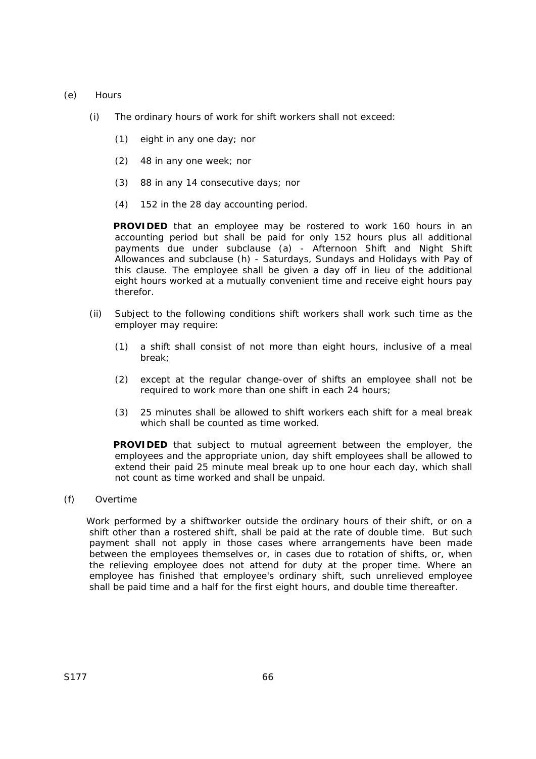(e) Hours

(i) The ordinary hours of work for shift workers shall not exceed:

(1) eight in any one day; nor

(2) 48 in any one week; nor

(3) 88 in any 14 consecutive days; nor

(4) 152 in the 28 day accounting period.

**PROVIDED** that an employee may be rostered to work 160 hours in an accounting period but shall be paid for only 152 hours plus all additional payments due under subclause (a) - Afternoon Shift and Night Shift Allowances and subclause (h) - Saturdays, Sundays and Holidays with Pay of this clause. The employee shall be given a day off in lieu of the additional eight hours worked at a mutually convenient time and receive eight hours pay therefor.

(ii) Subject to the following conditions shift workers shall work such time as the employer may require:

(1) a shift shall consist of not more than eight hours, inclusive of a meal break;

(2) except at the regular change-over of shifts an employee shall not be required to work more than one shift in each 24 hours;

(3) 25 minutes shall be allowed to shift workers each shift for a meal break which shall be counted as time worked.

**PROVIDED** that subject to mutual agreement between the employer, the employees and the appropriate union, day shift employees shall be allowed to extend their paid 25 minute meal break up to one hour each day, which shall not count as time worked and shall be unpaid.

(f) Overtime

Work performed by a shiftworker outside the ordinary hours of their shift, or on a shift other than a rostered shift, shall be paid at the rate of double time. But such payment shall not apply in those cases where arrangements have been made between the employees themselves or, in cases due to rotation of shifts, or, when the relieving employee does not attend for duty at the proper time. Where an employee has finished that employee's ordinary shift, such unrelieved employee shall be paid time and a half for the first eight hours, and double time thereafter.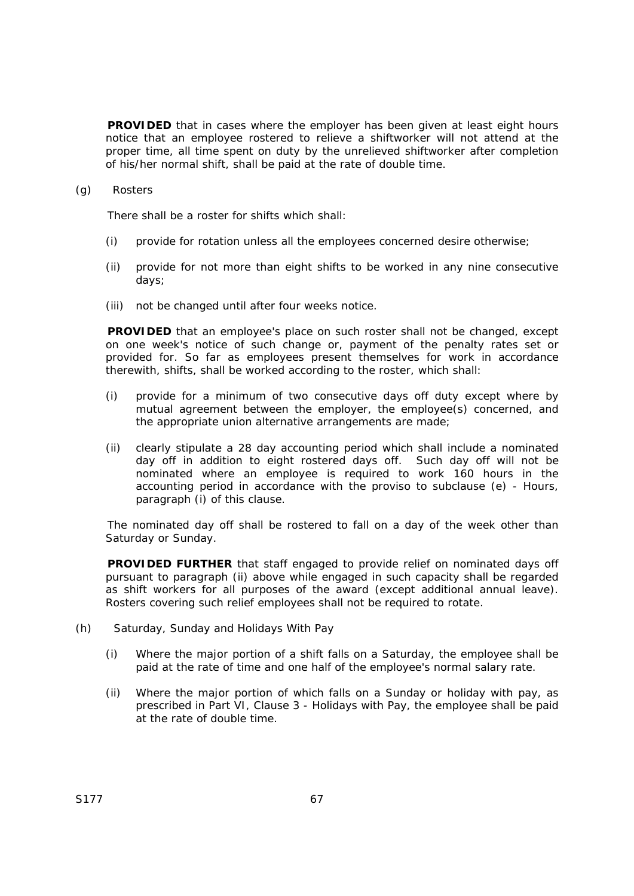**PROVIDED** that in cases where the employer has been given at least eight hours notice that an employee rostered to relieve a shiftworker will not attend at the proper time, all time spent on duty by the unrelieved shiftworker after completion of his/her normal shift, shall be paid at the rate of double time.

(g) Rosters

There shall be a roster for shifts which shall:

(i) provide for rotation unless all the employees concerned desire otherwise;

(ii) provide for not more than eight shifts to be worked in any nine consecutive days;

(iii) not be changed until after four weeks notice.

**PROVIDED** that an employee's place on such roster shall not be changed, except on one week's notice of such change or, payment of the penalty rates set or provided for. So far as employees present themselves for work in accordance therewith, shifts, shall be worked according to the roster, which shall:

(i) provide for a minimum of two consecutive days off duty except where by mutual agreement between the employer, the employee(s) concerned, and the appropriate union alternative arrangements are made;

(ii) clearly stipulate a 28 day accounting period which shall include a nominated day off in addition to eight rostered days off. Such day off will not be nominated where an employee is required to work 160 hours in the accounting period in accordance with the proviso to subclause (e) - Hours, paragraph (i) of this clause.

The nominated day off shall be rostered to fall on a day of the week other than Saturday or Sunday.

**PROVIDED FURTHER** that staff engaged to provide relief on nominated days off pursuant to paragraph (ii) above while engaged in such capacity shall be regarded as shift workers for all purposes of the award (except additional annual leave). Rosters covering such relief employees shall not be required to rotate.

(h) Saturday, Sunday and Holidays With Pay

(i) Where the major portion of a shift falls on a Saturday, the employee shall be paid at the rate of time and one half of the employee's normal salary rate.

(ii) Where the major portion of which falls on a Sunday or holiday with pay, as prescribed in Part VI, Clause 3 - Holidays with Pay, the employee shall be paid at the rate of double time.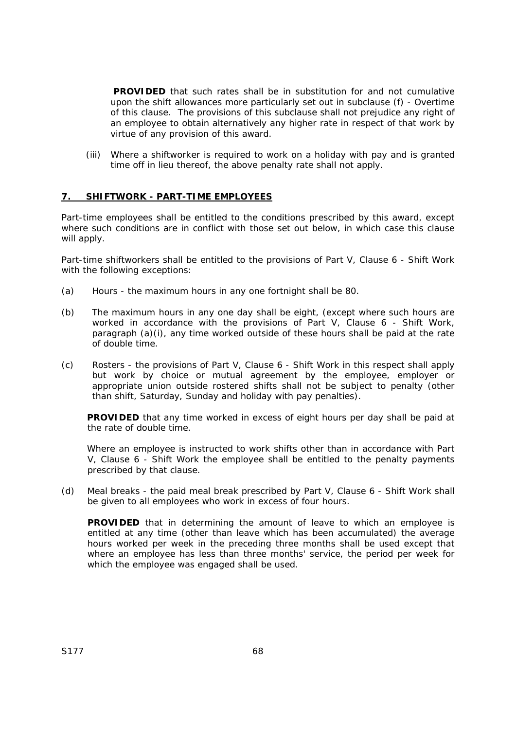**PROVIDED** that such rates shall be in substitution for and not cumulative upon the shift allowances more particularly set out in subclause (f) - Overtime of this clause. The provisions of this subclause shall not prejudice any right of an employee to obtain alternatively any higher rate in respect of that work by virtue of any provision of this award.

(iii) Where a shiftworker is required to work on a holiday with pay and is granted time off in lieu thereof, the above penalty rate shall not apply.

## 7. SHIFTWORK - PART-TIME EMPLOYEES

Part-time employees shall be entitled to the conditions prescribed by this award, except where such conditions are in conflict with those set out below, in which case this clause will apply.

Part-time shiftworkers shall be entitled to the provisions of Part V, Clause 6 - Shift Work with the following exceptions:

(a) Hours - the maximum hours in any one fortnight shall be 80.

(b) The maximum hours in any one day shall be eight, (except where such hours are worked in accordance with the provisions of Part V, Clause 6 - Shift Work, paragraph (a)(i), any time worked outside of these hours shall be paid at the rate of double time.

(c) Rosters - the provisions of Part V, Clause 6 - Shift Work in this respect shall apply but work by choice or mutual agreement by the employee, employer or appropriate union outside rostered shifts shall not be subject to penalty (other than shift, Saturday, Sunday and holiday with pay penalties).

**PROVIDED** that any time worked in excess of eight hours per day shall be paid at the rate of double time.

Where an employee is instructed to work shifts other than in accordance with Part V, Clause 6 - Shift Work the employee shall be entitled to the penalty payments prescribed by that clause.

(d) Meal breaks - the paid meal break prescribed by Part V, Clause 6 - Shift Work shall be given to all employees who work in excess of four hours.

**PROVIDED** that in determining the amount of leave to which an employee is entitled at any time (other than leave which has been accumulated) the average hours worked per week in the preceding three months shall be used except that where an employee has less than three months' service, the period per week for which the employee was engaged shall be used.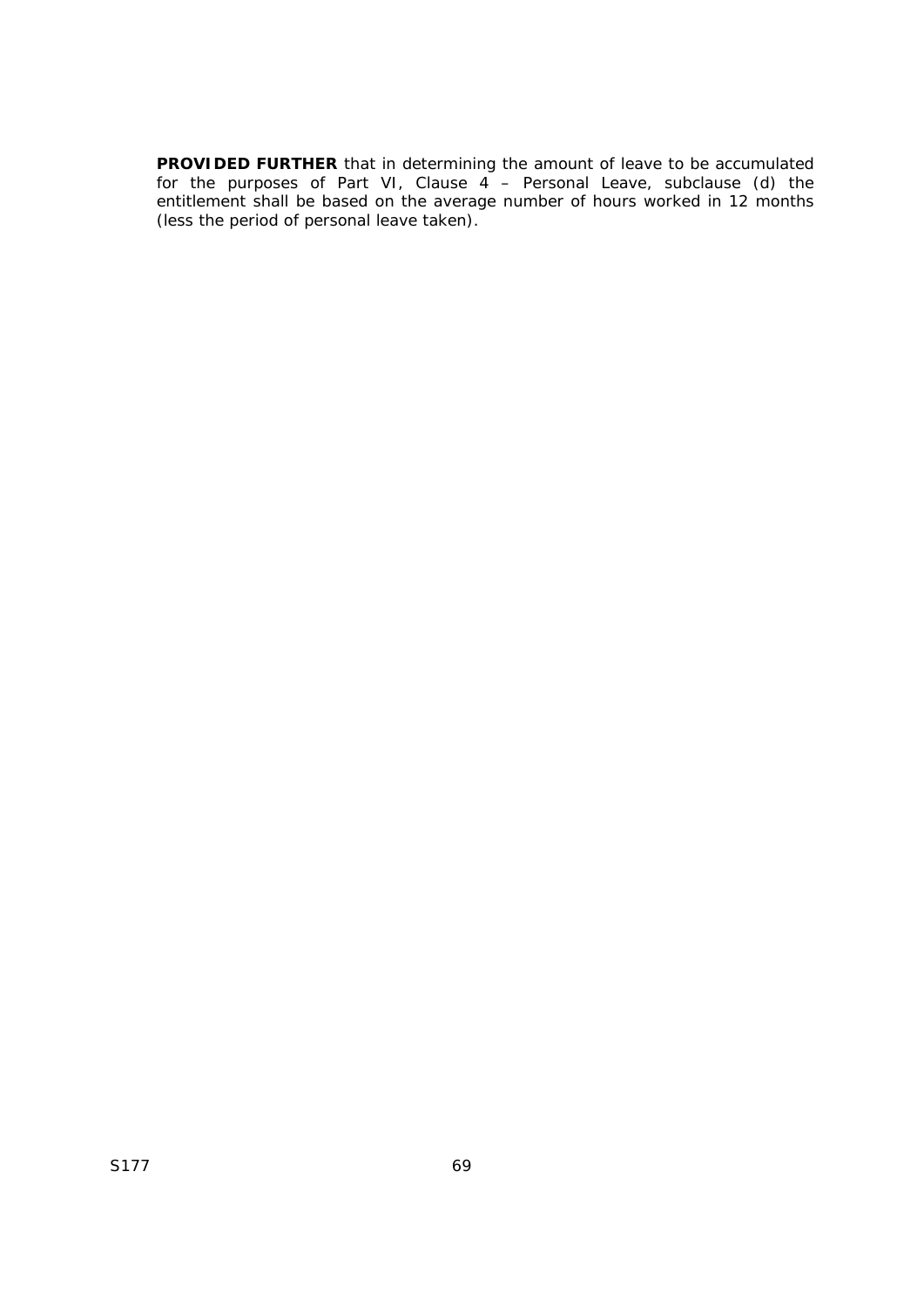**PROVIDED FURTHER** that in determining the amount of leave to be accumulated for the purposes of Part VI, Clause 4 – Personal Leave, subclause (d) the entitlement shall be based on the average number of hours worked in 12 months (less the period of personal leave taken).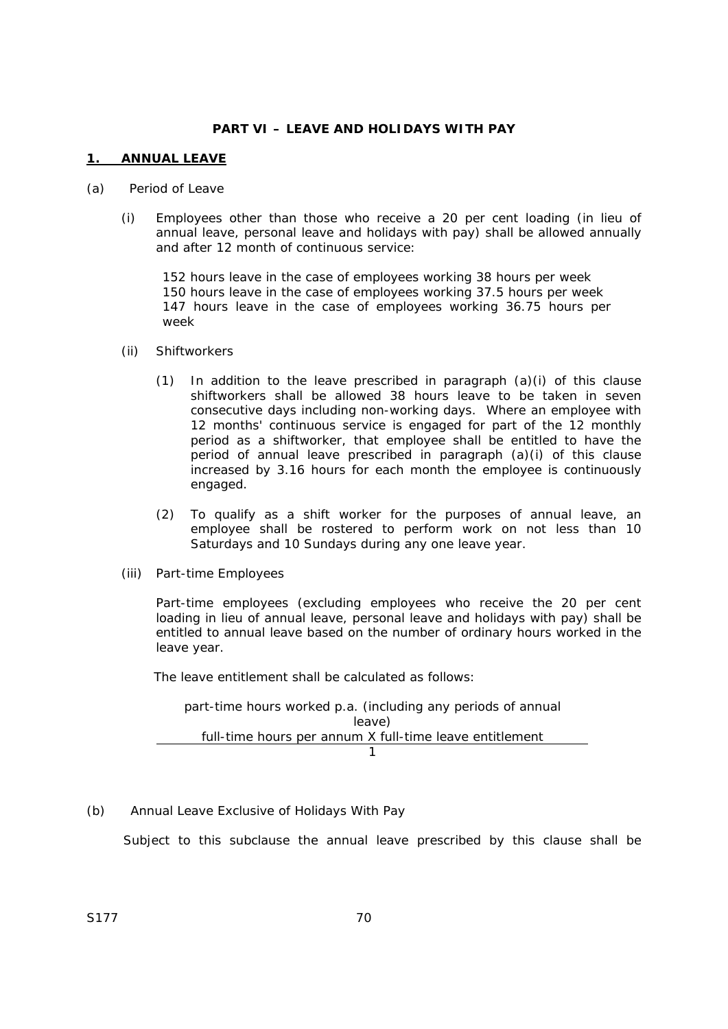**PART VI – LEAVE AND HOLIDAYS WITH PAY**

**1. ANNUAL LEAVE**

(a) Period of Leave

(i) Employees other than those who receive a 20 per cent loading (in lieu of annual leave, personal leave and holidays with pay) shall be allowed annually and after 12 month of continuous service:

152 hours leave in the case of employees working 38 hours per week
150 hours leave in the case of employees working 37.5 hours per week
147 hours leave in the case of employees working 36.75 hours per week

(ii) Shiftworkers

(1) In addition to the leave prescribed in paragraph (a)(i) of this clause shiftworkers shall be allowed 38 hours leave to be taken in seven consecutive days including non-working days. Where an employee with 12 months' continuous service is engaged for part of the 12 monthly period as a shiftworker, that employee shall be entitled to have the period of annual leave prescribed in paragraph (a)(i) of this clause increased by 3.16 hours for each month the employee is continuously engaged.

(2) To qualify as a shift worker for the purposes of annual leave, an employee shall be rostered to perform work on not less than 10 Saturdays and 10 Sundays during any one leave year.

(iii) Part-time Employees

Part-time employees (excluding employees who receive the 20 per cent loading in lieu of annual leave, personal leave and holidays with pay) shall be entitled to annual leave based on the number of ordinary hours worked in the leave year.

The leave entitlement shall be calculated as follows:

$$\frac{\text{part-time hours worked p.a. (including any periods of annual leave)}}{\text{full-time hours per annum X full-time leave entitlement}} \cdot \frac{}{1}$$

(b) Annual Leave Exclusive of Holidays With Pay

Subject to this subclause the annual leave prescribed by this clause shall be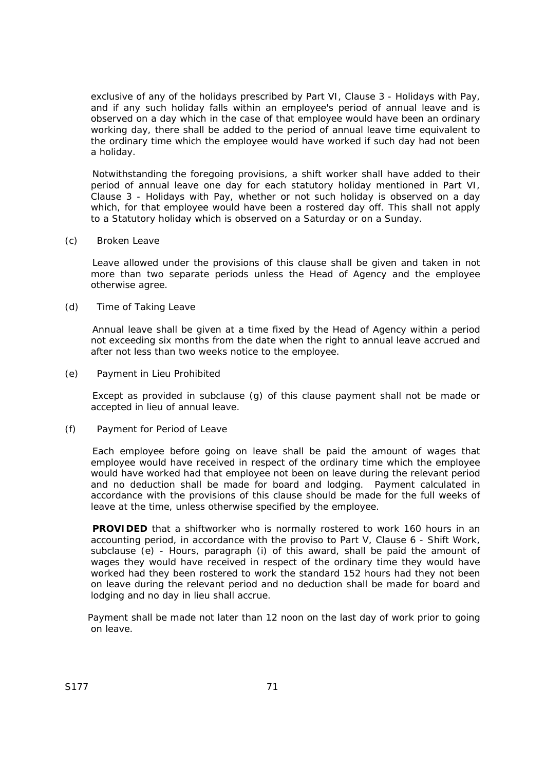exclusive of any of the holidays prescribed by Part VI, Clause 3 - Holidays with Pay, and if any such holiday falls within an employee's period of annual leave and is observed on a day which in the case of that employee would have been an ordinary working day, there shall be added to the period of annual leave time equivalent to the ordinary time which the employee would have worked if such day had not been a holiday.

Notwithstanding the foregoing provisions, a shift worker shall have added to their period of annual leave one day for each statutory holiday mentioned in Part VI, Clause 3 - Holidays with Pay, whether or not such holiday is observed on a day which, for that employee would have been a rostered day off. This shall not apply to a Statutory holiday which is observed on a Saturday or on a Sunday.

(c) Broken Leave

Leave allowed under the provisions of this clause shall be given and taken in not more than two separate periods unless the Head of Agency and the employee otherwise agree.

(d) Time of Taking Leave

Annual leave shall be given at a time fixed by the Head of Agency within a period not exceeding six months from the date when the right to annual leave accrued and after not less than two weeks notice to the employee.

(e) Payment in Lieu Prohibited

Except as provided in subclause (g) of this clause payment shall not be made or accepted in lieu of annual leave.

(f) Payment for Period of Leave

Each employee before going on leave shall be paid the amount of wages that employee would have received in respect of the ordinary time which the employee would have worked had that employee not been on leave during the relevant period and no deduction shall be made for board and lodging. Payment calculated in accordance with the provisions of this clause should be made for the full weeks of leave at the time, unless otherwise specified by the employee.

**PROVIDED** that a shiftworker who is normally rostered to work 160 hours in an accounting period, in accordance with the proviso to Part V, Clause 6 - Shift Work, subclause (e) - Hours, paragraph (i) of this award, shall be paid the amount of wages they would have received in respect of the ordinary time they would have worked had they been rostered to work the standard 152 hours had they not been on leave during the relevant period and no deduction shall be made for board and lodging and no day in lieu shall accrue.

Payment shall be made not later than 12 noon on the last day of work prior to going on leave.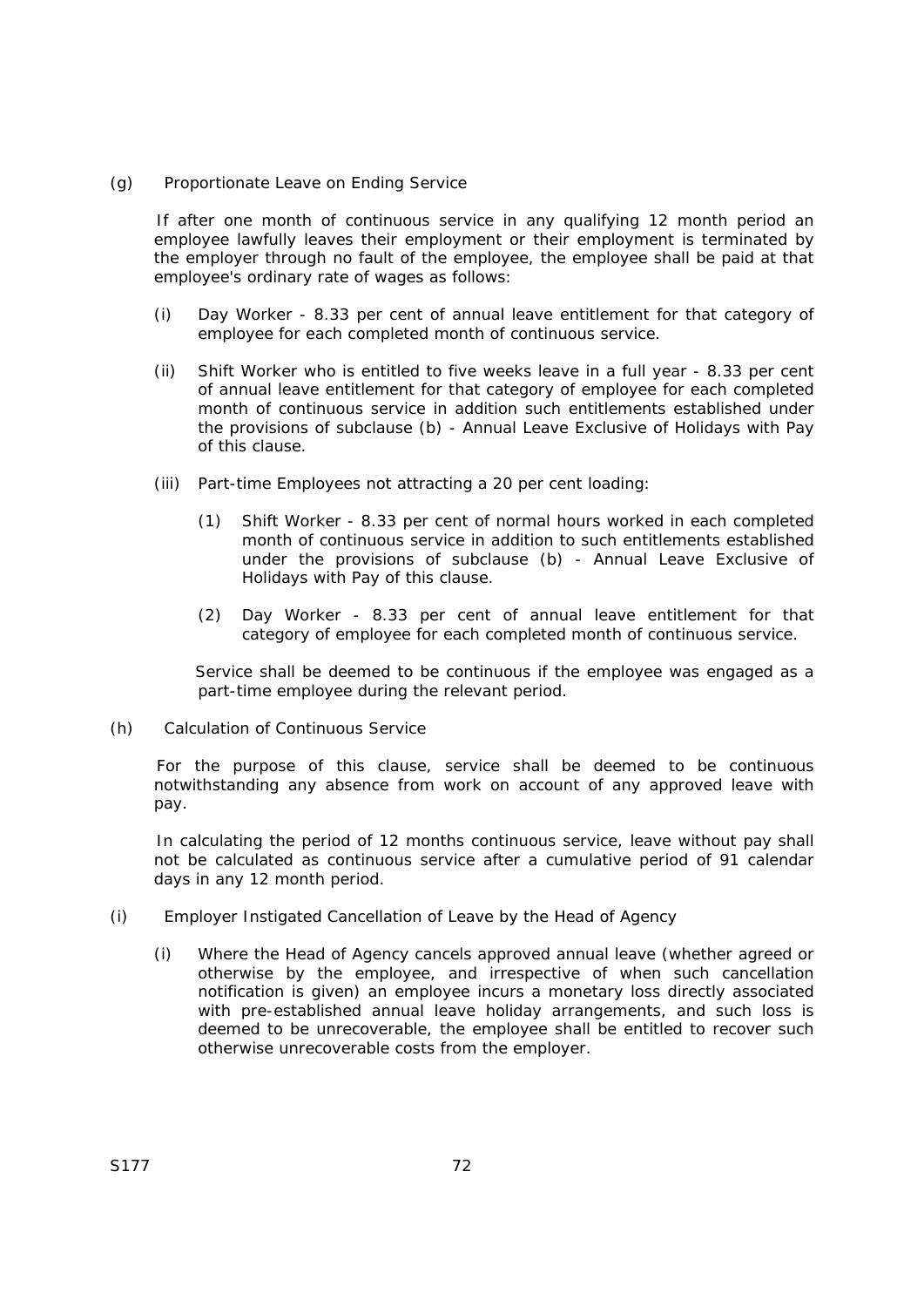(g) Proportionate Leave on Ending Service

If after one month of continuous service in any qualifying 12 month period an employee lawfully leaves their employment or their employment is terminated by the employer through no fault of the employee, the employee shall be paid at that employee's ordinary rate of wages as follows:

(i) Day Worker - 8.33 per cent of annual leave entitlement for that category of employee for each completed month of continuous service.

(ii) Shift Worker who is entitled to five weeks leave in a full year - 8.33 per cent of annual leave entitlement for that category of employee for each completed month of continuous service in addition such entitlements established under the provisions of subclause (b) - Annual Leave Exclusive of Holidays with Pay of this clause.

(iii) Part-time Employees not attracting a 20 per cent loading:

(1) Shift Worker - 8.33 per cent of normal hours worked in each completed month of continuous service in addition to such entitlements established under the provisions of subclause (b) - Annual Leave Exclusive of Holidays with Pay of this clause.

(2) Day Worker - 8.33 per cent of annual leave entitlement for that category of employee for each completed month of continuous service.

Service shall be deemed to be continuous if the employee was engaged as a part-time employee during the relevant period.

(h) Calculation of Continuous Service

For the purpose of this clause, service shall be deemed to be continuous notwithstanding any absence from work on account of any approved leave with pay.

In calculating the period of 12 months continuous service, leave without pay shall not be calculated as continuous service after a cumulative period of 91 calendar days in any 12 month period.

(i) Employer Instigated Cancellation of Leave by the Head of Agency

(i) Where the Head of Agency cancels approved annual leave (whether agreed or otherwise by the employee, and irrespective of when such cancellation notification is given) an employee incurs a monetary loss directly associated with pre-established annual leave holiday arrangements, and such loss is deemed to be unrecoverable, the employee shall be entitled to recover such otherwise unrecoverable costs from the employer.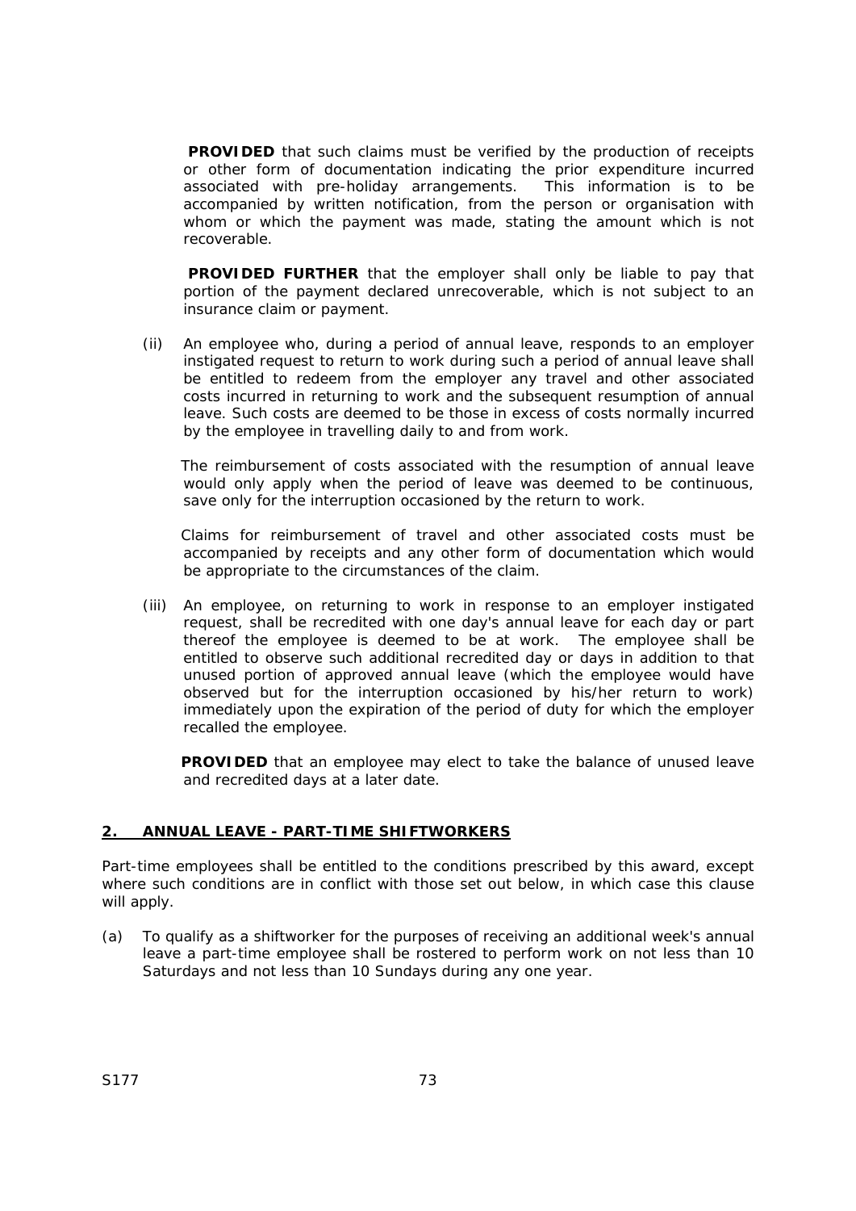**PROVIDED** that such claims must be verified by the production of receipts or other form of documentation indicating the prior expenditure incurred associated with pre-holiday arrangements. This information is to be accompanied by written notification, from the person or organisation with whom or which the payment was made, stating the amount which is not recoverable.

**PROVIDED FURTHER** that the employer shall only be liable to pay that portion of the payment declared unrecoverable, which is not subject to an insurance claim or payment.

(ii) An employee who, during a period of annual leave, responds to an employer instigated request to return to work during such a period of annual leave shall be entitled to redeem from the employer any travel and other associated costs incurred in returning to work and the subsequent resumption of annual leave. Such costs are deemed to be those in excess of costs normally incurred by the employee in travelling daily to and from work.

The reimbursement of costs associated with the resumption of annual leave would only apply when the period of leave was deemed to be continuous, save only for the interruption occasioned by the return to work.

Claims for reimbursement of travel and other associated costs must be accompanied by receipts and any other form of documentation which would be appropriate to the circumstances of the claim.

(iii) An employee, on returning to work in response to an employer instigated request, shall be recredited with one day's annual leave for each day or part thereof the employee is deemed to be at work. The employee shall be entitled to observe such additional recredited day or days in addition to that unused portion of approved annual leave (which the employee would have observed but for the interruption occasioned by his/her return to work) immediately upon the expiration of the period of duty for which the employer recalled the employee.

**PROVIDED** that an employee may elect to take the balance of unused leave and recredited days at a later date.

## 2. ANNUAL LEAVE - PART-TIME SHIFTWORKERS

Part-time employees shall be entitled to the conditions prescribed by this award, except where such conditions are in conflict with those set out below, in which case this clause will apply.

(a) To qualify as a shiftworker for the purposes of receiving an additional week's annual leave a part-time employee shall be rostered to perform work on not less than 10 Saturdays and not less than 10 Sundays during any one year.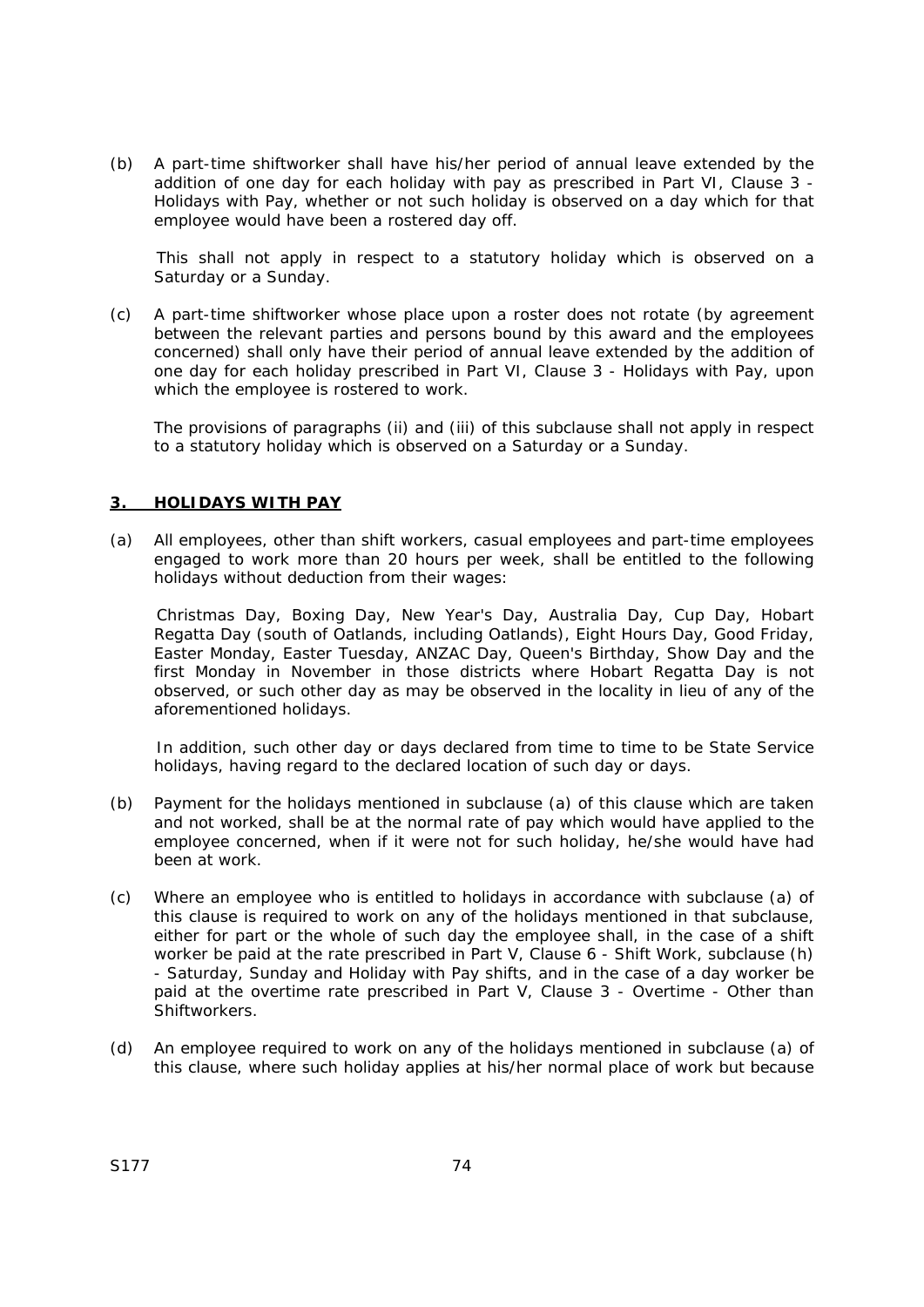(b) A part-time shiftworker shall have his/her period of annual leave extended by the addition of one day for each holiday with pay as prescribed in Part VI, Clause 3 - Holidays with Pay, whether or not such holiday is observed on a day which for that employee would have been a rostered day off.

 This shall not apply in respect to a statutory holiday which is observed on a Saturday or a Sunday.

(c) A part-time shiftworker whose place upon a roster does not rotate (by agreement between the relevant parties and persons bound by this award and the employees concerned) shall only have their period of annual leave extended by the addition of one day for each holiday prescribed in Part VI, Clause 3 - Holidays with Pay, upon which the employee is rostered to work.

 The provisions of paragraphs (ii) and (iii) of this subclause shall not apply in respect to a statutory holiday which is observed on a Saturday or a Sunday.

## 3. HOLIDAYS WITH PAY

(a) All employees, other than shift workers, casual employees and part-time employees engaged to work more than 20 hours per week, shall be entitled to the following holidays without deduction from their wages:

 Christmas Day, Boxing Day, New Year's Day, Australia Day, Cup Day, Hobart Regatta Day (south of Oatlands, including Oatlands), Eight Hours Day, Good Friday, Easter Monday, Easter Tuesday, ANZAC Day, Queen's Birthday, Show Day and the first Monday in November in those districts where Hobart Regatta Day is not observed, or such other day as may be observed in the locality in lieu of any of the aforementioned holidays.

 In addition, such other day or days declared from time to time to be State Service holidays, having regard to the declared location of such day or days.

(b) Payment for the holidays mentioned in subclause (a) of this clause which are taken and not worked, shall be at the normal rate of pay which would have applied to the employee concerned, when if it were not for such holiday, he/she would have had been at work.

(c) Where an employee who is entitled to holidays in accordance with subclause (a) of this clause is required to work on any of the holidays mentioned in that subclause, either for part or the whole of such day the employee shall, in the case of a shift worker be paid at the rate prescribed in Part V, Clause 6 - Shift Work, subclause (h) - Saturday, Sunday and Holiday with Pay shifts, and in the case of a day worker be paid at the overtime rate prescribed in Part V, Clause 3 - Overtime - Other than Shiftworkers.

(d) An employee required to work on any of the holidays mentioned in subclause (a) of this clause, where such holiday applies at his/her normal place of work but because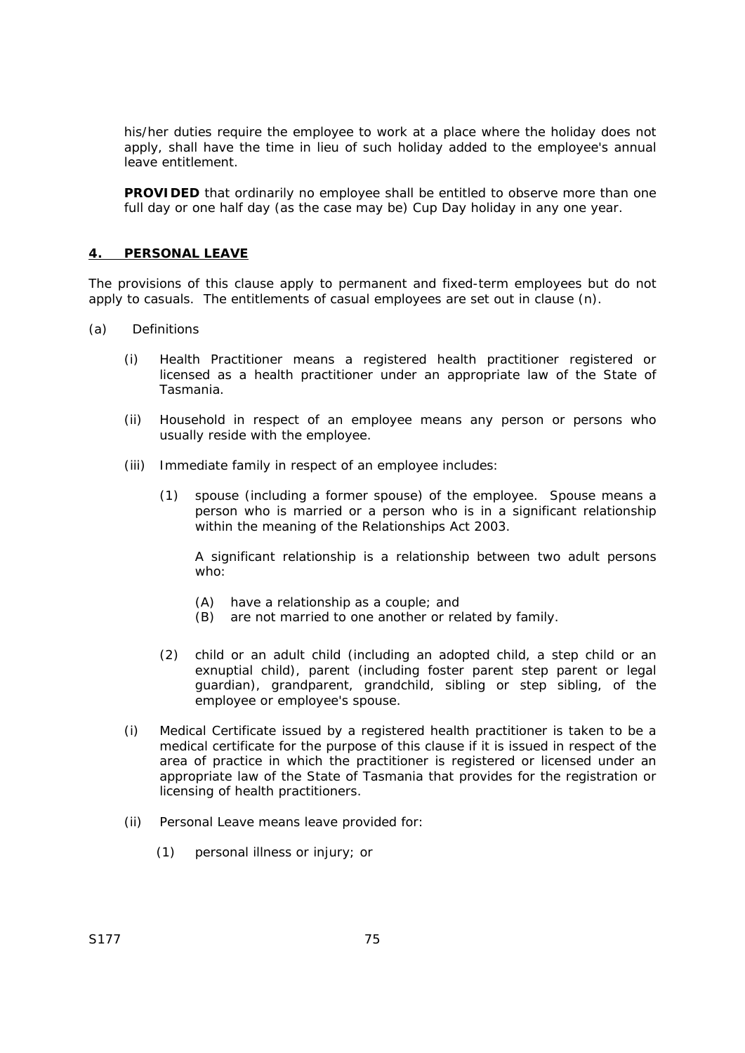his/her duties require the employee to work at a place where the holiday does not apply, shall have the time in lieu of such holiday added to the employee's annual leave entitlement.

**PROVIDED** that ordinarily no employee shall be entitled to observe more than one full day or one half day (as the case may be) Cup Day holiday in any one year.

## 4. PERSONAL LEAVE

The provisions of this clause apply to permanent and fixed-term employees but do not apply to casuals. The entitlements of casual employees are set out in clause (n).

(a) Definitions

(i) Health Practitioner means a registered health practitioner registered or licensed as a health practitioner under an appropriate law of the State of Tasmania.

(ii) Household in respect of an employee means any person or persons who usually reside with the employee.

(iii) Immediate family in respect of an employee includes:

(1) spouse (including a former spouse) of the employee. Spouse means a person who is married or a person who is in a significant relationship within the meaning of the Relationships Act 2003.

A significant relationship is a relationship between two adult persons who:

(A) have a relationship as a couple; and
(B) are not married to one another or related by family.

(2) child or an adult child (including an adopted child, a step child or an exnuptial child), parent (including foster parent step parent or legal guardian), grandparent, grandchild, sibling or step sibling, of the employee or employee's spouse.

(i) Medical Certificate issued by a registered health practitioner is taken to be a medical certificate for the purpose of this clause if it is issued in respect of the area of practice in which the practitioner is registered or licensed under an appropriate law of the State of Tasmania that provides for the registration or licensing of health practitioners.

(ii) Personal Leave means leave provided for:

(1) personal illness or injury; or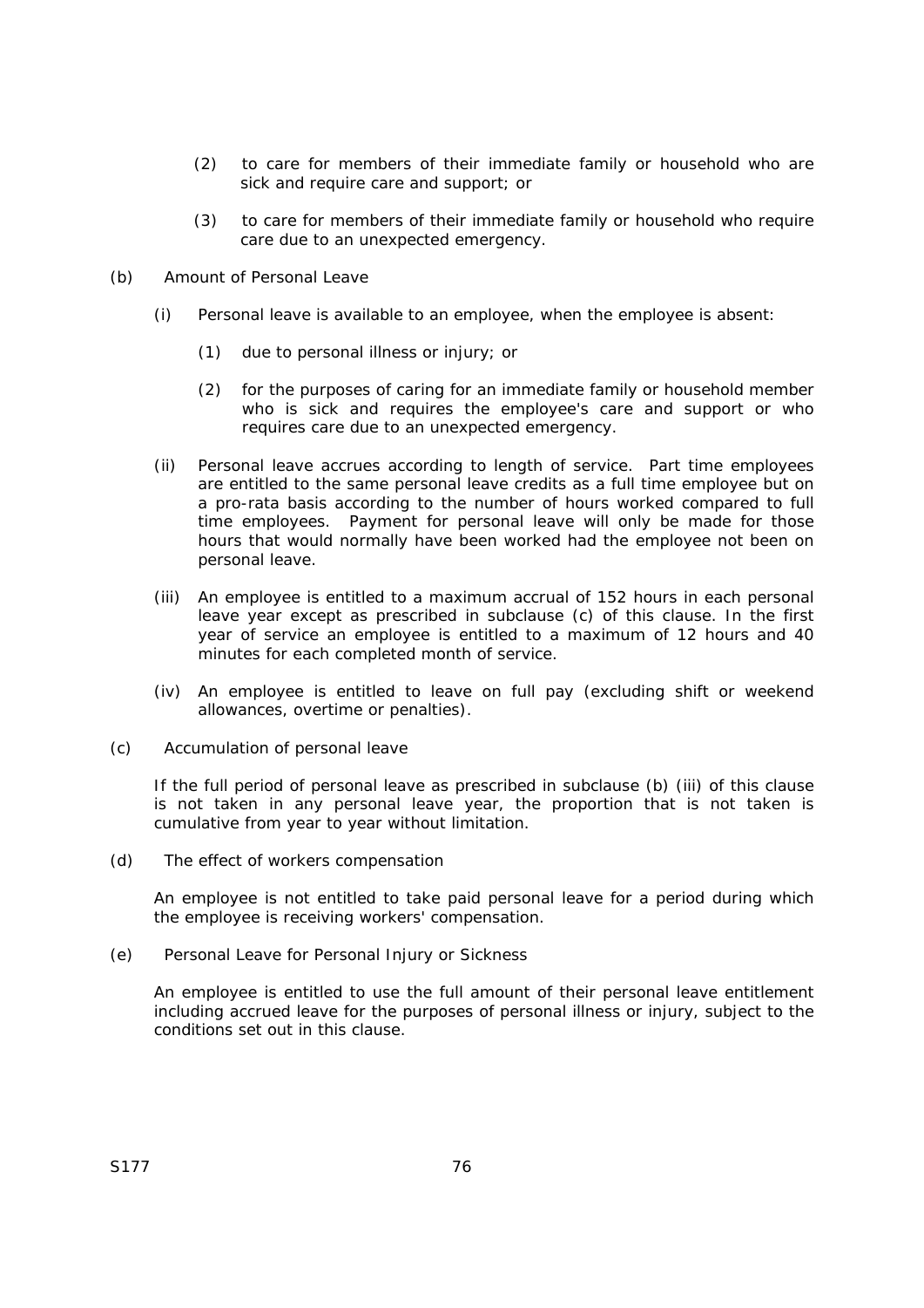(2) to care for members of their immediate family or household who are sick and require care and support; or

(3) to care for members of their immediate family or household who require care due to an unexpected emergency.

(b) Amount of Personal Leave

(i) Personal leave is available to an employee, when the employee is absent:

(1) due to personal illness or injury; or

(2) for the purposes of caring for an immediate family or household member who is sick and requires the employee's care and support or who requires care due to an unexpected emergency.

(ii) Personal leave accrues according to length of service. Part time employees are entitled to the same personal leave credits as a full time employee but on a pro-rata basis according to the number of hours worked compared to full time employees. Payment for personal leave will only be made for those hours that would normally have been worked had the employee not been on personal leave.

(iii) An employee is entitled to a maximum accrual of 152 hours in each personal leave year except as prescribed in subclause (c) of this clause. In the first year of service an employee is entitled to a maximum of 12 hours and 40 minutes for each completed month of service.

(iv) An employee is entitled to leave on full pay (excluding shift or weekend allowances, overtime or penalties).

(c) Accumulation of personal leave

If the full period of personal leave as prescribed in subclause (b) (iii) of this clause is not taken in any personal leave year, the proportion that is not taken is cumulative from year to year without limitation.

(d) The effect of workers compensation

An employee is not entitled to take paid personal leave for a period during which the employee is receiving workers' compensation.

(e) Personal Leave for Personal Injury or Sickness

An employee is entitled to use the full amount of their personal leave entitlement including accrued leave for the purposes of personal illness or injury, subject to the conditions set out in this clause.

S177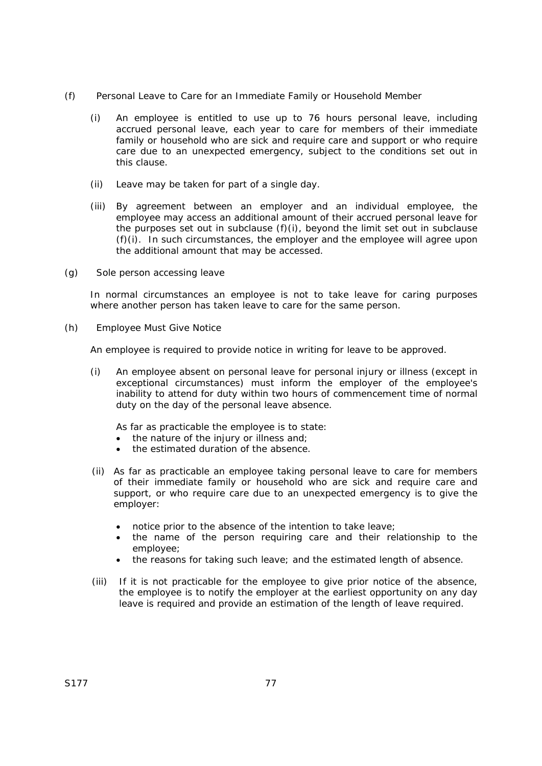(f) Personal Leave to Care for an Immediate Family or Household Member

(i) An employee is entitled to use up to 76 hours personal leave, including accrued personal leave, each year to care for members of their immediate family or household who are sick and require care and support or who require care due to an unexpected emergency, subject to the conditions set out in this clause.

(ii) Leave may be taken for part of a single day.

(iii) By agreement between an employer and an individual employee, the employee may access an additional amount of their accrued personal leave for the purposes set out in subclause (f)(i), beyond the limit set out in subclause (f)(i). In such circumstances, the employer and the employee will agree upon the additional amount that may be accessed.

(g) Sole person accessing leave

In normal circumstances an employee is not to take leave for caring purposes where another person has taken leave to care for the same person.

(h) Employee Must Give Notice

An employee is required to provide notice in writing for leave to be approved.

(i) An employee absent on personal leave for personal injury or illness (except in exceptional circumstances) must inform the employer of the employee's inability to attend for duty within two hours of commencement time of normal duty on the day of the personal leave absence.

As far as practicable the employee is to state:

- the nature of the injury or illness and;
- the estimated duration of the absence.

(ii) As far as practicable an employee taking personal leave to care for members of their immediate family or household who are sick and require care and support, or who require care due to an unexpected emergency is to give the employer:

- notice prior to the absence of the intention to take leave;
- the name of the person requiring care and their relationship to the employee;
- the reasons for taking such leave; and the estimated length of absence.

(iii) If it is not practicable for the employee to give prior notice of the absence, the employee is to notify the employer at the earliest opportunity on any day leave is required and provide an estimation of the length of leave required.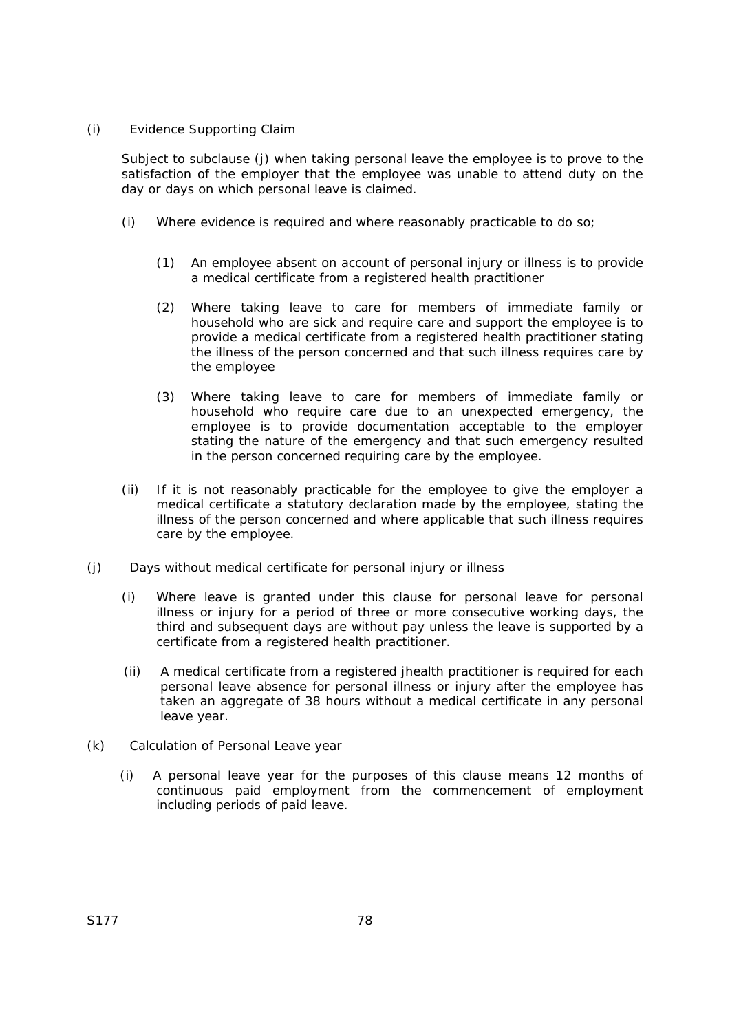(i) Evidence Supporting Claim

Subject to subclause (j) when taking personal leave the employee is to prove to the satisfaction of the employer that the employee was unable to attend duty on the day or days on which personal leave is claimed.

- (i) Where evidence is required and where reasonably practicable to do so;

  - (1) An employee absent on account of personal injury or illness is to provide a medical certificate from a registered health practitioner

  - (2) Where taking leave to care for members of immediate family or household who are sick and require care and support the employee is to provide a medical certificate from a registered health practitioner stating the illness of the person concerned and that such illness requires care by the employee

  - (3) Where taking leave to care for members of immediate family or household who require care due to an unexpected emergency, the employee is to provide documentation acceptable to the employer stating the nature of the emergency and that such emergency resulted in the person concerned requiring care by the employee.

- (ii) If it is not reasonably practicable for the employee to give the employer a medical certificate a statutory declaration made by the employee, stating the illness of the person concerned and where applicable that such illness requires care by the employee.

(j) Days without medical certificate for personal injury or illness

- (i) Where leave is granted under this clause for personal leave for personal illness or injury for a period of three or more consecutive working days, the third and subsequent days are without pay unless the leave is supported by a certificate from a registered health practitioner.

- (ii) A medical certificate from a registered jhealth practitioner is required for each personal leave absence for personal illness or injury after the employee has taken an aggregate of 38 hours without a medical certificate in any personal leave year.

(k) Calculation of Personal Leave year

- (i) A personal leave year for the purposes of this clause means 12 months of continuous paid employment from the commencement of employment including periods of paid leave.

S177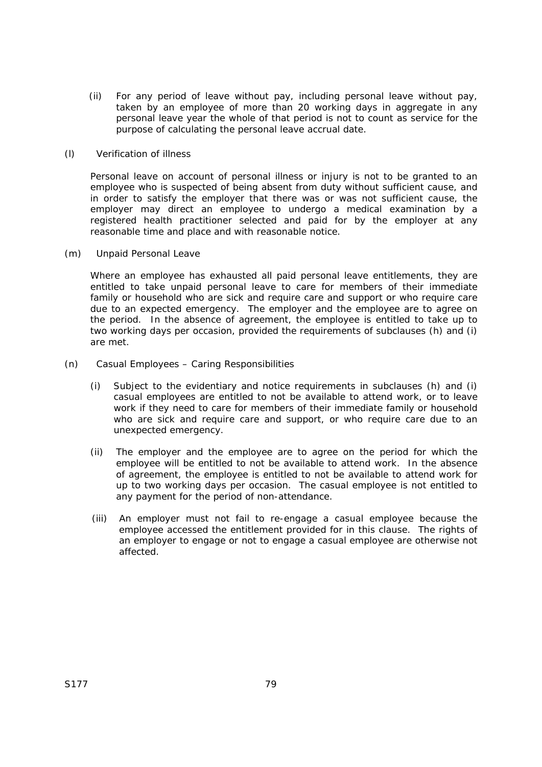(ii) For any period of leave without pay, including personal leave without pay, taken by an employee of more than 20 working days in aggregate in any personal leave year the whole of that period is not to count as service for the purpose of calculating the personal leave accrual date.

(l) Verification of illness

Personal leave on account of personal illness or injury is not to be granted to an employee who is suspected of being absent from duty without sufficient cause, and in order to satisfy the employer that there was or was not sufficient cause, the employer may direct an employee to undergo a medical examination by a registered health practitioner selected and paid for by the employer at any reasonable time and place and with reasonable notice.

(m) Unpaid Personal Leave

Where an employee has exhausted all paid personal leave entitlements, they are entitled to take unpaid personal leave to care for members of their immediate family or household who are sick and require care and support or who require care due to an expected emergency. The employer and the employee are to agree on the period. In the absence of agreement, the employee is entitled to take up to two working days per occasion, provided the requirements of subclauses (h) and (i) are met.

(n) Casual Employees – Caring Responsibilities

(i) Subject to the evidentiary and notice requirements in subclauses (h) and (i) casual employees are entitled to not be available to attend work, or to leave work if they need to care for members of their immediate family or household who are sick and require care and support, or who require care due to an unexpected emergency.

(ii) The employer and the employee are to agree on the period for which the employee will be entitled to not be available to attend work. In the absence of agreement, the employee is entitled to not be available to attend work for up to two working days per occasion. The casual employee is not entitled to any payment for the period of non-attendance.

(iii) An employer must not fail to re-engage a casual employee because the employee accessed the entitlement provided for in this clause. The rights of an employer to engage or not to engage a casual employee are otherwise not affected.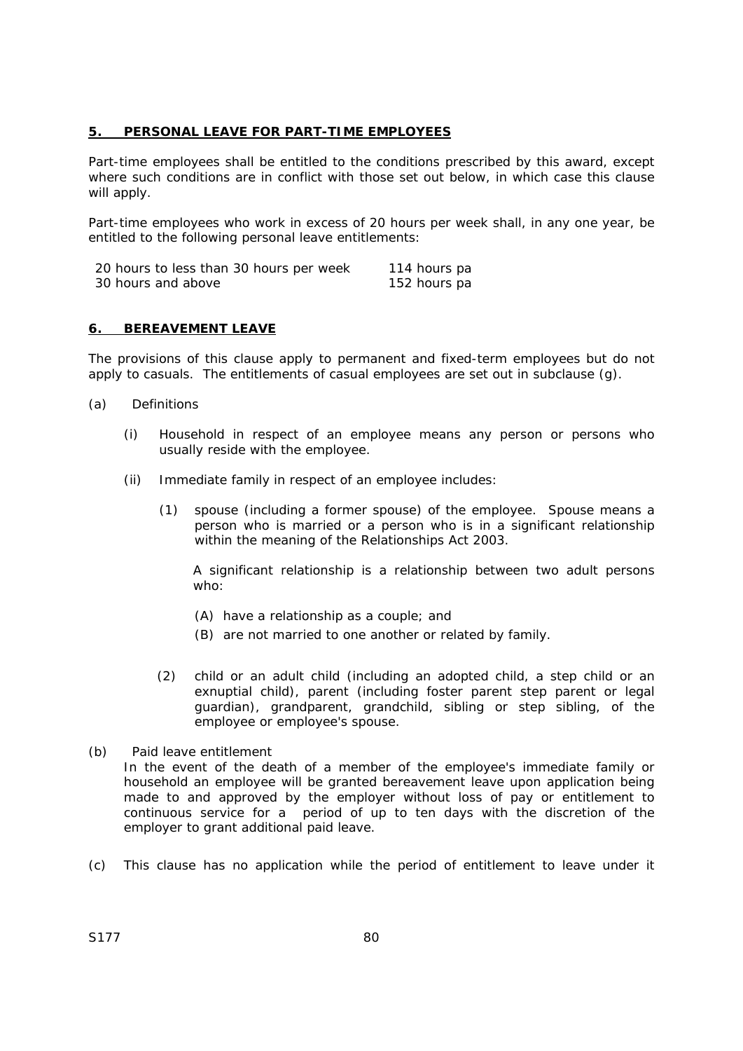## 5. PERSONAL LEAVE FOR PART-TIME EMPLOYEES

Part-time employees shall be entitled to the conditions prescribed by this award, except where such conditions are in conflict with those set out below, in which case this clause will apply.

Part-time employees who work in excess of 20 hours per week shall, in any one year, be entitled to the following personal leave entitlements:

| | |
|---|---|
| 20 hours to less than 30 hours per week | 114 hours pa |
| 30 hours and above | 152 hours pa |

## 6. BEREAVEMENT LEAVE

The provisions of this clause apply to permanent and fixed-term employees but do not apply to casuals. The entitlements of casual employees are set out in subclause (g).

(a) Definitions

(i) Household in respect of an employee means any person or persons who usually reside with the employee.

(ii) Immediate family in respect of an employee includes:

(1) spouse (including a former spouse) of the employee. Spouse means a person who is married or a person who is in a significant relationship within the meaning of the Relationships Act 2003.

A significant relationship is a relationship between two adult persons who:

(A) have a relationship as a couple; and

(B) are not married to one another or related by family.

(2) child or an adult child (including an adopted child, a step child or an exnuptial child), parent (including foster parent step parent or legal guardian), grandparent, grandchild, sibling or step sibling, of the employee or employee's spouse.

(b) Paid leave entitlement

In the event of the death of a member of the employee's immediate family or household an employee will be granted bereavement leave upon application being made to and approved by the employer without loss of pay or entitlement to continuous service for a period of up to ten days with the discretion of the employer to grant additional paid leave.

(c) This clause has no application while the period of entitlement to leave under it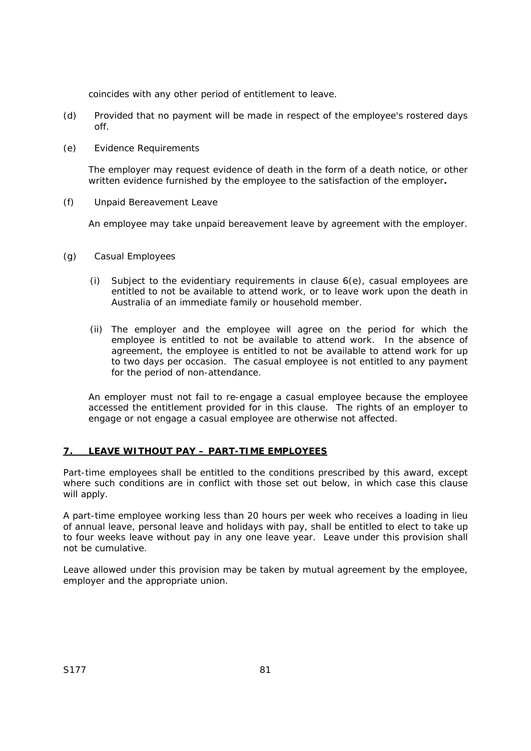coincides with any other period of entitlement to leave.

(d) Provided that no payment will be made in respect of the employee's rostered days off.

(e) Evidence Requirements

The employer may request evidence of death in the form of a death notice, or other written evidence furnished by the employee to the satisfaction of the employer**.**

(f) Unpaid Bereavement Leave

An employee may take unpaid bereavement leave by agreement with the employer.

(g) Casual Employees

(i) Subject to the evidentiary requirements in clause 6(e), casual employees are entitled to not be available to attend work, or to leave work upon the death in Australia of an immediate family or household member.

(ii) The employer and the employee will agree on the period for which the employee is entitled to not be available to attend work. In the absence of agreement, the employee is entitled to not be available to attend work for up to two days per occasion. The casual employee is not entitled to any payment for the period of non-attendance.

An employer must not fail to re-engage a casual employee because the employee accessed the entitlement provided for in this clause. The rights of an employer to engage or not engage a casual employee are otherwise not affected.

## 7. LEAVE WITHOUT PAY – PART-TIME EMPLOYEES

Part-time employees shall be entitled to the conditions prescribed by this award, except where such conditions are in conflict with those set out below, in which case this clause will apply.

A part-time employee working less than 20 hours per week who receives a loading in lieu of annual leave, personal leave and holidays with pay, shall be entitled to elect to take up to four weeks leave without pay in any one leave year. Leave under this provision shall not be cumulative.

Leave allowed under this provision may be taken by mutual agreement by the employee, employer and the appropriate union.

S177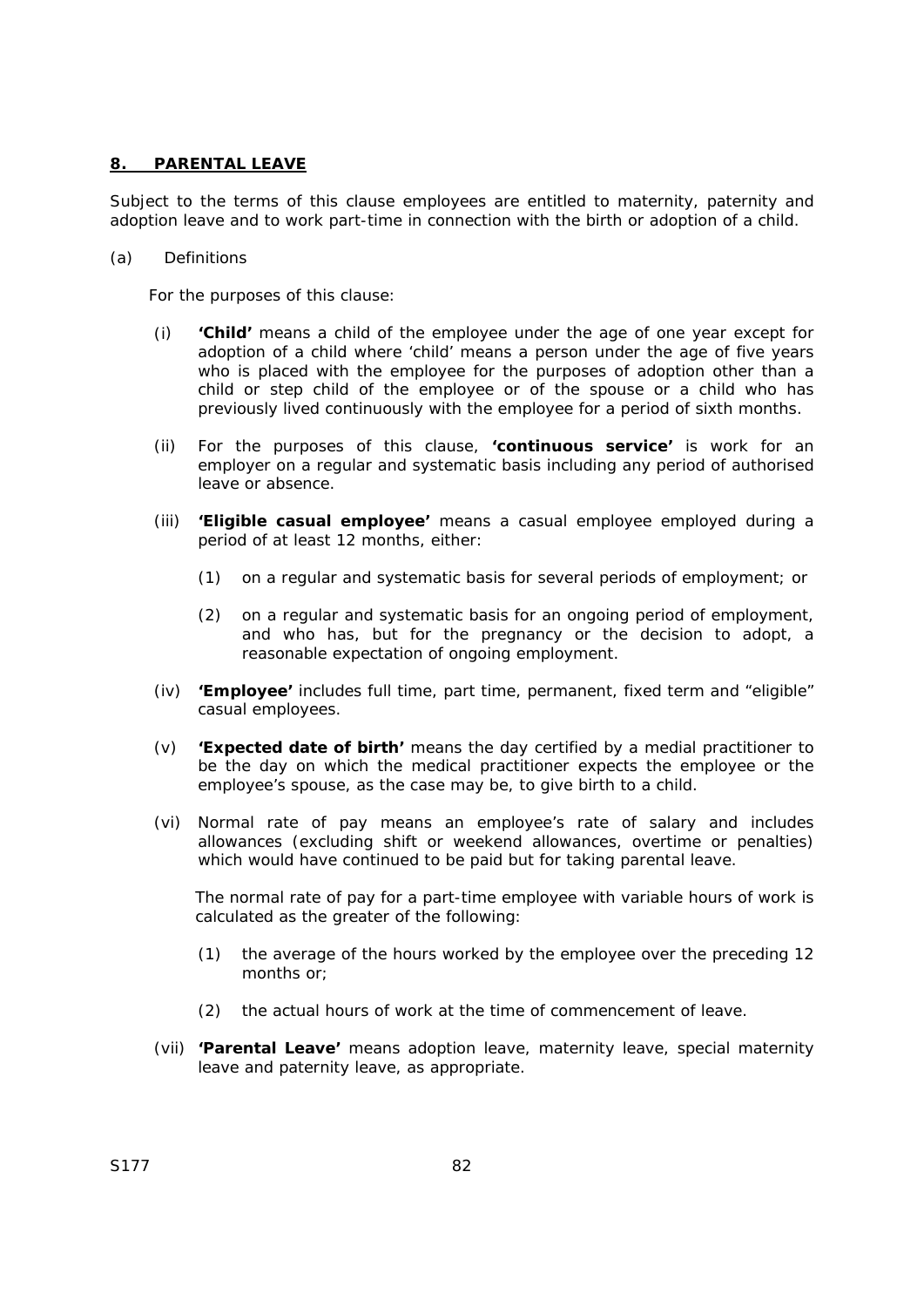## 8. PARENTAL LEAVE

Subject to the terms of this clause employees are entitled to maternity, paternity and adoption leave and to work part-time in connection with the birth or adoption of a child.

(a) Definitions

For the purposes of this clause:

(i) **'Child'** means a child of the employee under the age of one year except for adoption of a child where 'child' means a person under the age of five years who is placed with the employee for the purposes of adoption other than a child or step child of the employee or of the spouse or a child who has previously lived continuously with the employee for a period of sixth months.

(ii) For the purposes of this clause, **'continuous service'** is work for an employer on a regular and systematic basis including any period of authorised leave or absence.

(iii) **'Eligible casual employee'** means a casual employee employed during a period of at least 12 months, either:

(1) on a regular and systematic basis for several periods of employment; or

(2) on a regular and systematic basis for an ongoing period of employment, and who has, but for the pregnancy or the decision to adopt, a reasonable expectation of ongoing employment.

(iv) **'Employee'** includes full time, part time, permanent, fixed term and "eligible" casual employees.

(v) **'Expected date of birth'** means the day certified by a medial practitioner to be the day on which the medical practitioner expects the employee or the employee's spouse, as the case may be, to give birth to a child.

(vi) Normal rate of pay means an employee's rate of salary and includes allowances (excluding shift or weekend allowances, overtime or penalties) which would have continued to be paid but for taking parental leave.

The normal rate of pay for a part-time employee with variable hours of work is calculated as the greater of the following:

(1) the average of the hours worked by the employee over the preceding 12 months or;

(2) the actual hours of work at the time of commencement of leave.

(vii) **'Parental Leave'** means adoption leave, maternity leave, special maternity leave and paternity leave, as appropriate.

S177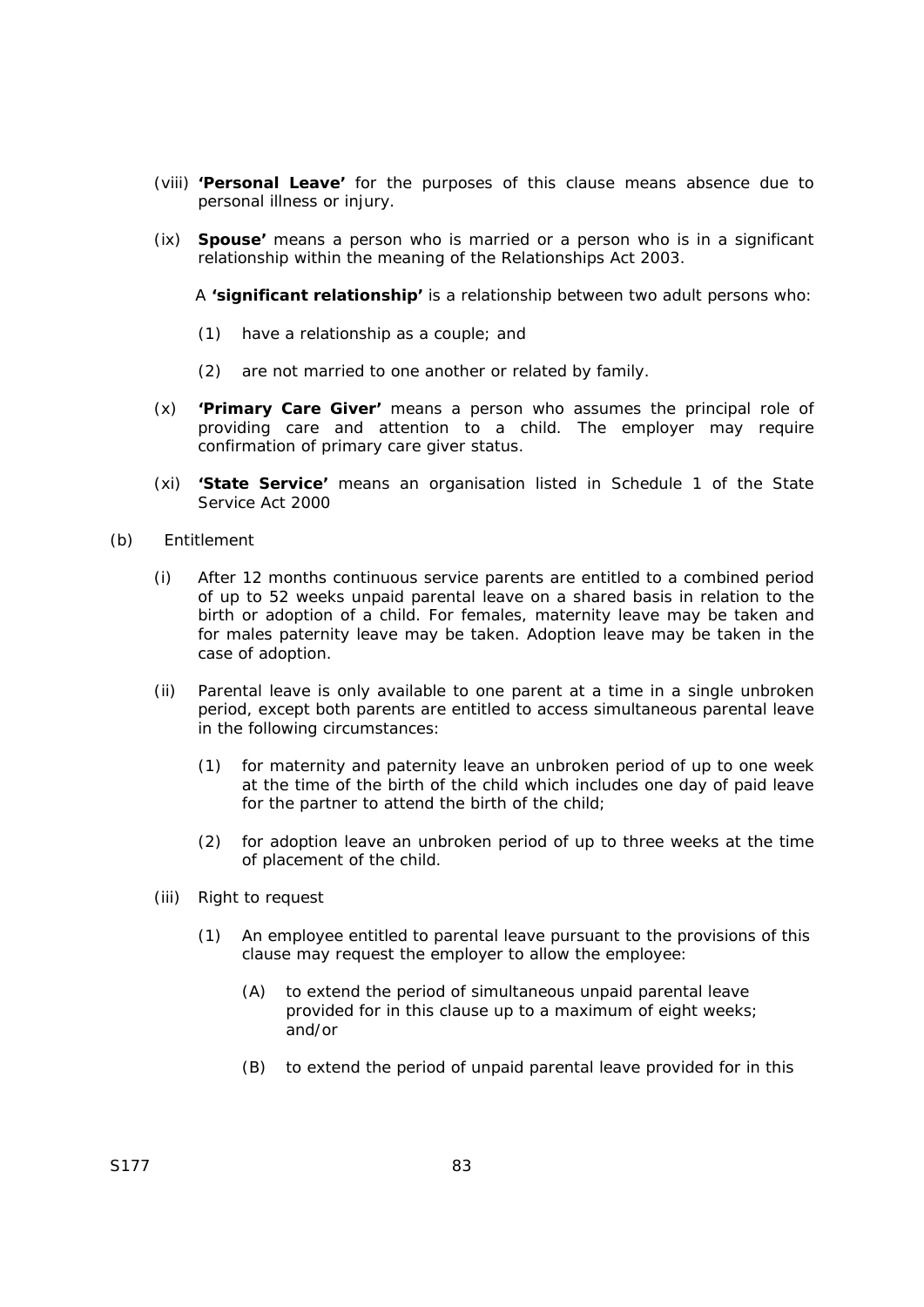(viii) **'Personal Leave'** for the purposes of this clause means absence due to personal illness or injury.

(ix) **Spouse'** means a person who is married or a person who is in a significant relationship within the meaning of the Relationships Act 2003.

A **'significant relationship'** is a relationship between two adult persons who:

(1) have a relationship as a couple; and

(2) are not married to one another or related by family.

(x) **'Primary Care Giver'** means a person who assumes the principal role of providing care and attention to a child. The employer may require confirmation of primary care giver status.

(xi) **'State Service'** means an organisation listed in Schedule 1 of the State Service Act 2000

(b) Entitlement

(i) After 12 months continuous service parents are entitled to a combined period of up to 52 weeks unpaid parental leave on a shared basis in relation to the birth or adoption of a child. For females, maternity leave may be taken and for males paternity leave may be taken. Adoption leave may be taken in the case of adoption.

(ii) Parental leave is only available to one parent at a time in a single unbroken period, except both parents are entitled to access simultaneous parental leave in the following circumstances:

(1) for maternity and paternity leave an unbroken period of up to one week at the time of the birth of the child which includes one day of paid leave for the partner to attend the birth of the child;

(2) for adoption leave an unbroken period of up to three weeks at the time of placement of the child.

(iii) Right to request

(1) An employee entitled to parental leave pursuant to the provisions of this clause may request the employer to allow the employee:

(A) to extend the period of simultaneous unpaid parental leave provided for in this clause up to a maximum of eight weeks; and/or

(B) to extend the period of unpaid parental leave provided for in this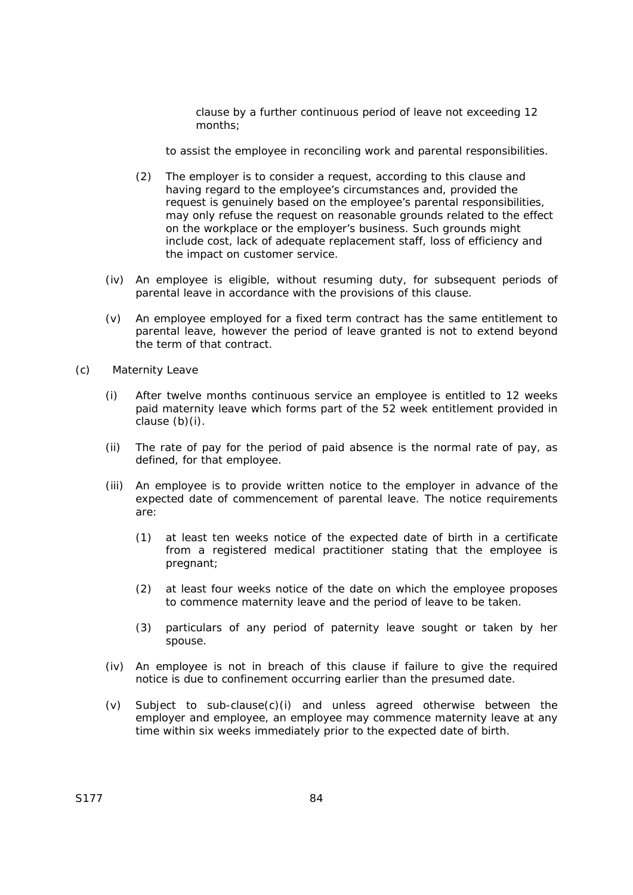clause by a further continuous period of leave not exceeding 12 months;

to assist the employee in reconciling work and parental responsibilities.

(2) The employer is to consider a request, according to this clause and having regard to the employee's circumstances and, provided the request is genuinely based on the employee's parental responsibilities, may only refuse the request on reasonable grounds related to the effect on the workplace or the employer's business. Such grounds might include cost, lack of adequate replacement staff, loss of efficiency and the impact on customer service.

(iv) An employee is eligible, without resuming duty, for subsequent periods of parental leave in accordance with the provisions of this clause.

(v) An employee employed for a fixed term contract has the same entitlement to parental leave, however the period of leave granted is not to extend beyond the term of that contract.

(c) Maternity Leave

(i) After twelve months continuous service an employee is entitled to 12 weeks paid maternity leave which forms part of the 52 week entitlement provided in clause (b)(i).

(ii) The rate of pay for the period of paid absence is the normal rate of pay, as defined, for that employee.

(iii) An employee is to provide written notice to the employer in advance of the expected date of commencement of parental leave. The notice requirements are:

(1) at least ten weeks notice of the expected date of birth in a certificate from a registered medical practitioner stating that the employee is pregnant;

(2) at least four weeks notice of the date on which the employee proposes to commence maternity leave and the period of leave to be taken.

(3) particulars of any period of paternity leave sought or taken by her spouse.

(iv) An employee is not in breach of this clause if failure to give the required notice is due to confinement occurring earlier than the presumed date.

(v) Subject to sub-clause(c)(i) and unless agreed otherwise between the employer and employee, an employee may commence maternity leave at any time within six weeks immediately prior to the expected date of birth.

S177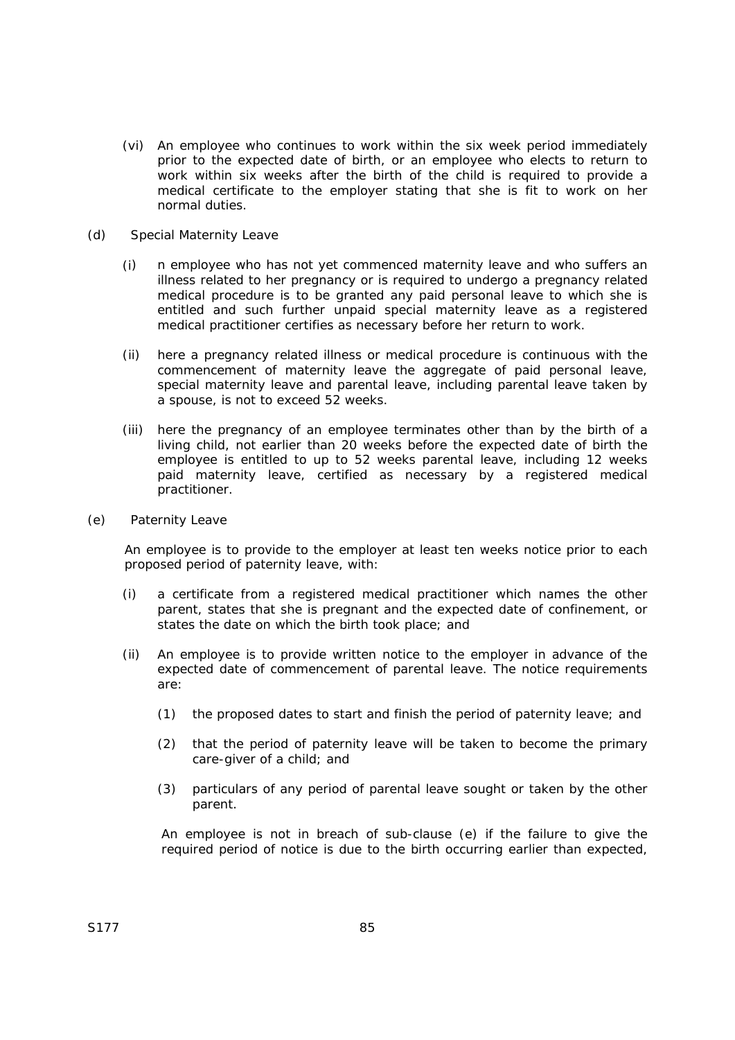(vi) An employee who continues to work within the six week period immediately prior to the expected date of birth, or an employee who elects to return to work within six weeks after the birth of the child is required to provide a medical certificate to the employer stating that she is fit to work on her normal duties.

(d) Special Maternity Leave

(i) n employee who has not yet commenced maternity leave and who suffers an illness related to her pregnancy or is required to undergo a pregnancy related medical procedure is to be granted any paid personal leave to which she is entitled and such further unpaid special maternity leave as a registered medical practitioner certifies as necessary before her return to work.

(ii) here a pregnancy related illness or medical procedure is continuous with the commencement of maternity leave the aggregate of paid personal leave, special maternity leave and parental leave, including parental leave taken by a spouse, is not to exceed 52 weeks.

(iii) here the pregnancy of an employee terminates other than by the birth of a living child, not earlier than 20 weeks before the expected date of birth the employee is entitled to up to 52 weeks parental leave, including 12 weeks paid maternity leave, certified as necessary by a registered medical practitioner.

(e) Paternity Leave

An employee is to provide to the employer at least ten weeks notice prior to each proposed period of paternity leave, with:

(i) a certificate from a registered medical practitioner which names the other parent, states that she is pregnant and the expected date of confinement, or states the date on which the birth took place; and

(ii) An employee is to provide written notice to the employer in advance of the expected date of commencement of parental leave. The notice requirements are:

(1) the proposed dates to start and finish the period of paternity leave; and

(2) that the period of paternity leave will be taken to become the primary care-giver of a child; and

(3) particulars of any period of parental leave sought or taken by the other parent.

An employee is not in breach of sub-clause (e) if the failure to give the required period of notice is due to the birth occurring earlier than expected,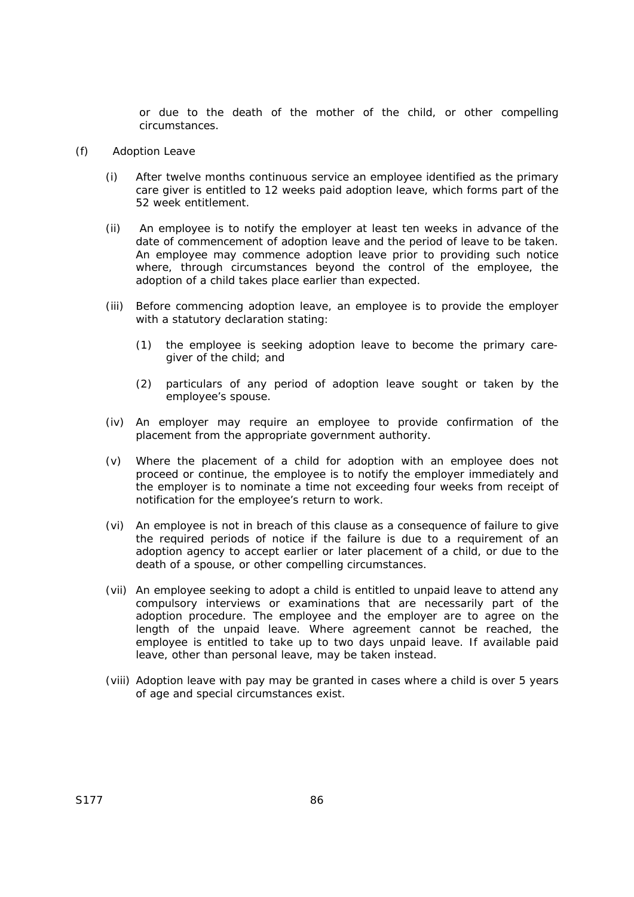or due to the death of the mother of the child, or other compelling circumstances.

(f) Adoption Leave

(i) After twelve months continuous service an employee identified as the primary care giver is entitled to 12 weeks paid adoption leave, which forms part of the 52 week entitlement.

(ii) An employee is to notify the employer at least ten weeks in advance of the date of commencement of adoption leave and the period of leave to be taken. An employee may commence adoption leave prior to providing such notice where, through circumstances beyond the control of the employee, the adoption of a child takes place earlier than expected.

(iii) Before commencing adoption leave, an employee is to provide the employer with a statutory declaration stating:

(1) the employee is seeking adoption leave to become the primary care-giver of the child; and

(2) particulars of any period of adoption leave sought or taken by the employee's spouse.

(iv) An employer may require an employee to provide confirmation of the placement from the appropriate government authority.

(v) Where the placement of a child for adoption with an employee does not proceed or continue, the employee is to notify the employer immediately and the employer is to nominate a time not exceeding four weeks from receipt of notification for the employee's return to work.

(vi) An employee is not in breach of this clause as a consequence of failure to give the required periods of notice if the failure is due to a requirement of an adoption agency to accept earlier or later placement of a child, or due to the death of a spouse, or other compelling circumstances.

(vii) An employee seeking to adopt a child is entitled to unpaid leave to attend any compulsory interviews or examinations that are necessarily part of the adoption procedure. The employee and the employer are to agree on the length of the unpaid leave. Where agreement cannot be reached, the employee is entitled to take up to two days unpaid leave. If available paid leave, other than personal leave, may be taken instead.

(viii) Adoption leave with pay may be granted in cases where a child is over 5 years of age and special circumstances exist.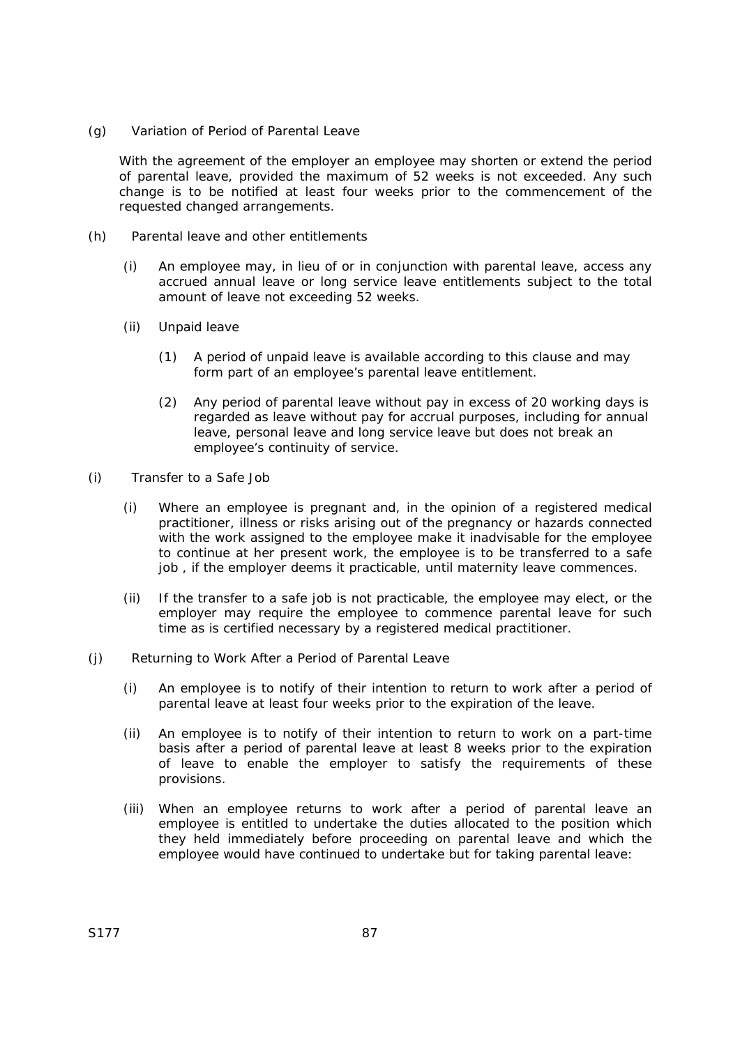(g) Variation of Period of Parental Leave

With the agreement of the employer an employee may shorten or extend the period of parental leave, provided the maximum of 52 weeks is not exceeded. Any such change is to be notified at least four weeks prior to the commencement of the requested changed arrangements.

(h) Parental leave and other entitlements

(i) An employee may, in lieu of or in conjunction with parental leave, access any accrued annual leave or long service leave entitlements subject to the total amount of leave not exceeding 52 weeks.

(ii) Unpaid leave

(1) A period of unpaid leave is available according to this clause and may form part of an employee's parental leave entitlement.

(2) Any period of parental leave without pay in excess of 20 working days is regarded as leave without pay for accrual purposes, including for annual leave, personal leave and long service leave but does not break an employee's continuity of service.

(i) Transfer to a Safe Job

(i) Where an employee is pregnant and, in the opinion of a registered medical practitioner, illness or risks arising out of the pregnancy or hazards connected with the work assigned to the employee make it inadvisable for the employee to continue at her present work, the employee is to be transferred to a safe job , if the employer deems it practicable, until maternity leave commences.

(ii) If the transfer to a safe job is not practicable, the employee may elect, or the employer may require the employee to commence parental leave for such time as is certified necessary by a registered medical practitioner.

(j) Returning to Work After a Period of Parental Leave

(i) An employee is to notify of their intention to return to work after a period of parental leave at least four weeks prior to the expiration of the leave.

(ii) An employee is to notify of their intention to return to work on a part-time basis after a period of parental leave at least 8 weeks prior to the expiration of leave to enable the employer to satisfy the requirements of these provisions.

(iii) When an employee returns to work after a period of parental leave an employee is entitled to undertake the duties allocated to the position which they held immediately before proceeding on parental leave and which the employee would have continued to undertake but for taking parental leave: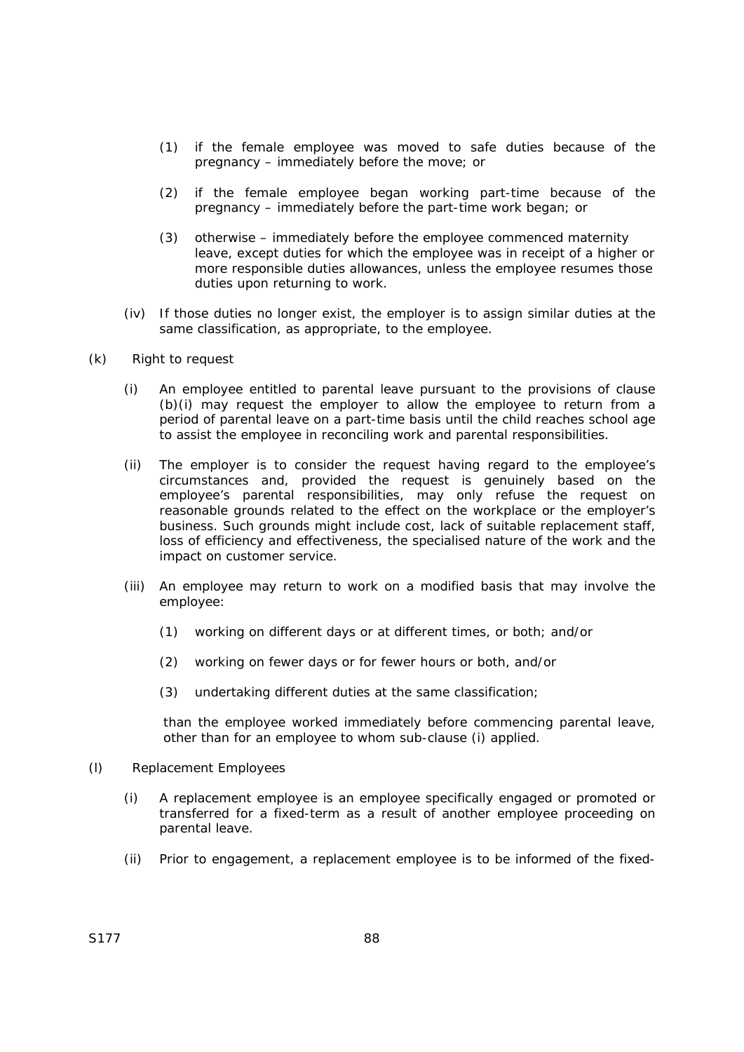(1) if the female employee was moved to safe duties because of the pregnancy – immediately before the move; or

(2) if the female employee began working part-time because of the pregnancy – immediately before the part-time work began; or

(3) otherwise – immediately before the employee commenced maternity leave, except duties for which the employee was in receipt of a higher or more responsible duties allowances, unless the employee resumes those duties upon returning to work.

(iv) If those duties no longer exist, the employer is to assign similar duties at the same classification, as appropriate, to the employee.

(k) Right to request

(i) An employee entitled to parental leave pursuant to the provisions of clause (b)(i) may request the employer to allow the employee to return from a period of parental leave on a part-time basis until the child reaches school age to assist the employee in reconciling work and parental responsibilities.

(ii) The employer is to consider the request having regard to the employee's circumstances and, provided the request is genuinely based on the employee's parental responsibilities, may only refuse the request on reasonable grounds related to the effect on the workplace or the employer's business. Such grounds might include cost, lack of suitable replacement staff, loss of efficiency and effectiveness, the specialised nature of the work and the impact on customer service.

(iii) An employee may return to work on a modified basis that may involve the employee:

(1) working on different days or at different times, or both; and/or

(2) working on fewer days or for fewer hours or both, and/or

(3) undertaking different duties at the same classification;

than the employee worked immediately before commencing parental leave, other than for an employee to whom sub-clause (i) applied.

(l) Replacement Employees

(i) A replacement employee is an employee specifically engaged or promoted or transferred for a fixed-term as a result of another employee proceeding on parental leave.

(ii) Prior to engagement, a replacement employee is to be informed of the fixed-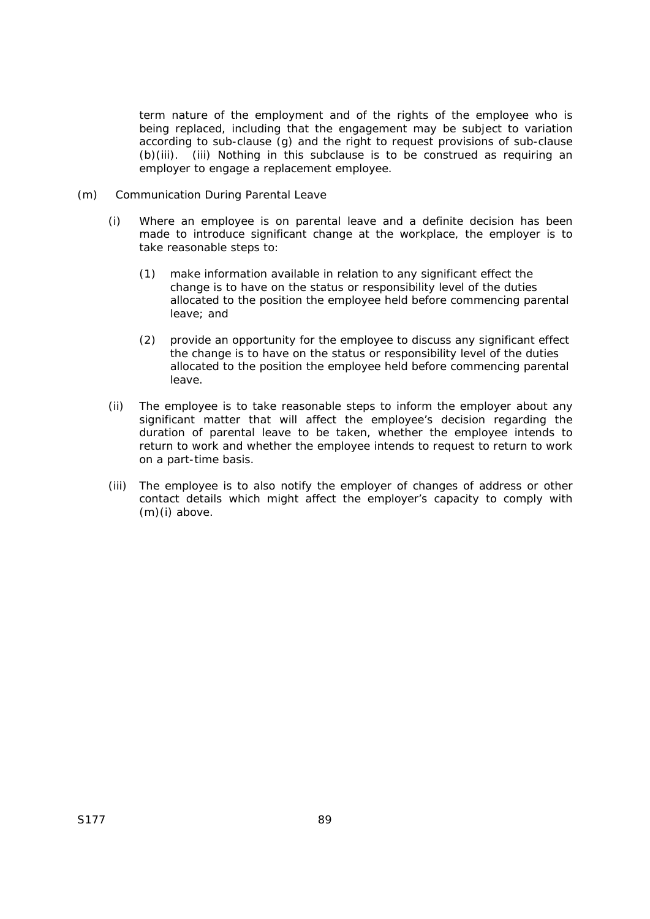term nature of the employment and of the rights of the employee who is being replaced, including that the engagement may be subject to variation according to sub-clause (g) and the right to request provisions of sub-clause (b)(iii). (iii) Nothing in this subclause is to be construed as requiring an employer to engage a replacement employee.

(m) Communication During Parental Leave

(i) Where an employee is on parental leave and a definite decision has been made to introduce significant change at the workplace, the employer is to take reasonable steps to:

(1) make information available in relation to any significant effect the change is to have on the status or responsibility level of the duties allocated to the position the employee held before commencing parental leave; and

(2) provide an opportunity for the employee to discuss any significant effect the change is to have on the status or responsibility level of the duties allocated to the position the employee held before commencing parental leave.

(ii) The employee is to take reasonable steps to inform the employer about any significant matter that will affect the employee's decision regarding the duration of parental leave to be taken, whether the employee intends to return to work and whether the employee intends to request to return to work on a part-time basis.

(iii) The employee is to also notify the employer of changes of address or other contact details which might affect the employer's capacity to comply with (m)(i) above.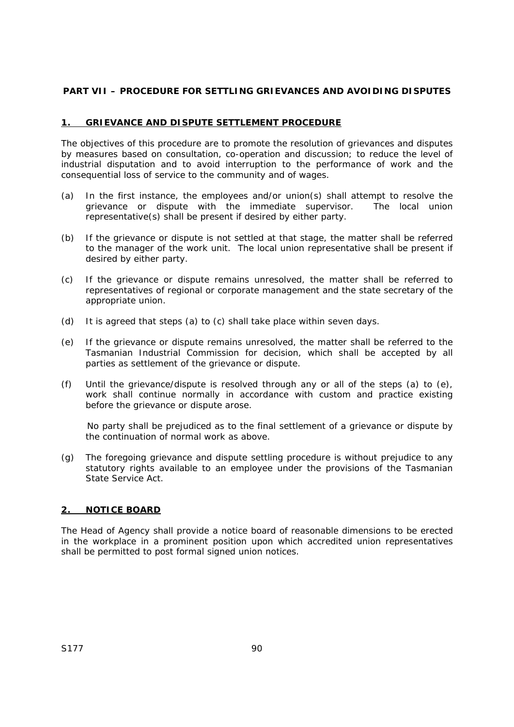## PART VII – PROCEDURE FOR SETTLING GRIEVANCES AND AVOIDING DISPUTES

### 1. GRIEVANCE AND DISPUTE SETTLEMENT PROCEDURE

The objectives of this procedure are to promote the resolution of grievances and disputes by measures based on consultation, co-operation and discussion; to reduce the level of industrial disputation and to avoid interruption to the performance of work and the consequential loss of service to the community and of wages.

(a) In the first instance, the employees and/or union(s) shall attempt to resolve the grievance or dispute with the immediate supervisor. The local union representative(s) shall be present if desired by either party.

(b) If the grievance or dispute is not settled at that stage, the matter shall be referred to the manager of the work unit. The local union representative shall be present if desired by either party.

(c) If the grievance or dispute remains unresolved, the matter shall be referred to representatives of regional or corporate management and the state secretary of the appropriate union.

(d) It is agreed that steps (a) to (c) shall take place within seven days.

(e) If the grievance or dispute remains unresolved, the matter shall be referred to the Tasmanian Industrial Commission for decision, which shall be accepted by all parties as settlement of the grievance or dispute.

(f) Until the grievance/dispute is resolved through any or all of the steps (a) to (e), work shall continue normally in accordance with custom and practice existing before the grievance or dispute arose.

No party shall be prejudiced as to the final settlement of a grievance or dispute by the continuation of normal work as above.

(g) The foregoing grievance and dispute settling procedure is without prejudice to any statutory rights available to an employee under the provisions of the Tasmanian State Service Act.

### 2. NOTICE BOARD

The Head of Agency shall provide a notice board of reasonable dimensions to be erected in the workplace in a prominent position upon which accredited union representatives shall be permitted to post formal signed union notices.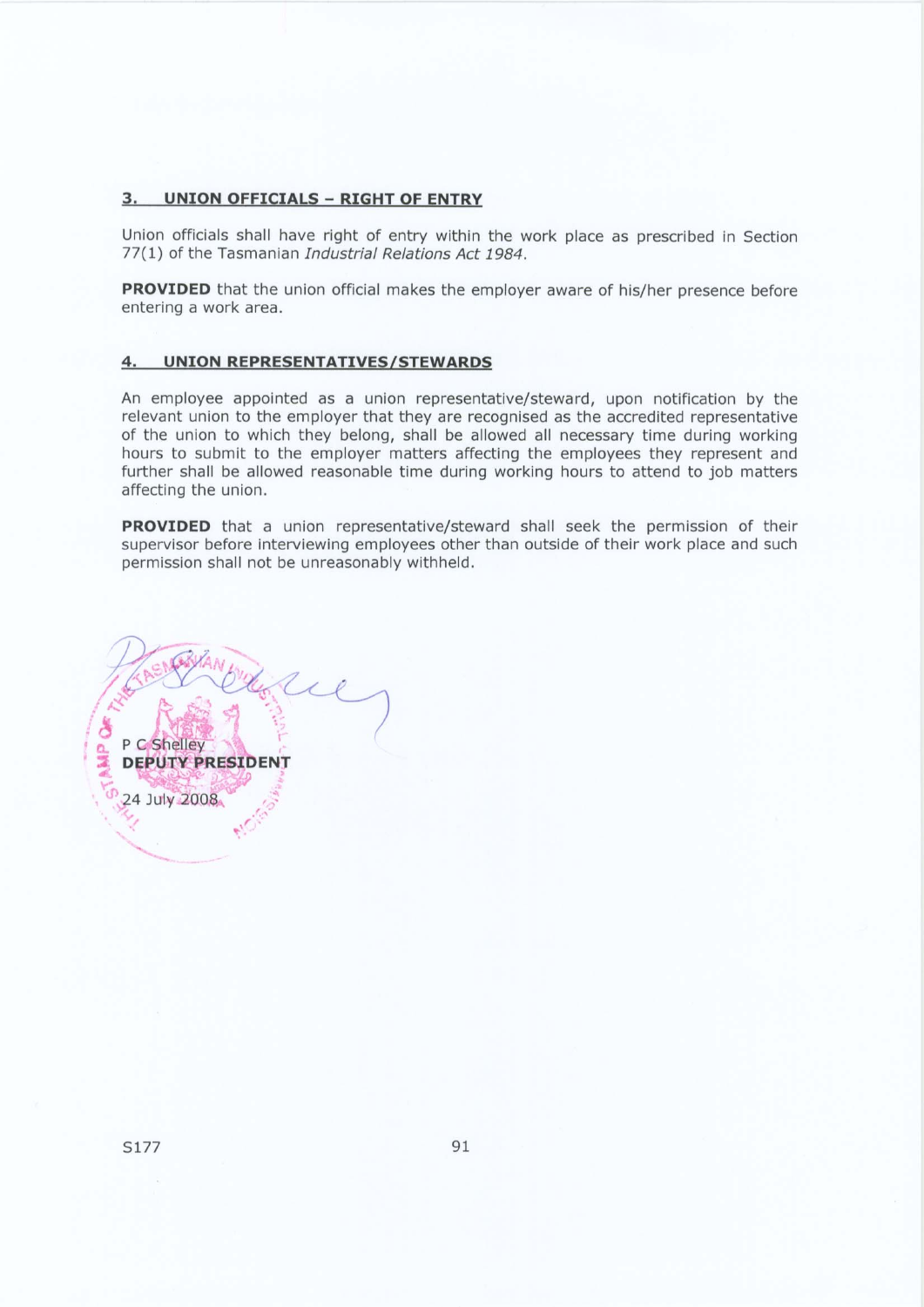### 3. UNION OFFICIALS – RIGHT OF ENTRY

Union officials shall have right of entry within the work place as prescribed in Section 77(1) of the Tasmanian *Industrial Relations Act 1984*.

**PROVIDED** that the union official makes the employer aware of his/her presence before entering a work area.

### 4. UNION REPRESENTATIVES/STEWARDS

An employee appointed as a union representative/steward, upon notification by the relevant union to the employer that they are recognised as the accredited representative of the union to which they belong, shall be allowed all necessary time during working hours to submit to the employer matters affecting the employees they represent and further shall be allowed reasonable time during working hours to attend to job matters affecting the union.

**PROVIDED** that a union representative/steward shall seek the permission of their supervisor before interviewing employees other than outside of their work place and such permission shall not be unreasonably withheld.

P C Shelley
**DEPUTY PRESIDENT**

24 July 2008

S177